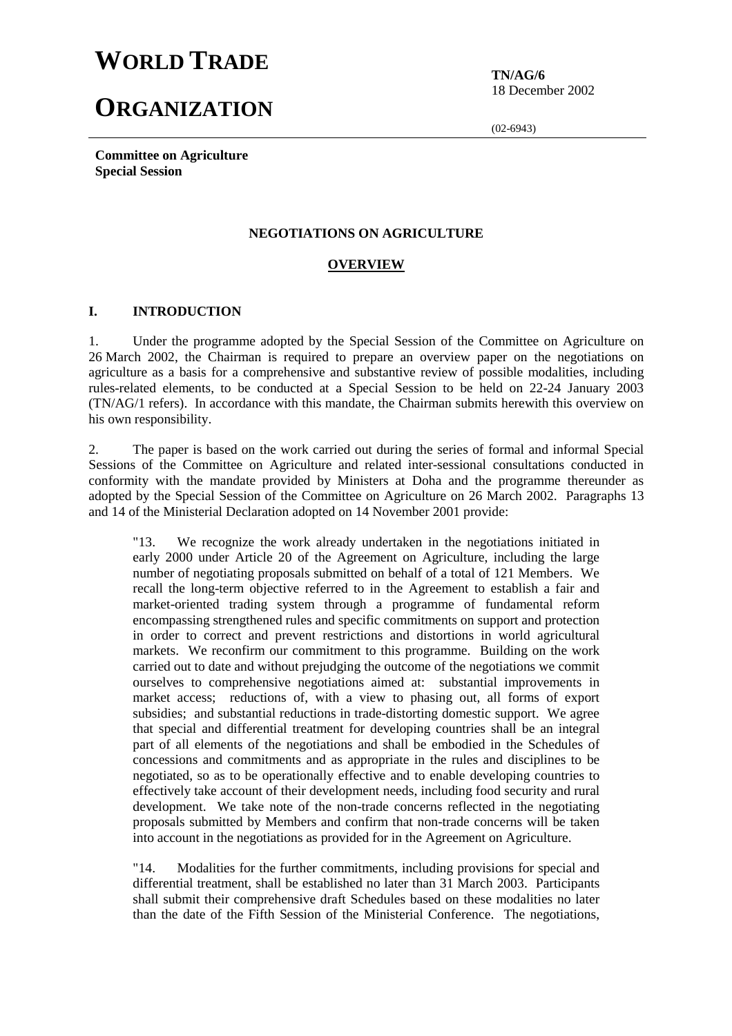# WORLD TRADE ORGANIZATION

**TN/AG/6**
18 December 2002

(02-6943)

**Committee on Agriculture**
**Special Session**

## NEGOTIATIONS ON AGRICULTURE

### OVERVIEW

## I. INTRODUCTION

1. Under the programme adopted by the Special Session of the Committee on Agriculture on 26 March 2002, the Chairman is required to prepare an overview paper on the negotiations on agriculture as a basis for a comprehensive and substantive review of possible modalities, including rules-related elements, to be conducted at a Special Session to be held on 22-24 January 2003 (TN/AG/1 refers). In accordance with this mandate, the Chairman submits herewith this overview on his own responsibility.

2. The paper is based on the work carried out during the series of formal and informal Special Sessions of the Committee on Agriculture and related inter-sessional consultations conducted in conformity with the mandate provided by Ministers at Doha and the programme thereunder as adopted by the Special Session of the Committee on Agriculture on 26 March 2002. Paragraphs 13 and 14 of the Ministerial Declaration adopted on 14 November 2001 provide:

> "13. We recognize the work already undertaken in the negotiations initiated in early 2000 under Article 20 of the Agreement on Agriculture, including the large number of negotiating proposals submitted on behalf of a total of 121 Members. We recall the long-term objective referred to in the Agreement to establish a fair and market-oriented trading system through a programme of fundamental reform encompassing strengthened rules and specific commitments on support and protection in order to correct and prevent restrictions and distortions in world agricultural markets. We reconfirm our commitment to this programme. Building on the work carried out to date and without prejudging the outcome of the negotiations we commit ourselves to comprehensive negotiations aimed at: substantial improvements in market access; reductions of, with a view to phasing out, all forms of export subsidies; and substantial reductions in trade-distorting domestic support. We agree that special and differential treatment for developing countries shall be an integral part of all elements of the negotiations and shall be embodied in the Schedules of concessions and commitments and as appropriate in the rules and disciplines to be negotiated, so as to be operationally effective and to enable developing countries to effectively take account of their development needs, including food security and rural development. We take note of the non-trade concerns reflected in the negotiating proposals submitted by Members and confirm that non-trade concerns will be taken into account in the negotiations as provided for in the Agreement on Agriculture.
>
> "14. Modalities for the further commitments, including provisions for special and differential treatment, shall be established no later than 31 March 2003. Participants shall submit their comprehensive draft Schedules based on these modalities no later than the date of the Fifth Session of the Ministerial Conference. The negotiations,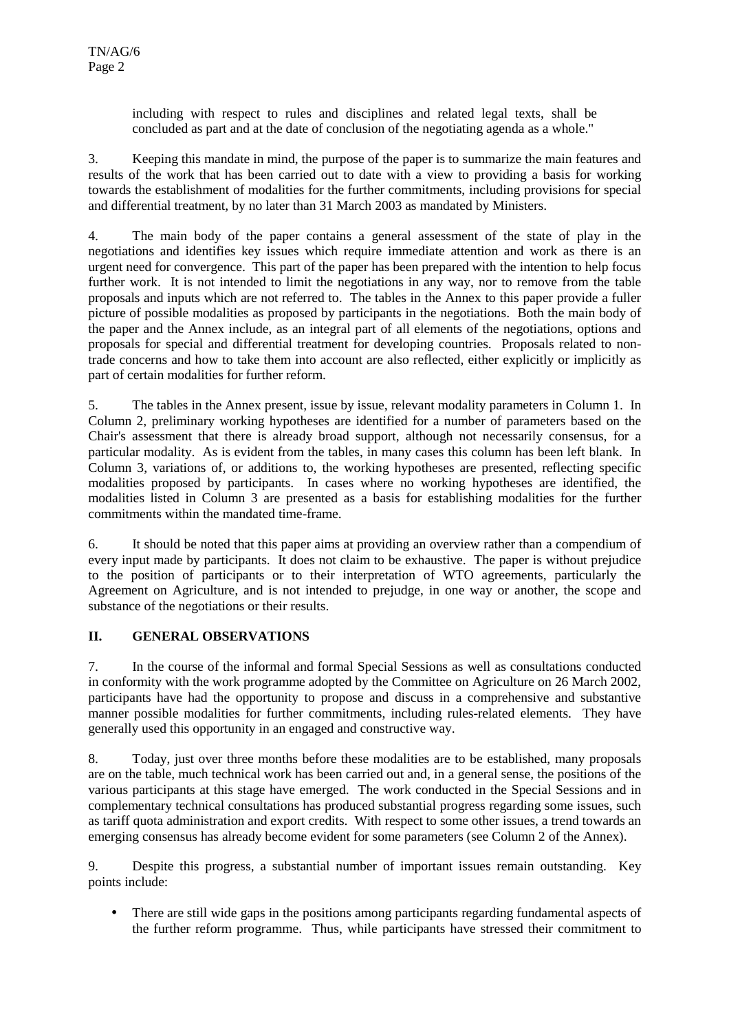including with respect to rules and disciplines and related legal texts, shall be concluded as part and at the date of conclusion of the negotiating agenda as a whole."

3. Keeping this mandate in mind, the purpose of the paper is to summarize the main features and results of the work that has been carried out to date with a view to providing a basis for working towards the establishment of modalities for the further commitments, including provisions for special and differential treatment, by no later than 31 March 2003 as mandated by Ministers.

4. The main body of the paper contains a general assessment of the state of play in the negotiations and identifies key issues which require immediate attention and work as there is an urgent need for convergence. This part of the paper has been prepared with the intention to help focus further work. It is not intended to limit the negotiations in any way, nor to remove from the table proposals and inputs which are not referred to. The tables in the Annex to this paper provide a fuller picture of possible modalities as proposed by participants in the negotiations. Both the main body of the paper and the Annex include, as an integral part of all elements of the negotiations, options and proposals for special and differential treatment for developing countries. Proposals related to non-trade concerns and how to take them into account are also reflected, either explicitly or implicitly as part of certain modalities for further reform.

5. The tables in the Annex present, issue by issue, relevant modality parameters in Column 1. In Column 2, preliminary working hypotheses are identified for a number of parameters based on the Chair's assessment that there is already broad support, although not necessarily consensus, for a particular modality. As is evident from the tables, in many cases this column has been left blank. In Column 3, variations of, or additions to, the working hypotheses are presented, reflecting specific modalities proposed by participants. In cases where no working hypotheses are identified, the modalities listed in Column 3 are presented as a basis for establishing modalities for the further commitments within the mandated time-frame.

6. It should be noted that this paper aims at providing an overview rather than a compendium of every input made by participants. It does not claim to be exhaustive. The paper is without prejudice to the position of participants or to their interpretation of WTO agreements, particularly the Agreement on Agriculture, and is not intended to prejudge, in one way or another, the scope and substance of the negotiations or their results.

## II. GENERAL OBSERVATIONS

7. In the course of the informal and formal Special Sessions as well as consultations conducted in conformity with the work programme adopted by the Committee on Agriculture on 26 March 2002, participants have had the opportunity to propose and discuss in a comprehensive and substantive manner possible modalities for further commitments, including rules-related elements. They have generally used this opportunity in an engaged and constructive way.

8. Today, just over three months before these modalities are to be established, many proposals are on the table, much technical work has been carried out and, in a general sense, the positions of the various participants at this stage have emerged. The work conducted in the Special Sessions and in complementary technical consultations has produced substantial progress regarding some issues, such as tariff quota administration and export credits. With respect to some other issues, a trend towards an emerging consensus has already become evident for some parameters (see Column 2 of the Annex).

9. Despite this progress, a substantial number of important issues remain outstanding. Key points include:

- There are still wide gaps in the positions among participants regarding fundamental aspects of the further reform programme. Thus, while participants have stressed their commitment to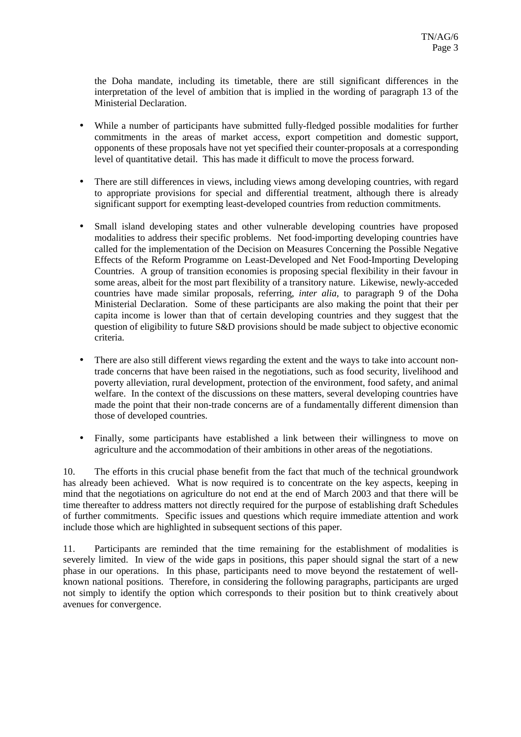the Doha mandate, including its timetable, there are still significant differences in the interpretation of the level of ambition that is implied in the wording of paragraph 13 of the Ministerial Declaration.

- While a number of participants have submitted fully-fledged possible modalities for further commitments in the areas of market access, export competition and domestic support, opponents of these proposals have not yet specified their counter-proposals at a corresponding level of quantitative detail. This has made it difficult to move the process forward.

- There are still differences in views, including views among developing countries, with regard to appropriate provisions for special and differential treatment, although there is already significant support for exempting least-developed countries from reduction commitments.

- Small island developing states and other vulnerable developing countries have proposed modalities to address their specific problems. Net food-importing developing countries have called for the implementation of the Decision on Measures Concerning the Possible Negative Effects of the Reform Programme on Least-Developed and Net Food-Importing Developing Countries. A group of transition economies is proposing special flexibility in their favour in some areas, albeit for the most part flexibility of a transitory nature. Likewise, newly-acceded countries have made similar proposals, referring, *inter alia*, to paragraph 9 of the Doha Ministerial Declaration. Some of these participants are also making the point that their per capita income is lower than that of certain developing countries and they suggest that the question of eligibility to future S&D provisions should be made subject to objective economic criteria.

- There are also still different views regarding the extent and the ways to take into account non-trade concerns that have been raised in the negotiations, such as food security, livelihood and poverty alleviation, rural development, protection of the environment, food safety, and animal welfare. In the context of the discussions on these matters, several developing countries have made the point that their non-trade concerns are of a fundamentally different dimension than those of developed countries.

- Finally, some participants have established a link between their willingness to move on agriculture and the accommodation of their ambitions in other areas of the negotiations.

10. The efforts in this crucial phase benefit from the fact that much of the technical groundwork has already been achieved. What is now required is to concentrate on the key aspects, keeping in mind that the negotiations on agriculture do not end at the end of March 2003 and that there will be time thereafter to address matters not directly required for the purpose of establishing draft Schedules of further commitments. Specific issues and questions which require immediate attention and work include those which are highlighted in subsequent sections of this paper.

11. Participants are reminded that the time remaining for the establishment of modalities is severely limited. In view of the wide gaps in positions, this paper should signal the start of a new phase in our operations. In this phase, participants need to move beyond the restatement of well-known national positions. Therefore, in considering the following paragraphs, participants are urged not simply to identify the option which corresponds to their position but to think creatively about avenues for convergence.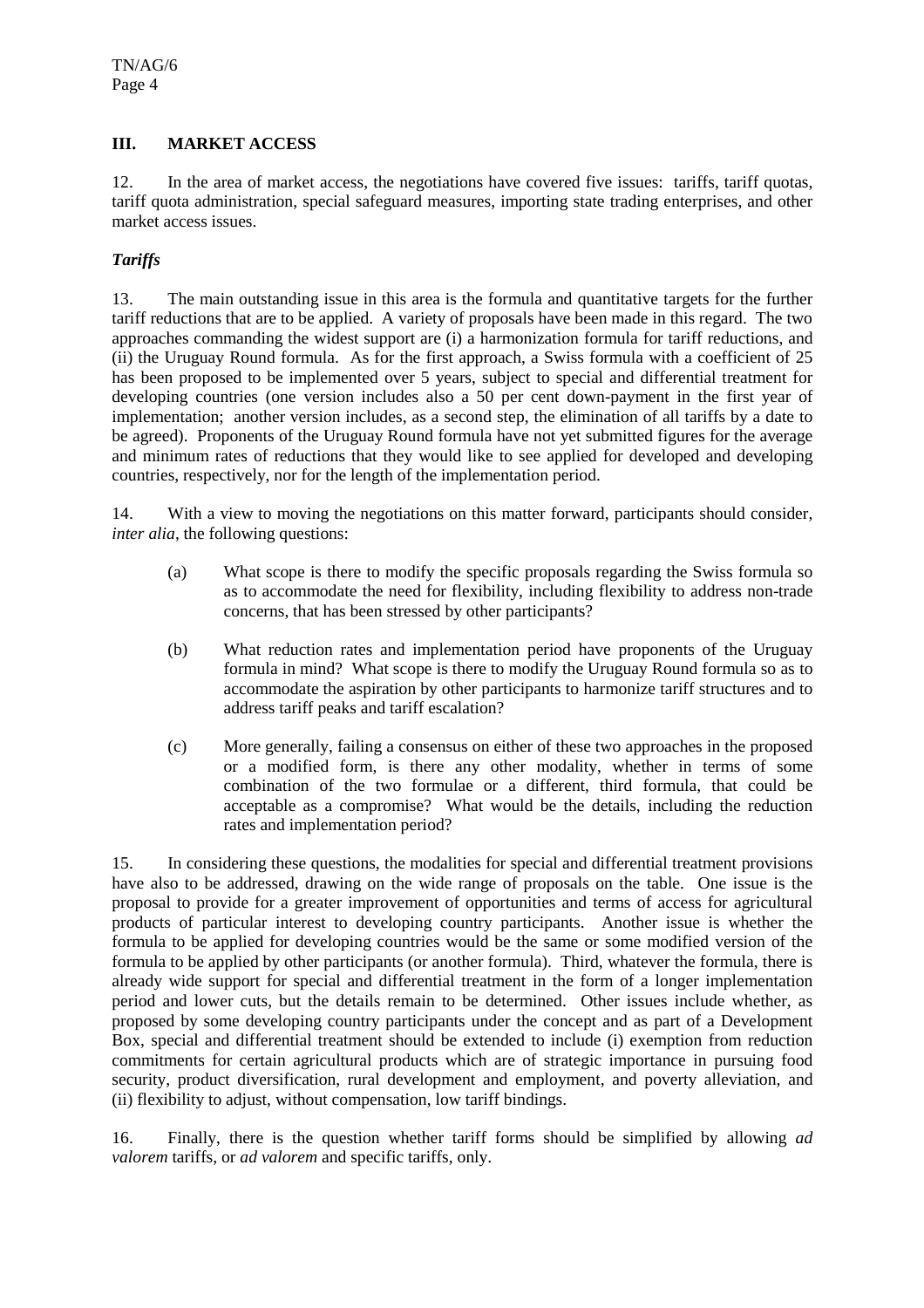## III. MARKET ACCESS

12. In the area of market access, the negotiations have covered five issues: tariffs, tariff quotas, tariff quota administration, special safeguard measures, importing state trading enterprises, and other market access issues.

### *Tariffs*

13. The main outstanding issue in this area is the formula and quantitative targets for the further tariff reductions that are to be applied. A variety of proposals have been made in this regard. The two approaches commanding the widest support are (i) a harmonization formula for tariff reductions, and (ii) the Uruguay Round formula. As for the first approach, a Swiss formula with a coefficient of 25 has been proposed to be implemented over 5 years, subject to special and differential treatment for developing countries (one version includes also a 50 per cent down-payment in the first year of implementation; another version includes, as a second step, the elimination of all tariffs by a date to be agreed). Proponents of the Uruguay Round formula have not yet submitted figures for the average and minimum rates of reductions that they would like to see applied for developed and developing countries, respectively, nor for the length of the implementation period.

14. With a view to moving the negotiations on this matter forward, participants should consider, *inter alia*, the following questions:

(a) What scope is there to modify the specific proposals regarding the Swiss formula so as to accommodate the need for flexibility, including flexibility to address non-trade concerns, that has been stressed by other participants?

(b) What reduction rates and implementation period have proponents of the Uruguay formula in mind? What scope is there to modify the Uruguay Round formula so as to accommodate the aspiration by other participants to harmonize tariff structures and to address tariff peaks and tariff escalation?

(c) More generally, failing a consensus on either of these two approaches in the proposed or a modified form, is there any other modality, whether in terms of some combination of the two formulae or a different, third formula, that could be acceptable as a compromise? What would be the details, including the reduction rates and implementation period?

15. In considering these questions, the modalities for special and differential treatment provisions have also to be addressed, drawing on the wide range of proposals on the table. One issue is the proposal to provide for a greater improvement of opportunities and terms of access for agricultural products of particular interest to developing country participants. Another issue is whether the formula to be applied for developing countries would be the same or some modified version of the formula to be applied by other participants (or another formula). Third, whatever the formula, there is already wide support for special and differential treatment in the form of a longer implementation period and lower cuts, but the details remain to be determined. Other issues include whether, as proposed by some developing country participants under the concept and as part of a Development Box, special and differential treatment should be extended to include (i) exemption from reduction commitments for certain agricultural products which are of strategic importance in pursuing food security, product diversification, rural development and employment, and poverty alleviation, and (ii) flexibility to adjust, without compensation, low tariff bindings.

16. Finally, there is the question whether tariff forms should be simplified by allowing *ad valorem* tariffs, or *ad valorem* and specific tariffs, only.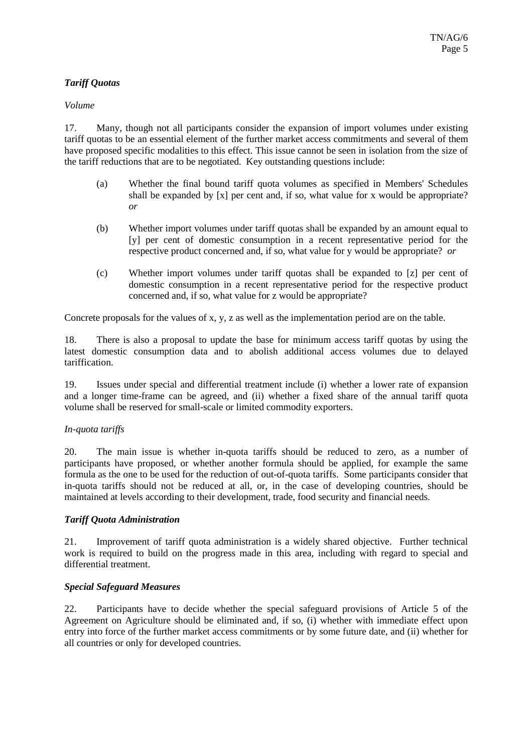### *Tariff Quotas*

*Volume*

17. Many, though not all participants consider the expansion of import volumes under existing tariff quotas to be an essential element of the further market access commitments and several of them have proposed specific modalities to this effect. This issue cannot be seen in isolation from the size of the tariff reductions that are to be negotiated. Key outstanding questions include:

(a) Whether the final bound tariff quota volumes as specified in Members' Schedules shall be expanded by [x] per cent and, if so, what value for x would be appropriate? *or*

(b) Whether import volumes under tariff quotas shall be expanded by an amount equal to [y] per cent of domestic consumption in a recent representative period for the respective product concerned and, if so, what value for y would be appropriate? *or*

(c) Whether import volumes under tariff quotas shall be expanded to [z] per cent of domestic consumption in a recent representative period for the respective product concerned and, if so, what value for z would be appropriate?

Concrete proposals for the values of x, y, z as well as the implementation period are on the table.

18. There is also a proposal to update the base for minimum access tariff quotas by using the latest domestic consumption data and to abolish additional access volumes due to delayed tariffication.

19. Issues under special and differential treatment include (i) whether a lower rate of expansion and a longer time-frame can be agreed, and (ii) whether a fixed share of the annual tariff quota volume shall be reserved for small-scale or limited commodity exporters.

*In-quota tariffs*

20. The main issue is whether in-quota tariffs should be reduced to zero, as a number of participants have proposed, or whether another formula should be applied, for example the same formula as the one to be used for the reduction of out-of-quota tariffs. Some participants consider that in-quota tariffs should not be reduced at all, or, in the case of developing countries, should be maintained at levels according to their development, trade, food security and financial needs.

### *Tariff Quota Administration*

21. Improvement of tariff quota administration is a widely shared objective. Further technical work is required to build on the progress made in this area, including with regard to special and differential treatment.

### *Special Safeguard Measures*

22. Participants have to decide whether the special safeguard provisions of Article 5 of the Agreement on Agriculture should be eliminated and, if so, (i) whether with immediate effect upon entry into force of the further market access commitments or by some future date, and (ii) whether for all countries or only for developed countries.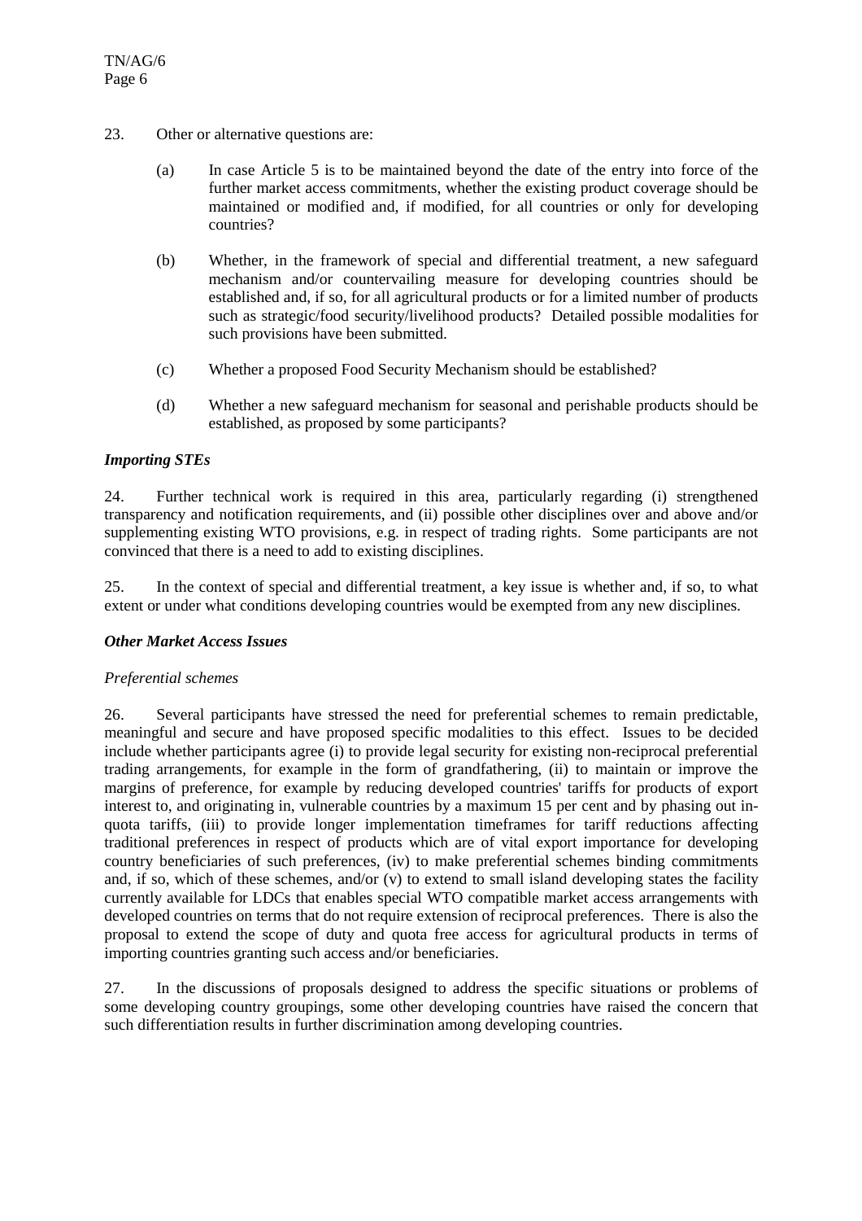23. Other or alternative questions are:

(a) In case Article 5 is to be maintained beyond the date of the entry into force of the further market access commitments, whether the existing product coverage should be maintained or modified and, if modified, for all countries or only for developing countries?

(b) Whether, in the framework of special and differential treatment, a new safeguard mechanism and/or countervailing measure for developing countries should be established and, if so, for all agricultural products or for a limited number of products such as strategic/food security/livelihood products? Detailed possible modalities for such provisions have been submitted.

(c) Whether a proposed Food Security Mechanism should be established?

(d) Whether a new safeguard mechanism for seasonal and perishable products should be established, as proposed by some participants?

### *Importing STEs*

24. Further technical work is required in this area, particularly regarding (i) strengthened transparency and notification requirements, and (ii) possible other disciplines over and above and/or supplementing existing WTO provisions, e.g. in respect of trading rights. Some participants are not convinced that there is a need to add to existing disciplines.

25. In the context of special and differential treatment, a key issue is whether and, if so, to what extent or under what conditions developing countries would be exempted from any new disciplines.

### *Other Market Access Issues*

#### *Preferential schemes*

26. Several participants have stressed the need for preferential schemes to remain predictable, meaningful and secure and have proposed specific modalities to this effect. Issues to be decided include whether participants agree (i) to provide legal security for existing non-reciprocal preferential trading arrangements, for example in the form of grandfathering, (ii) to maintain or improve the margins of preference, for example by reducing developed countries' tariffs for products of export interest to, and originating in, vulnerable countries by a maximum 15 per cent and by phasing out in-quota tariffs, (iii) to provide longer implementation timeframes for tariff reductions affecting traditional preferences in respect of products which are of vital export importance for developing country beneficiaries of such preferences, (iv) to make preferential schemes binding commitments and, if so, which of these schemes, and/or (v) to extend to small island developing states the facility currently available for LDCs that enables special WTO compatible market access arrangements with developed countries on terms that do not require extension of reciprocal preferences. There is also the proposal to extend the scope of duty and quota free access for agricultural products in terms of importing countries granting such access and/or beneficiaries.

27. In the discussions of proposals designed to address the specific situations or problems of some developing country groupings, some other developing countries have raised the concern that such differentiation results in further discrimination among developing countries.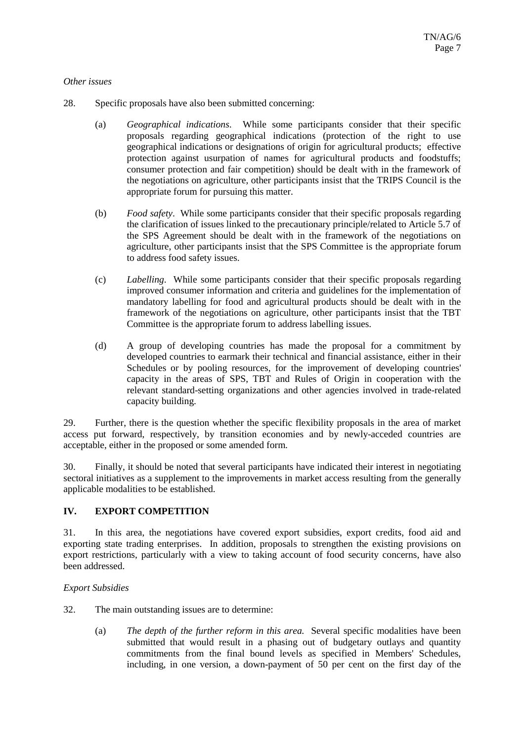*Other issues*

28. Specific proposals have also been submitted concerning:

(a) *Geographical indications*. While some participants consider that their specific proposals regarding geographical indications (protection of the right to use geographical indications or designations of origin for agricultural products; effective protection against usurpation of names for agricultural products and foodstuffs; consumer protection and fair competition) should be dealt with in the framework of the negotiations on agriculture, other participants insist that the TRIPS Council is the appropriate forum for pursuing this matter.

(b) *Food safety*. While some participants consider that their specific proposals regarding the clarification of issues linked to the precautionary principle/related to Article 5.7 of the SPS Agreement should be dealt with in the framework of the negotiations on agriculture, other participants insist that the SPS Committee is the appropriate forum to address food safety issues.

(c) *Labelling*. While some participants consider that their specific proposals regarding improved consumer information and criteria and guidelines for the implementation of mandatory labelling for food and agricultural products should be dealt with in the framework of the negotiations on agriculture, other participants insist that the TBT Committee is the appropriate forum to address labelling issues.

(d) A group of developing countries has made the proposal for a commitment by developed countries to earmark their technical and financial assistance, either in their Schedules or by pooling resources, for the improvement of developing countries' capacity in the areas of SPS, TBT and Rules of Origin in cooperation with the relevant standard-setting organizations and other agencies involved in trade-related capacity building.

29. Further, there is the question whether the specific flexibility proposals in the area of market access put forward, respectively, by transition economies and by newly-acceded countries are acceptable, either in the proposed or some amended form.

30. Finally, it should be noted that several participants have indicated their interest in negotiating sectoral initiatives as a supplement to the improvements in market access resulting from the generally applicable modalities to be established.

## IV. EXPORT COMPETITION

31. In this area, the negotiations have covered export subsidies, export credits, food aid and exporting state trading enterprises. In addition, proposals to strengthen the existing provisions on export restrictions, particularly with a view to taking account of food security concerns, have also been addressed.

*Export Subsidies*

32. The main outstanding issues are to determine:

(a) *The depth of the further reform in this area.* Several specific modalities have been submitted that would result in a phasing out of budgetary outlays and quantity commitments from the final bound levels as specified in Members' Schedules, including, in one version, a down-payment of 50 per cent on the first day of the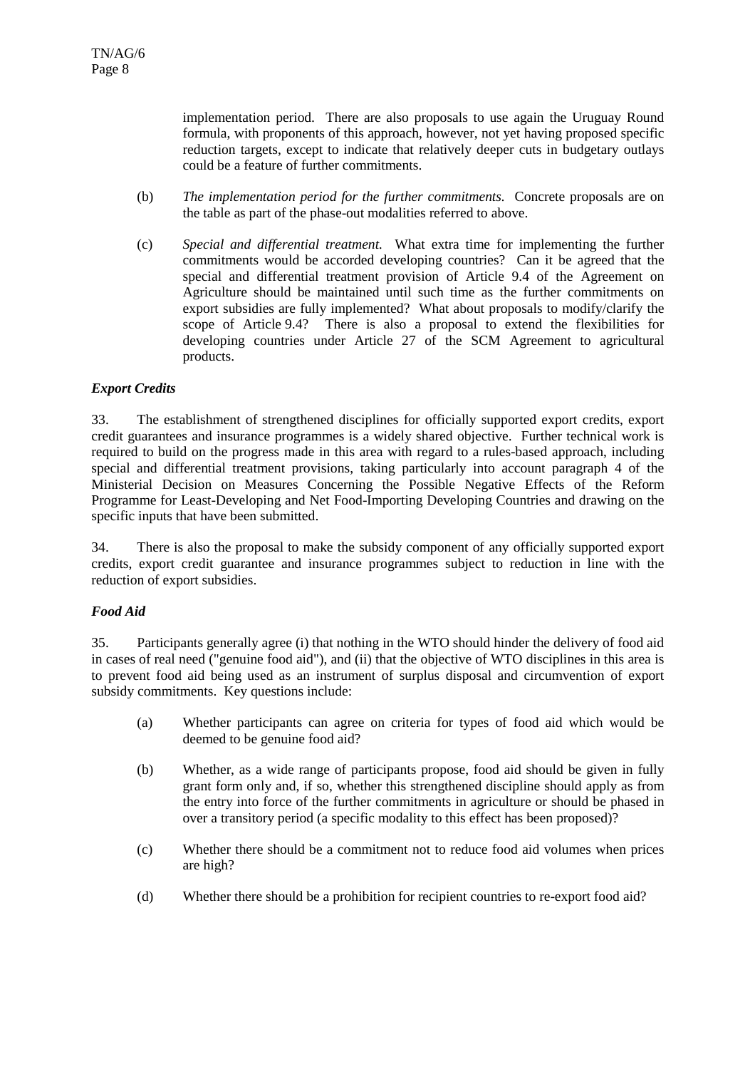implementation period. There are also proposals to use again the Uruguay Round formula, with proponents of this approach, however, not yet having proposed specific reduction targets, except to indicate that relatively deeper cuts in budgetary outlays could be a feature of further commitments.

(b) *The implementation period for the further commitments.* Concrete proposals are on the table as part of the phase-out modalities referred to above.

(c) *Special and differential treatment.* What extra time for implementing the further commitments would be accorded developing countries? Can it be agreed that the special and differential treatment provision of Article 9.4 of the Agreement on Agriculture should be maintained until such time as the further commitments on export subsidies are fully implemented? What about proposals to modify/clarify the scope of Article 9.4? There is also a proposal to extend the flexibilities for developing countries under Article 27 of the SCM Agreement to agricultural products.

***Export Credits***

33. The establishment of strengthened disciplines for officially supported export credits, export credit guarantees and insurance programmes is a widely shared objective. Further technical work is required to build on the progress made in this area with regard to a rules-based approach, including special and differential treatment provisions, taking particularly into account paragraph 4 of the Ministerial Decision on Measures Concerning the Possible Negative Effects of the Reform Programme for Least-Developing and Net Food-Importing Developing Countries and drawing on the specific inputs that have been submitted.

34. There is also the proposal to make the subsidy component of any officially supported export credits, export credit guarantee and insurance programmes subject to reduction in line with the reduction of export subsidies.

***Food Aid***

35. Participants generally agree (i) that nothing in the WTO should hinder the delivery of food aid in cases of real need ("genuine food aid"), and (ii) that the objective of WTO disciplines in this area is to prevent food aid being used as an instrument of surplus disposal and circumvention of export subsidy commitments. Key questions include:

(a) Whether participants can agree on criteria for types of food aid which would be deemed to be genuine food aid?

(b) Whether, as a wide range of participants propose, food aid should be given in fully grant form only and, if so, whether this strengthened discipline should apply as from the entry into force of the further commitments in agriculture or should be phased in over a transitory period (a specific modality to this effect has been proposed)?

(c) Whether there should be a commitment not to reduce food aid volumes when prices are high?

(d) Whether there should be a prohibition for recipient countries to re-export food aid?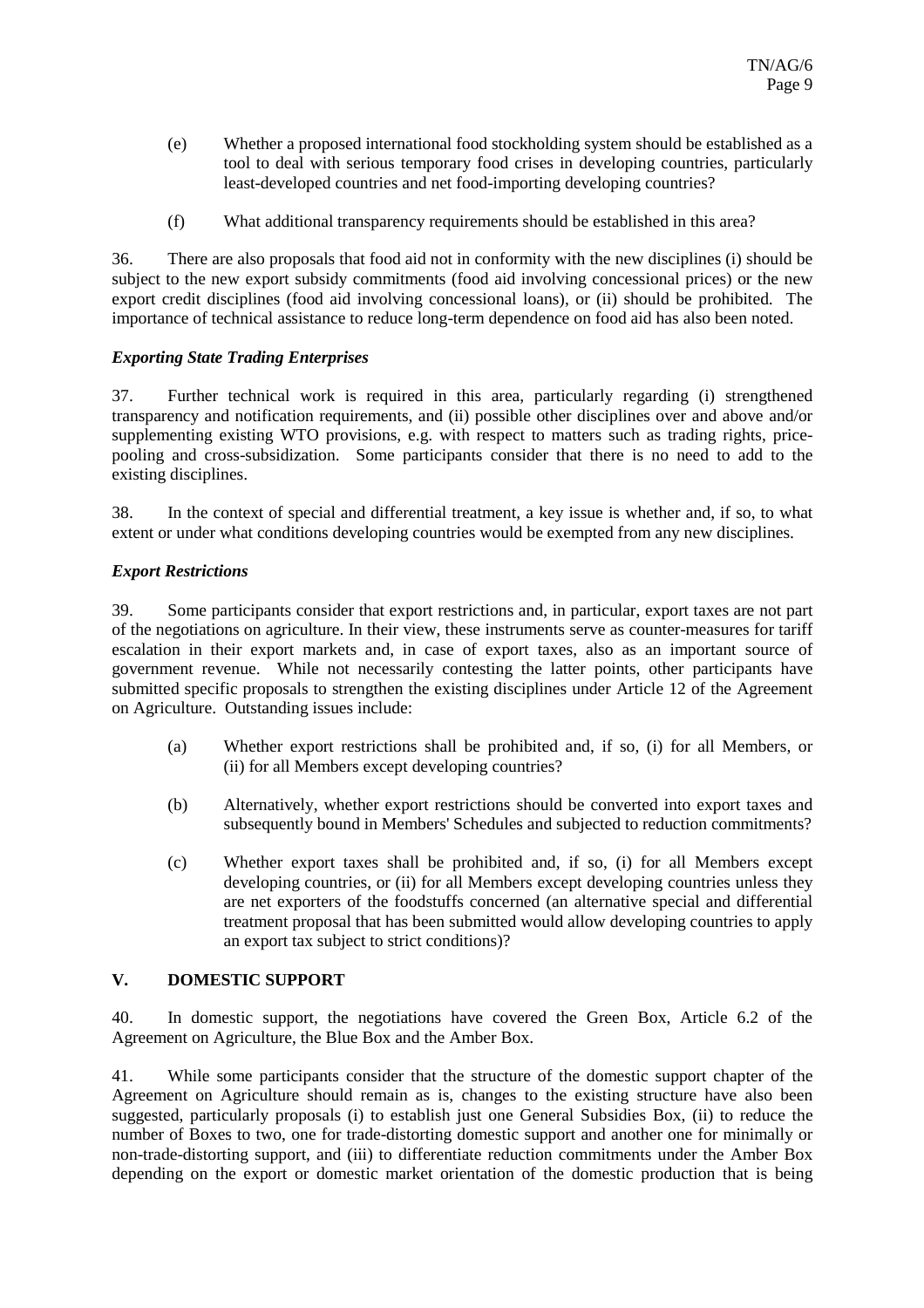(e) Whether a proposed international food stockholding system should be established as a tool to deal with serious temporary food crises in developing countries, particularly least-developed countries and net food-importing developing countries?

(f) What additional transparency requirements should be established in this area?

36. There are also proposals that food aid not in conformity with the new disciplines (i) should be subject to the new export subsidy commitments (food aid involving concessional prices) or the new export credit disciplines (food aid involving concessional loans), or (ii) should be prohibited. The importance of technical assistance to reduce long-term dependence on food aid has also been noted.

***Exporting State Trading Enterprises***

37. Further technical work is required in this area, particularly regarding (i) strengthened transparency and notification requirements, and (ii) possible other disciplines over and above and/or supplementing existing WTO provisions, e.g. with respect to matters such as trading rights, price-pooling and cross-subsidization. Some participants consider that there is no need to add to the existing disciplines.

38. In the context of special and differential treatment, a key issue is whether and, if so, to what extent or under what conditions developing countries would be exempted from any new disciplines.

***Export Restrictions***

39. Some participants consider that export restrictions and, in particular, export taxes are not part of the negotiations on agriculture. In their view, these instruments serve as counter-measures for tariff escalation in their export markets and, in case of export taxes, also as an important source of government revenue. While not necessarily contesting the latter points, other participants have submitted specific proposals to strengthen the existing disciplines under Article 12 of the Agreement on Agriculture. Outstanding issues include:

(a) Whether export restrictions shall be prohibited and, if so, (i) for all Members, or (ii) for all Members except developing countries?

(b) Alternatively, whether export restrictions should be converted into export taxes and subsequently bound in Members' Schedules and subjected to reduction commitments?

(c) Whether export taxes shall be prohibited and, if so, (i) for all Members except developing countries, or (ii) for all Members except developing countries unless they are net exporters of the foodstuffs concerned (an alternative special and differential treatment proposal that has been submitted would allow developing countries to apply an export tax subject to strict conditions)?

## V. DOMESTIC SUPPORT

40. In domestic support, the negotiations have covered the Green Box, Article 6.2 of the Agreement on Agriculture, the Blue Box and the Amber Box.

41. While some participants consider that the structure of the domestic support chapter of the Agreement on Agriculture should remain as is, changes to the existing structure have also been suggested, particularly proposals (i) to establish just one General Subsidies Box, (ii) to reduce the number of Boxes to two, one for trade-distorting domestic support and another one for minimally or non-trade-distorting support, and (iii) to differentiate reduction commitments under the Amber Box depending on the export or domestic market orientation of the domestic production that is being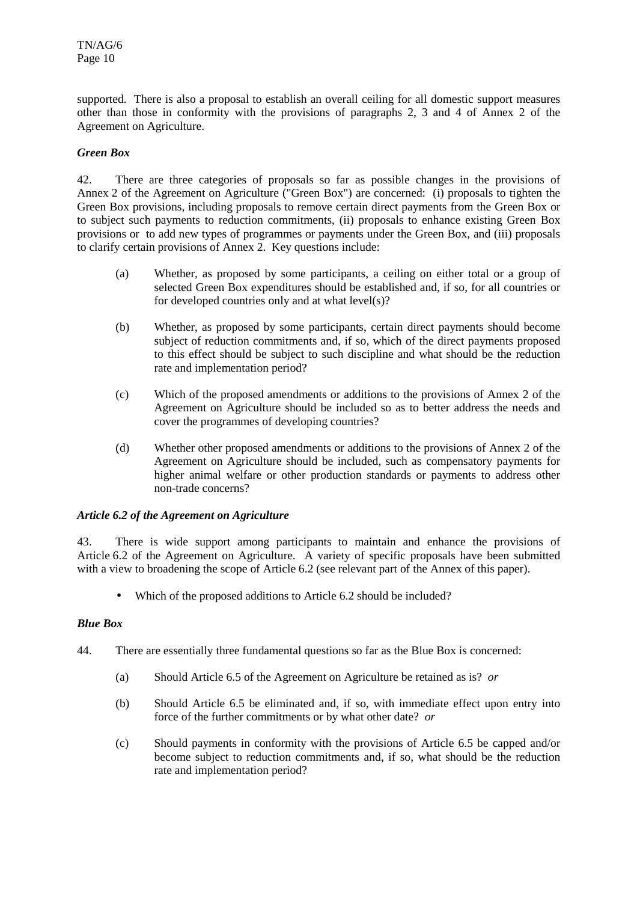supported. There is also a proposal to establish an overall ceiling for all domestic support measures other than those in conformity with the provisions of paragraphs 2, 3 and 4 of Annex 2 of the Agreement on Agriculture.

***Green Box***

42. There are three categories of proposals so far as possible changes in the provisions of Annex 2 of the Agreement on Agriculture ("Green Box") are concerned: (i) proposals to tighten the Green Box provisions, including proposals to remove certain direct payments from the Green Box or to subject such payments to reduction commitments, (ii) proposals to enhance existing Green Box provisions or to add new types of programmes or payments under the Green Box, and (iii) proposals to clarify certain provisions of Annex 2. Key questions include:

(a) Whether, as proposed by some participants, a ceiling on either total or a group of selected Green Box expenditures should be established and, if so, for all countries or for developed countries only and at what level(s)?

(b) Whether, as proposed by some participants, certain direct payments should become subject of reduction commitments and, if so, which of the direct payments proposed to this effect should be subject to such discipline and what should be the reduction rate and implementation period?

(c) Which of the proposed amendments or additions to the provisions of Annex 2 of the Agreement on Agriculture should be included so as to better address the needs and cover the programmes of developing countries?

(d) Whether other proposed amendments or additions to the provisions of Annex 2 of the Agreement on Agriculture should be included, such as compensatory payments for higher animal welfare or other production standards or payments to address other non-trade concerns?

***Article 6.2 of the Agreement on Agriculture***

43. There is wide support among participants to maintain and enhance the provisions of Article 6.2 of the Agreement on Agriculture. A variety of specific proposals have been submitted with a view to broadening the scope of Article 6.2 (see relevant part of the Annex of this paper).

- Which of the proposed additions to Article 6.2 should be included?

***Blue Box***

44. There are essentially three fundamental questions so far as the Blue Box is concerned:

(a) Should Article 6.5 of the Agreement on Agriculture be retained as is? *or*

(b) Should Article 6.5 be eliminated and, if so, with immediate effect upon entry into force of the further commitments or by what other date? *or*

(c) Should payments in conformity with the provisions of Article 6.5 be capped and/or become subject to reduction commitments and, if so, what should be the reduction rate and implementation period?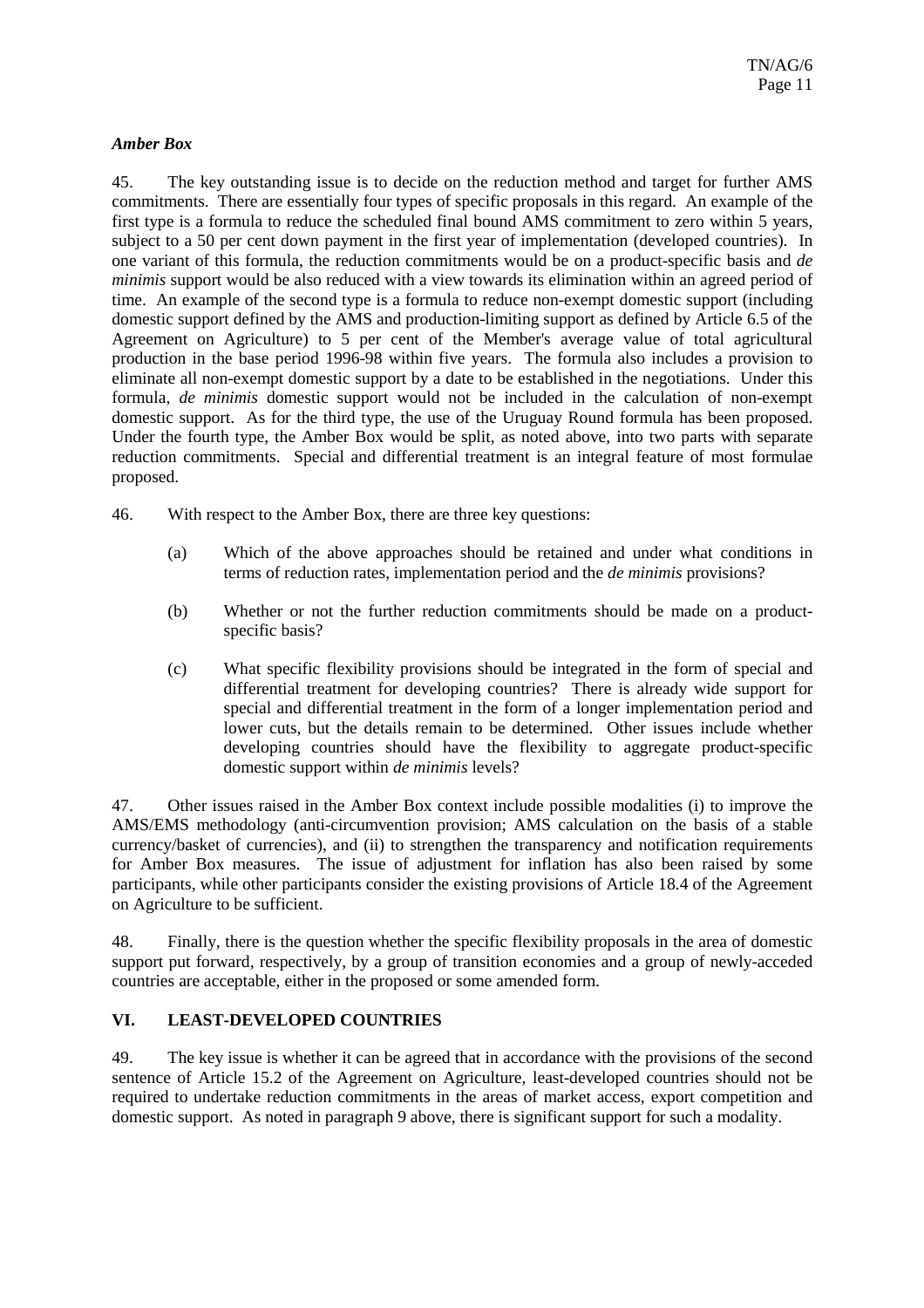***Amber Box***

45. The key outstanding issue is to decide on the reduction method and target for further AMS commitments. There are essentially four types of specific proposals in this regard. An example of the first type is a formula to reduce the scheduled final bound AMS commitment to zero within 5 years, subject to a 50 per cent down payment in the first year of implementation (developed countries). In one variant of this formula, the reduction commitments would be on a product-specific basis and *de minimis* support would be also reduced with a view towards its elimination within an agreed period of time. An example of the second type is a formula to reduce non-exempt domestic support (including domestic support defined by the AMS and production-limiting support as defined by Article 6.5 of the Agreement on Agriculture) to 5 per cent of the Member's average value of total agricultural production in the base period 1996-98 within five years. The formula also includes a provision to eliminate all non-exempt domestic support by a date to be established in the negotiations. Under this formula, *de minimis* domestic support would not be included in the calculation of non-exempt domestic support. As for the third type, the use of the Uruguay Round formula has been proposed. Under the fourth type, the Amber Box would be split, as noted above, into two parts with separate reduction commitments. Special and differential treatment is an integral feature of most formulae proposed.

46. With respect to the Amber Box, there are three key questions:

(a) Which of the above approaches should be retained and under what conditions in terms of reduction rates, implementation period and the *de minimis* provisions?

(b) Whether or not the further reduction commitments should be made on a product-specific basis?

(c) What specific flexibility provisions should be integrated in the form of special and differential treatment for developing countries? There is already wide support for special and differential treatment in the form of a longer implementation period and lower cuts, but the details remain to be determined. Other issues include whether developing countries should have the flexibility to aggregate product-specific domestic support within *de minimis* levels?

47. Other issues raised in the Amber Box context include possible modalities (i) to improve the AMS/EMS methodology (anti-circumvention provision; AMS calculation on the basis of a stable currency/basket of currencies), and (ii) to strengthen the transparency and notification requirements for Amber Box measures. The issue of adjustment for inflation has also been raised by some participants, while other participants consider the existing provisions of Article 18.4 of the Agreement on Agriculture to be sufficient.

48. Finally, there is the question whether the specific flexibility proposals in the area of domestic support put forward, respectively, by a group of transition economies and a group of newly-acceded countries are acceptable, either in the proposed or some amended form.

## VI. LEAST-DEVELOPED COUNTRIES

49. The key issue is whether it can be agreed that in accordance with the provisions of the second sentence of Article 15.2 of the Agreement on Agriculture, least-developed countries should not be required to undertake reduction commitments in the areas of market access, export competition and domestic support. As noted in paragraph 9 above, there is significant support for such a modality.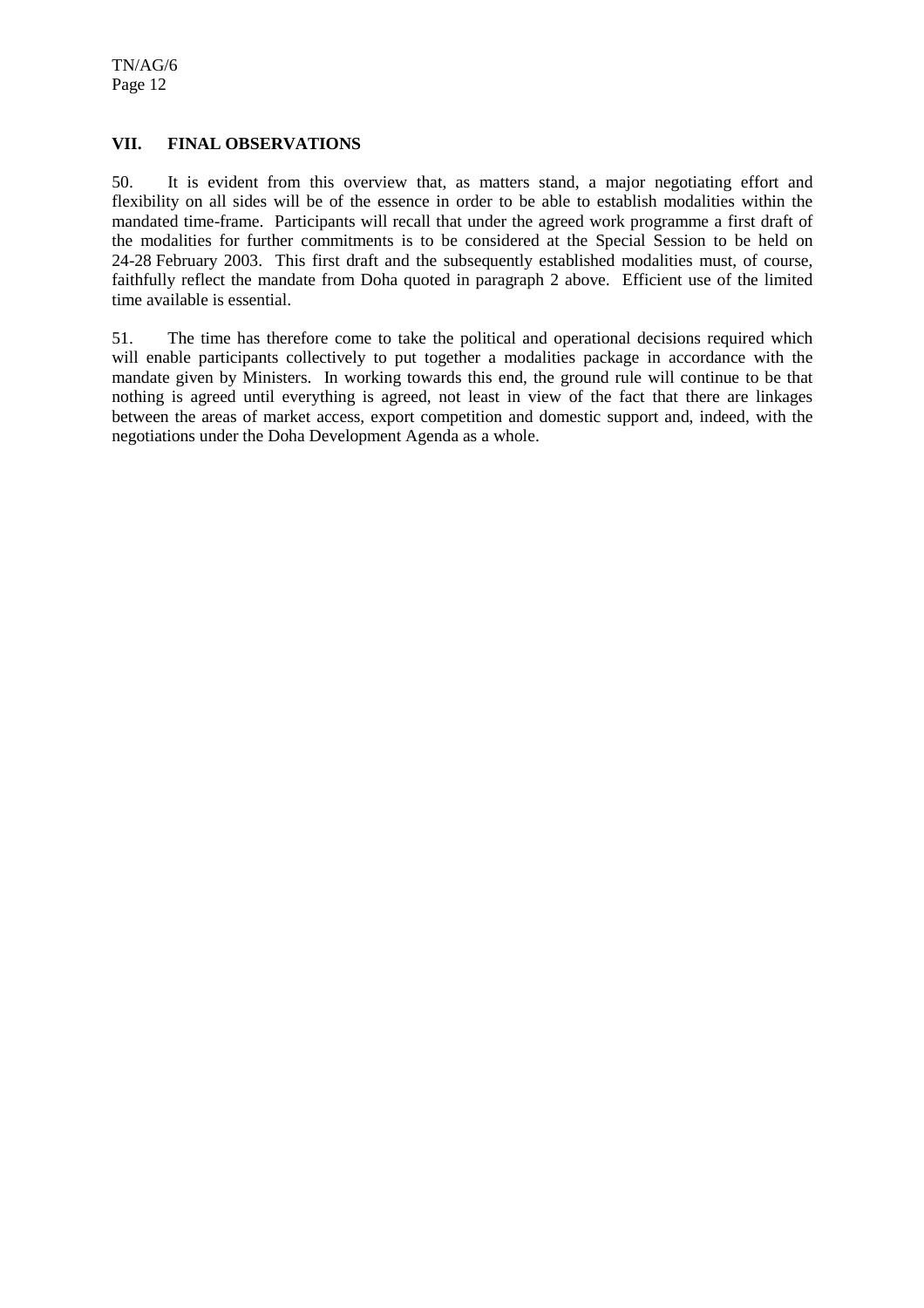## VII. FINAL OBSERVATIONS

50. It is evident from this overview that, as matters stand, a major negotiating effort and flexibility on all sides will be of the essence in order to be able to establish modalities within the mandated time-frame. Participants will recall that under the agreed work programme a first draft of the modalities for further commitments is to be considered at the Special Session to be held on 24-28 February 2003. This first draft and the subsequently established modalities must, of course, faithfully reflect the mandate from Doha quoted in paragraph 2 above. Efficient use of the limited time available is essential.

51. The time has therefore come to take the political and operational decisions required which will enable participants collectively to put together a modalities package in accordance with the mandate given by Ministers. In working towards this end, the ground rule will continue to be that nothing is agreed until everything is agreed, not least in view of the fact that there are linkages between the areas of market access, export competition and domestic support and, indeed, with the negotiations under the Doha Development Agenda as a whole.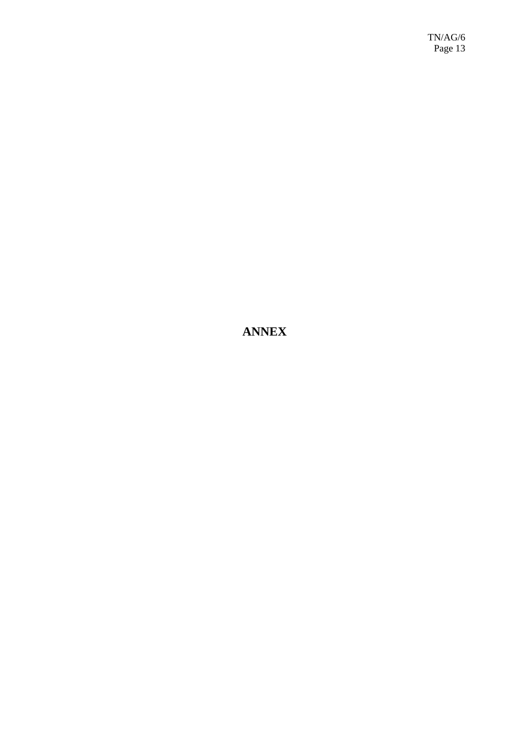# ANNEX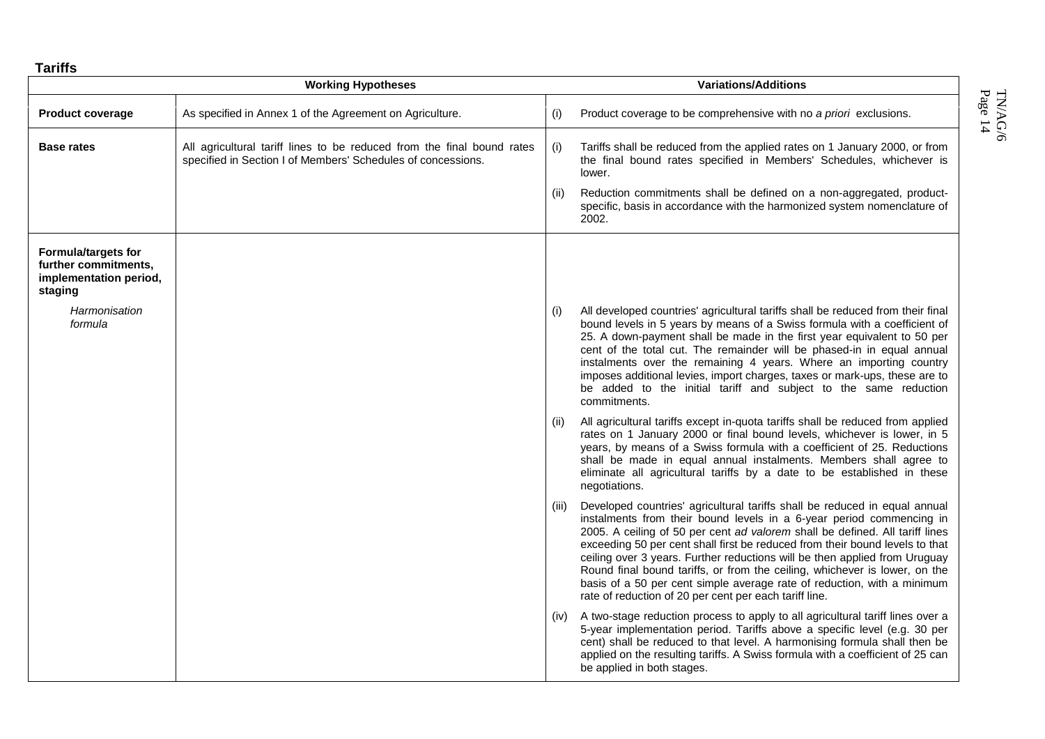**Tariffs**

| Working Hypotheses | | Variations/Additions |
|---|---|---|
| **Product coverage** | As specified in Annex 1 of the Agreement on Agriculture. | (i) Product coverage to be comprehensive with no *a priori* exclusions. |
| **Base rates** | All agricultural tariff lines to be reduced from the final bound rates specified in Section I of Members' Schedules of concessions. | (i) Tariffs shall be reduced from the applied rates on 1 January 2000, or from the final bound rates specified in Members' Schedules, whichever is lower. |
| | | (ii) Reduction commitments shall be defined on a non-aggregated, product-specific, basis in accordance with the harmonized system nomenclature of 2002. |
| **Formula/targets for further commitments, implementation period, staging** | | |
| *Harmonisation formula* | | (i) All developed countries' agricultural tariffs shall be reduced from their final bound levels in 5 years by means of a Swiss formula with a coefficient of 25. A down-payment shall be made in the first year equivalent to 50 per cent of the total cut. The remainder will be phased-in in equal annual instalments over the remaining 4 years. Where an importing country imposes additional levies, import charges, taxes or mark-ups, these are to be added to the initial tariff and subject to the same reduction commitments. |
| | | (ii) All agricultural tariffs except in-quota tariffs shall be reduced from applied rates on 1 January 2000 or final bound levels, whichever is lower, in 5 years, by means of a Swiss formula with a coefficient of 25. Reductions shall be made in equal annual instalments. Members shall agree to eliminate all agricultural tariffs by a date to be established in these negotiations. |
| | | (iii) Developed countries' agricultural tariffs shall be reduced in equal annual instalments from their bound levels in a 6-year period commencing in 2005. A ceiling of 50 per cent *ad valorem* shall be defined. All tariff lines exceeding 50 per cent shall first be reduced from their bound levels to that ceiling over 3 years. Further reductions will be then applied from Uruguay Round final bound tariffs, or from the ceiling, whichever is lower, on the basis of a 50 per cent simple average rate of reduction, with a minimum rate of reduction of 20 per cent per each tariff line. |
| | | (iv) A two-stage reduction process to apply to all agricultural tariff lines over a 5-year implementation period. Tariffs above a specific level (e.g. 30 per cent) shall be reduced to that level. A harmonising formula shall then be applied on the resulting tariffs. A Swiss formula with a coefficient of 25 can be applied in both stages. |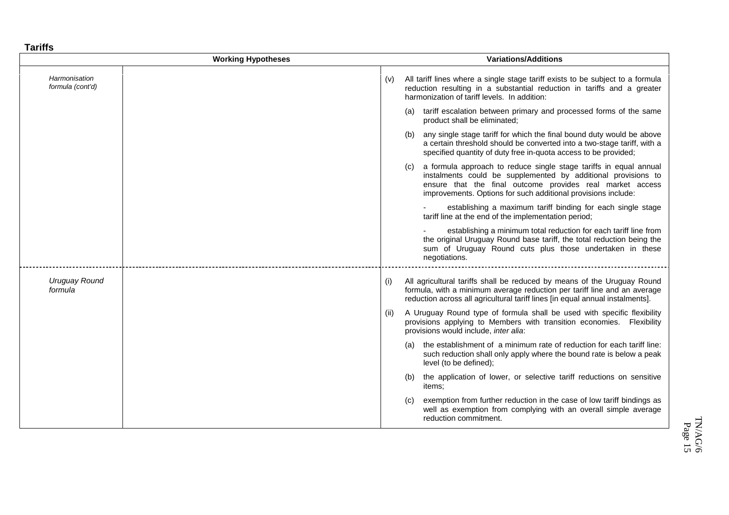**Tariffs**

| | Working Hypotheses | Variations/Additions |
|---|---|---|
| *Harmonisation formula (cont'd)* | | (v) All tariff lines where a single stage tariff exists to be subject to a formula reduction resulting in a substantial reduction in tariffs and a greater harmonization of tariff levels. In addition:<br><br>(a) tariff escalation between primary and processed forms of the same product shall be eliminated;<br><br>(b) any single stage tariff for which the final bound duty would be above a certain threshold should be converted into a two-stage tariff, with a specified quantity of duty free in-quota access to be provided;<br><br>(c) a formula approach to reduce single stage tariffs in equal annual instalments could be supplemented by additional provisions to ensure that the final outcome provides real market access improvements. Options for such additional provisions include:<br><br>- establishing a maximum tariff binding for each single stage tariff line at the end of the implementation period;<br><br>- establishing a minimum total reduction for each tariff line from the original Uruguay Round base tariff, the total reduction being the sum of Uruguay Round cuts plus those undertaken in these negotiations. |
| *Uruguay Round formula* | | (i) All agricultural tariffs shall be reduced by means of the Uruguay Round formula, with a minimum average reduction per tariff line and an average reduction across all agricultural tariff lines [in equal annual instalments].<br><br>(ii) A Uruguay Round type of formula shall be used with specific flexibility provisions applying to Members with transition economies. Flexibility provisions would include, *inter alia*:<br><br>(a) the establishment of a minimum rate of reduction for each tariff line: such reduction shall only apply where the bound rate is below a peak level (to be defined);<br><br>(b) the application of lower, or selective tariff reductions on sensitive items;<br><br>(c) exemption from further reduction in the case of low tariff bindings as well as exemption from complying with an overall simple average reduction commitment. |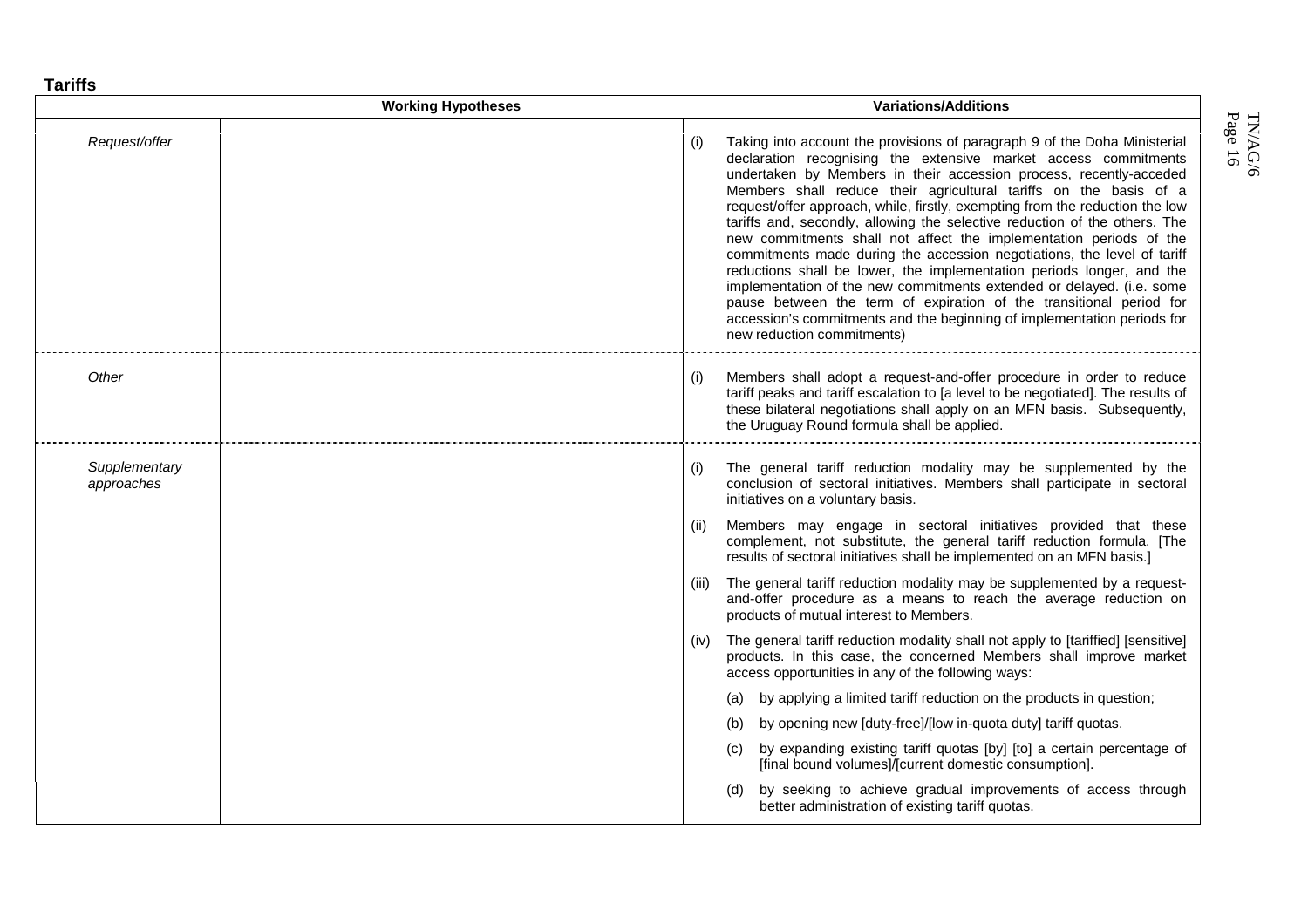**Tariffs**

| Working Hypotheses | | Variations/Additions |
|---|---|---|
| *Request/offer* | | (i) Taking into account the provisions of paragraph 9 of the Doha Ministerial declaration recognising the extensive market access commitments undertaken by Members in their accession process, recently-acceded Members shall reduce their agricultural tariffs on the basis of a request/offer approach, while, firstly, exempting from the reduction the low tariffs and, secondly, allowing the selective reduction of the others. The new commitments shall not affect the implementation periods of the commitments made during the accession negotiations, the level of tariff reductions shall be lower, the implementation periods longer, and the implementation of the new commitments extended or delayed. (i.e. some pause between the term of expiration of the transitional period for accession's commitments and the beginning of implementation periods for new reduction commitments) |
| *Other* | | (i) Members shall adopt a request-and-offer procedure in order to reduce tariff peaks and tariff escalation to [a level to be negotiated]. The results of these bilateral negotiations shall apply on an MFN basis. Subsequently, the Uruguay Round formula shall be applied. |
| *Supplementary approaches* | | (i) The general tariff reduction modality may be supplemented by the conclusion of sectoral initiatives. Members shall participate in sectoral initiatives on a voluntary basis. |
| | | (ii) Members may engage in sectoral initiatives provided that these complement, not substitute, the general tariff reduction formula. [The results of sectoral initiatives shall be implemented on an MFN basis.] |
| | | (iii) The general tariff reduction modality may be supplemented by a request-and-offer procedure as a means to reach the average reduction on products of mutual interest to Members. |
| | | (iv) The general tariff reduction modality shall not apply to [tariffied] [sensitive] products. In this case, the concerned Members shall improve market access opportunities in any of the following ways: |
| | | (a) by applying a limited tariff reduction on the products in question; |
| | | (b) by opening new [duty-free]/[low in-quota duty] tariff quotas. |
| | | (c) by expanding existing tariff quotas [by] [to] a certain percentage of [final bound volumes]/[current domestic consumption]. |
| | | (d) by seeking to achieve gradual improvements of access through better administration of existing tariff quotas. |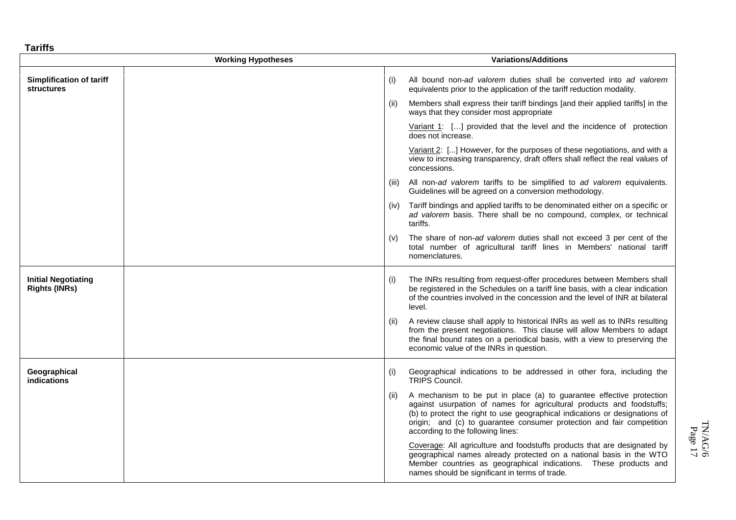**Tariffs**

| | Working Hypotheses | Variations/Additions |
|---|---|---|
| **Simplification of tariff structures** | | (i) All bound non-*ad valorem* duties shall be converted into *ad valorem* equivalents prior to the application of the tariff reduction modality.<br><br>(ii) Members shall express their tariff bindings [and their applied tariffs] in the ways that they consider most appropriate<br><br>Variant 1: […] provided that the level and the incidence of protection does not increase.<br><br>Variant 2: [...] However, for the purposes of these negotiations, and with a view to increasing transparency, draft offers shall reflect the real values of concessions.<br><br>(iii) All non-*ad valorem* tariffs to be simplified to *ad valorem* equivalents. Guidelines will be agreed on a conversion methodology.<br><br>(iv) Tariff bindings and applied tariffs to be denominated either on a specific or *ad valorem* basis. There shall be no compound, complex, or technical tariffs.<br><br>(v) The share of non-*ad valorem* duties shall not exceed 3 per cent of the total number of agricultural tariff lines in Members' national tariff nomenclatures. |
| **Initial Negotiating Rights (INRs)** | | (i) The INRs resulting from request-offer procedures between Members shall be registered in the Schedules on a tariff line basis, with a clear indication of the countries involved in the concession and the level of INR at bilateral level.<br><br>(ii) A review clause shall apply to historical INRs as well as to INRs resulting from the present negotiations. This clause will allow Members to adapt the final bound rates on a periodical basis, with a view to preserving the economic value of the INRs in question. |
| **Geographical indications** | | (i) Geographical indications to be addressed in other fora, including the TRIPS Council.<br><br>(ii) A mechanism to be put in place (a) to guarantee effective protection against usurpation of names for agricultural products and foodstuffs; (b) to protect the right to use geographical indications or designations of origin; and (c) to guarantee consumer protection and fair competition according to the following lines:<br><br>Coverage: All agriculture and foodstuffs products that are designated by geographical names already protected on a national basis in the WTO Member countries as geographical indications. These products and names should be significant in terms of trade. |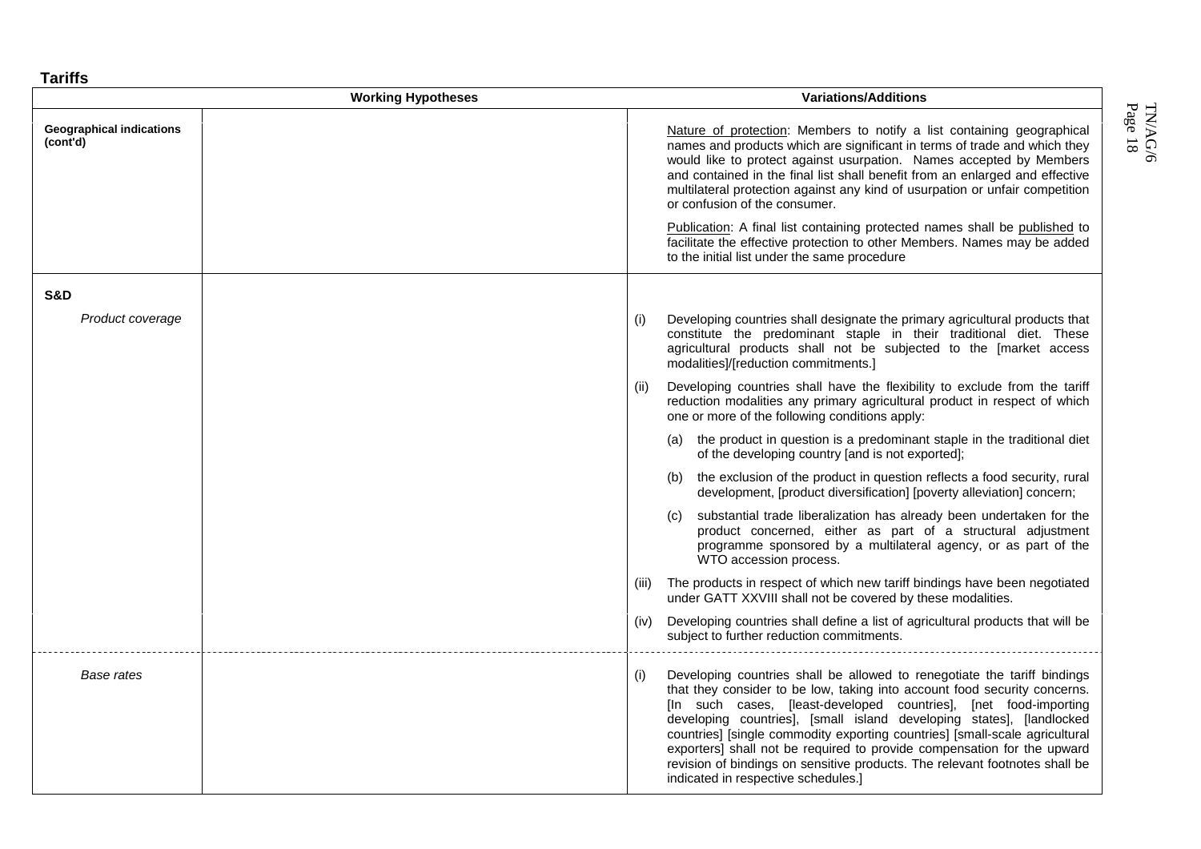**Tariffs**

| | Working Hypotheses | Variations/Additions |
|---|---|---|
| **Geographical indications (cont'd)** | | Nature of protection: Members to notify a list containing geographical names and products which are significant in terms of trade and which they would like to protect against usurpation. Names accepted by Members and contained in the final list shall benefit from an enlarged and effective multilateral protection against any kind of usurpation or unfair competition or confusion of the consumer.<br><br>Publication: A final list containing protected names shall be published to facilitate the effective protection to other Members. Names may be added to the initial list under the same procedure |
| **S&D** | | |
| *Product coverage* | | (i) Developing countries shall designate the primary agricultural products that constitute the predominant staple in their traditional diet. These agricultural products shall not be subjected to the [market access modalities]/[reduction commitments.]<br><br>(ii) Developing countries shall have the flexibility to exclude from the tariff reduction modalities any primary agricultural product in respect of which one or more of the following conditions apply:<br><br>(a) the product in question is a predominant staple in the traditional diet of the developing country [and is not exported];<br><br>(b) the exclusion of the product in question reflects a food security, rural development, [product diversification] [poverty alleviation] concern;<br><br>(c) substantial trade liberalization has already been undertaken for the product concerned, either as part of a structural adjustment programme sponsored by a multilateral agency, or as part of the WTO accession process.<br><br>(iii) The products in respect of which new tariff bindings have been negotiated under GATT XXVIII shall not be covered by these modalities.<br><br>(iv) Developing countries shall define a list of agricultural products that will be subject to further reduction commitments. |
| *Base rates* | | (i) Developing countries shall be allowed to renegotiate the tariff bindings that they consider to be low, taking into account food security concerns. [In such cases, [least-developed countries], [net food-importing developing countries], [small island developing states], [landlocked countries] [single commodity exporting countries] [small-scale agricultural exporters] shall not be required to provide compensation for the upward revision of bindings on sensitive products. The relevant footnotes shall be indicated in respective schedules.] |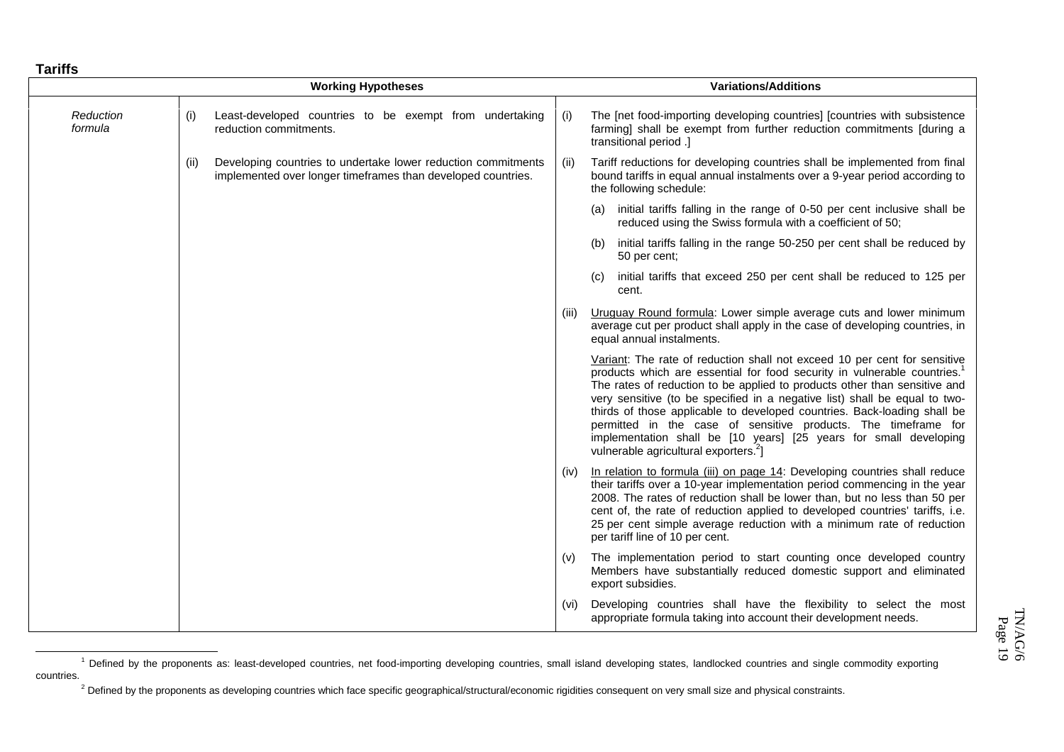**Tariffs**

| | Working Hypotheses | Variations/Additions |
|---|---|---|
| *Reduction formula* | (i) Least-developed countries to be exempt from undertaking reduction commitments. | (i) The [net food-importing developing countries] [countries with subsistence farming] shall be exempt from further reduction commitments [during a transitional period .] |
| | (ii) Developing countries to undertake lower reduction commitments implemented over longer timeframes than developed countries. | (ii) Tariff reductions for developing countries shall be implemented from final bound tariffs in equal annual instalments over a 9-year period according to the following schedule: (a) initial tariffs falling in the range of 0-50 per cent inclusive shall be reduced using the Swiss formula with a coefficient of 50; (b) initial tariffs falling in the range 50-250 per cent shall be reduced by 50 per cent; (c) initial tariffs that exceed 250 per cent shall be reduced to 125 per cent. |
| | | (iii) Uruguay Round formula: Lower simple average cuts and lower minimum average cut per product shall apply in the case of developing countries, in equal annual instalments. Variant: The rate of reduction shall not exceed 10 per cent for sensitive products which are essential for food security in vulnerable countries.[1] The rates of reduction to be applied to products other than sensitive and very sensitive (to be specified in a negative list) shall be equal to two-thirds of those applicable to developed countries. Back-loading shall be permitted in the case of sensitive products. The timeframe for implementation shall be [10 years] [25 years for small developing vulnerable agricultural exporters.[2]] |
| | | (iv) In relation to formula (iii) on page 14: Developing countries shall reduce their tariffs over a 10-year implementation period commencing in the year 2008. The rates of reduction shall be lower than, but no less than 50 per cent of, the rate of reduction applied to developed countries' tariffs, i.e. 25 per cent simple average reduction with a minimum rate of reduction per tariff line of 10 per cent. |
| | | (v) The implementation period to start counting once developed country Members have substantially reduced domestic support and eliminated export subsidies. |
| | | (vi) Developing countries shall have the flexibility to select the most appropriate formula taking into account their development needs. |

[1] Defined by the proponents as: least-developed countries, net food-importing developing countries, small island developing states, landlocked countries and single commodity exporting countries.

[2] Defined by the proponents as developing countries which face specific geographical/structural/economic rigidities consequent on very small size and physical constraints.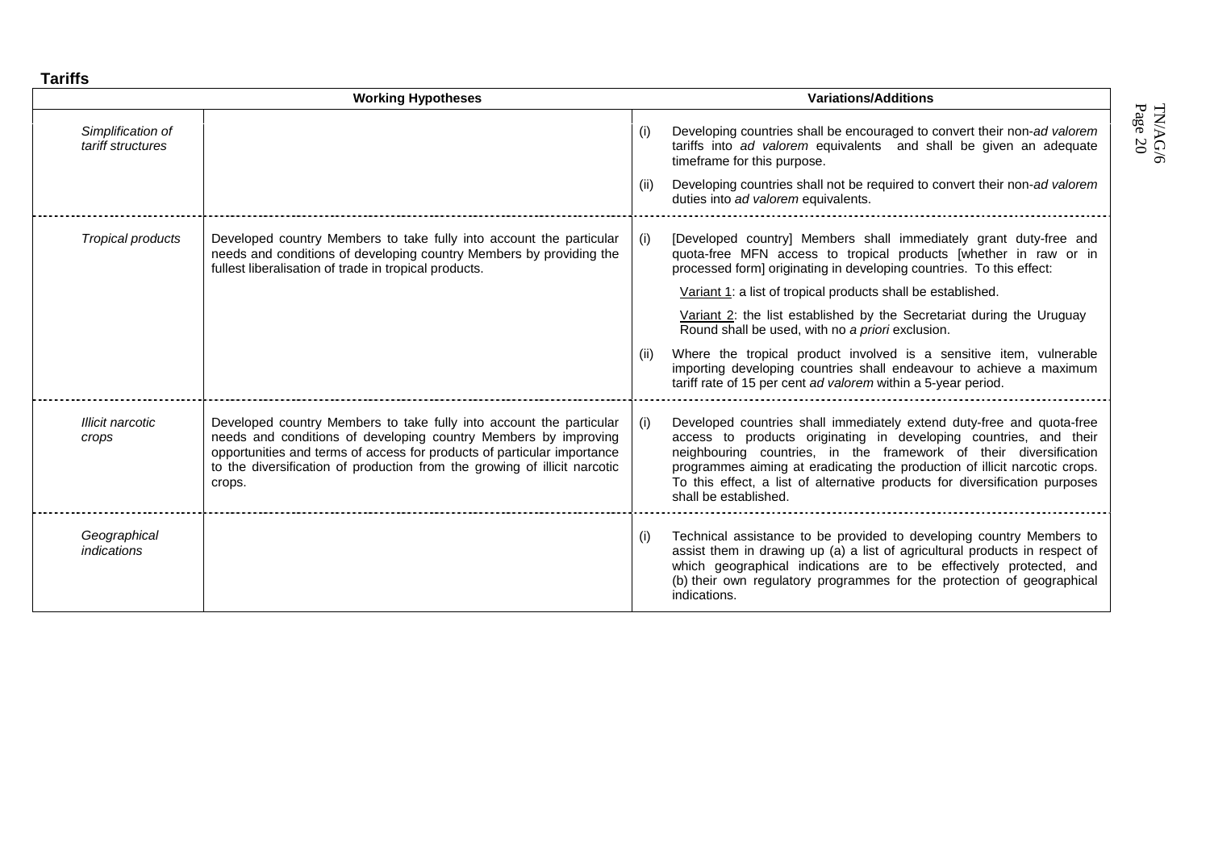**Tariffs**

| | Working Hypotheses | Variations/Additions |
|---|---|---|
| *Simplification of tariff structures* | | (i) Developing countries shall be encouraged to convert their non-*ad valorem* tariffs into *ad valorem* equivalents and shall be given an adequate timeframe for this purpose.<br><br>(ii) Developing countries shall not be required to convert their non-*ad valorem* duties into *ad valorem* equivalents. |
| *Tropical products* | Developed country Members to take fully into account the particular needs and conditions of developing country Members by providing the fullest liberalisation of trade in tropical products. | (i) [Developed country] Members shall immediately grant duty-free and quota-free MFN access to tropical products [whether in raw or in processed form] originating in developing countries. To this effect:<br><br>Variant 1: a list of tropical products shall be established.<br><br>Variant 2: the list established by the Secretariat during the Uruguay Round shall be used, with no *a priori* exclusion.<br><br>(ii) Where the tropical product involved is a sensitive item, vulnerable importing developing countries shall endeavour to achieve a maximum tariff rate of 15 per cent *ad valorem* within a 5-year period. |
| *Illicit narcotic crops* | Developed country Members to take fully into account the particular needs and conditions of developing country Members by improving opportunities and terms of access for products of particular importance to the diversification of production from the growing of illicit narcotic crops. | (i) Developed countries shall immediately extend duty-free and quota-free access to products originating in developing countries, and their neighbouring countries, in the framework of their diversification programmes aiming at eradicating the production of illicit narcotic crops. To this effect, a list of alternative products for diversification purposes shall be established. |
| *Geographical indications* | | (i) Technical assistance to be provided to developing country Members to assist them in drawing up (a) a list of agricultural products in respect of which geographical indications are to be effectively protected, and (b) their own regulatory programmes for the protection of geographical indications. |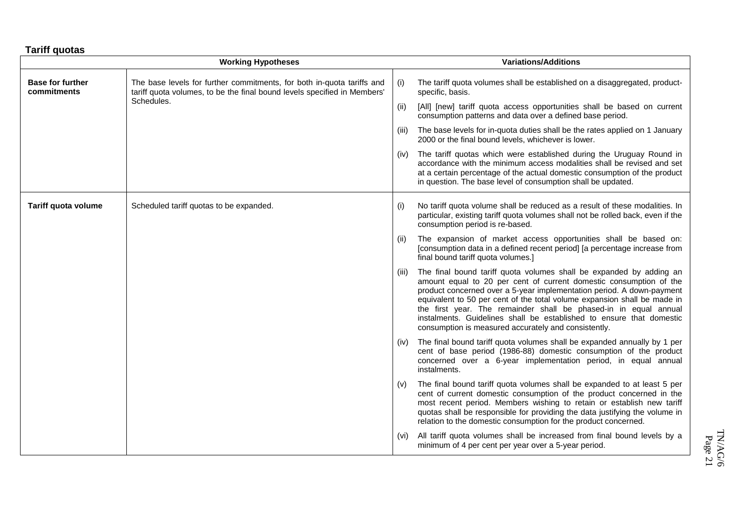**Tariff quotas**

| Working Hypotheses | | Variations/Additions |
|---|---|---|
| **Base for further commitments** | The base levels for further commitments, for both in-quota tariffs and tariff quota volumes, to be the final bound levels specified in Members' Schedules. | (i) The tariff quota volumes shall be established on a disaggregated, product-specific, basis.<br><br>(ii) [All] [new] tariff quota access opportunities shall be based on current consumption patterns and data over a defined base period.<br><br>(iii) The base levels for in-quota duties shall be the rates applied on 1 January 2000 or the final bound levels, whichever is lower.<br><br>(iv) The tariff quotas which were established during the Uruguay Round in accordance with the minimum access modalities shall be revised and set at a certain percentage of the actual domestic consumption of the product in question. The base level of consumption shall be updated. |
| **Tariff quota volume** | Scheduled tariff quotas to be expanded. | (i) No tariff quota volume shall be reduced as a result of these modalities. In particular, existing tariff quota volumes shall not be rolled back, even if the consumption period is re-based.<br><br>(ii) The expansion of market access opportunities shall be based on: [consumption data in a defined recent period] [a percentage increase from final bound tariff quota volumes.]<br><br>(iii) The final bound tariff quota volumes shall be expanded by adding an amount equal to 20 per cent of current domestic consumption of the product concerned over a 5-year implementation period. A down-payment equivalent to 50 per cent of the total volume expansion shall be made in the first year. The remainder shall be phased-in in equal annual instalments. Guidelines shall be established to ensure that domestic consumption is measured accurately and consistently.<br><br>(iv) The final bound tariff quota volumes shall be expanded annually by 1 per cent of base period (1986-88) domestic consumption of the product concerned over a 6-year implementation period, in equal annual instalments.<br><br>(v) The final bound tariff quota volumes shall be expanded to at least 5 per cent of current domestic consumption of the product concerned in the most recent period. Members wishing to retain or establish new tariff quotas shall be responsible for providing the data justifying the volume in relation to the domestic consumption for the product concerned.<br><br>(vi) All tariff quota volumes shall be increased from final bound levels by a minimum of 4 per cent per year over a 5-year period. |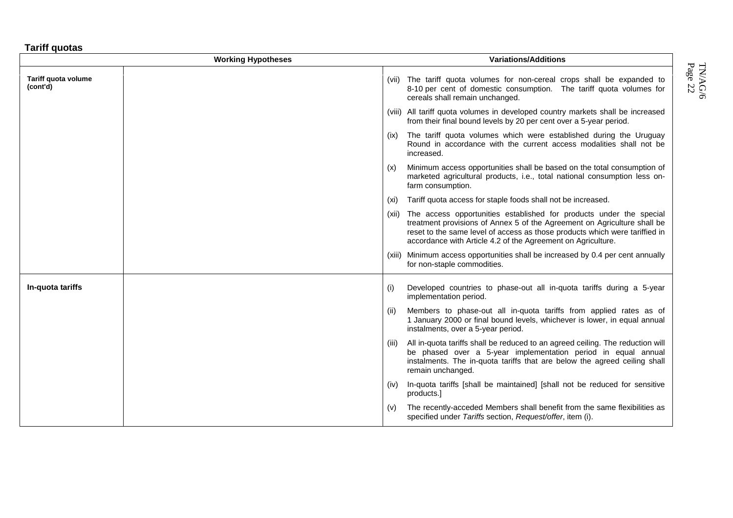**Tariff quotas**

| Working Hypotheses | | Variations/Additions |
|---|---|---|
| **Tariff quota volume (cont'd)** | | (vii) The tariff quota volumes for non-cereal crops shall be expanded to 8-10 per cent of domestic consumption. The tariff quota volumes for cereals shall remain unchanged.<br><br>(viii) All tariff quota volumes in developed country markets shall be increased from their final bound levels by 20 per cent over a 5-year period.<br><br>(ix) The tariff quota volumes which were established during the Uruguay Round in accordance with the current access modalities shall not be increased.<br><br>(x) Minimum access opportunities shall be based on the total consumption of marketed agricultural products, i.e., total national consumption less on-farm consumption.<br><br>(xi) Tariff quota access for staple foods shall not be increased.<br><br>(xii) The access opportunities established for products under the special treatment provisions of Annex 5 of the Agreement on Agriculture shall be reset to the same level of access as those products which were tariffied in accordance with Article 4.2 of the Agreement on Agriculture.<br><br>(xiii) Minimum access opportunities shall be increased by 0.4 per cent annually for non-staple commodities. |
| **In-quota tariffs** | | (i) Developed countries to phase-out all in-quota tariffs during a 5-year implementation period.<br><br>(ii) Members to phase-out all in-quota tariffs from applied rates as of 1 January 2000 or final bound levels, whichever is lower, in equal annual instalments, over a 5-year period.<br><br>(iii) All in-quota tariffs shall be reduced to an agreed ceiling. The reduction will be phased over a 5-year implementation period in equal annual instalments. The in-quota tariffs that are below the agreed ceiling shall remain unchanged.<br><br>(iv) In-quota tariffs [shall be maintained] [shall not be reduced for sensitive products.]<br><br>(v) The recently-acceded Members shall benefit from the same flexibilities as specified under *Tariffs* section, *Request/offer*, item (i). |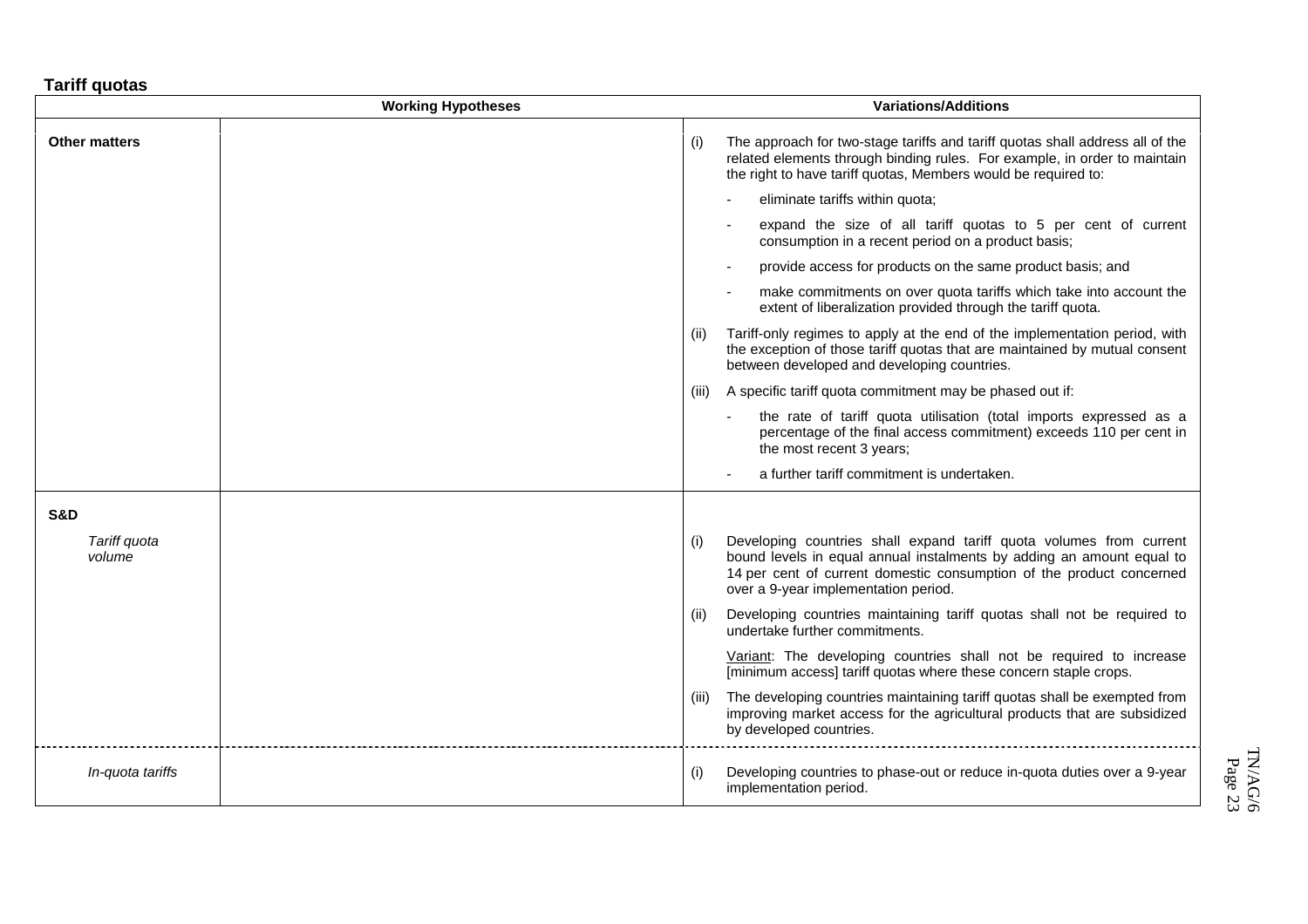**Tariff quotas**

| Working Hypotheses | | Variations/Additions |
|---|---|---|
| **Other matters** | | (i) The approach for two-stage tariffs and tariff quotas shall address all of the related elements through binding rules. For example, in order to maintain the right to have tariff quotas, Members would be required to:<br>- eliminate tariffs within quota;<br>- expand the size of all tariff quotas to 5 per cent of current consumption in a recent period on a product basis;<br>- provide access for products on the same product basis; and<br>- make commitments on over quota tariffs which take into account the extent of liberalization provided through the tariff quota.<br>(ii) Tariff-only regimes to apply at the end of the implementation period, with the exception of those tariff quotas that are maintained by mutual consent between developed and developing countries.<br>(iii) A specific tariff quota commitment may be phased out if:<br>- the rate of tariff quota utilisation (total imports expressed as a percentage of the final access commitment) exceeds 110 per cent in the most recent 3 years;<br>- a further tariff commitment is undertaken. |
| **S&D**<br>*Tariff quota volume* | | (i) Developing countries shall expand tariff quota volumes from current bound levels in equal annual instalments by adding an amount equal to 14 per cent of current domestic consumption of the product concerned over a 9-year implementation period.<br>(ii) Developing countries maintaining tariff quotas shall not be required to undertake further commitments.<br>Variant: The developing countries shall not be required to increase [minimum access] tariff quotas where these concern staple crops.<br>(iii) The developing countries maintaining tariff quotas shall be exempted from improving market access for the agricultural products that are subsidized by developed countries. |
| *In-quota tariffs* | | (i) Developing countries to phase-out or reduce in-quota duties over a 9-year implementation period. |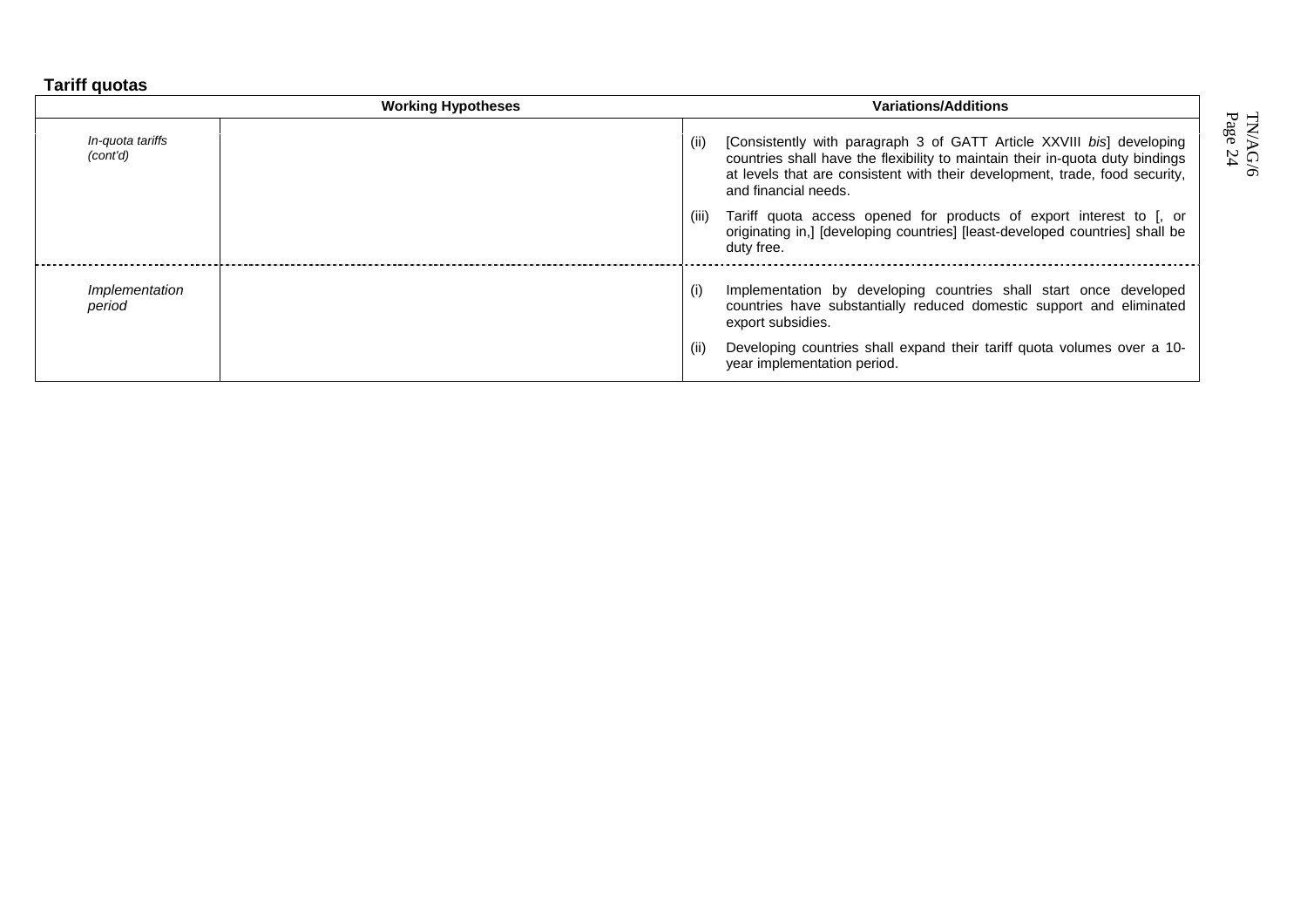**Tariff quotas**

| Working Hypotheses | | Variations/Additions |
|---|---|---|
| *In-quota tariffs (cont'd)* | | (ii) [Consistently with paragraph 3 of GATT Article XXVIII *bis*] developing countries shall have the flexibility to maintain their in-quota duty bindings at levels that are consistent with their development, trade, food security, and financial needs.<br><br>(iii) Tariff quota access opened for products of export interest to [, or originating in,] [developing countries] [least-developed countries] shall be duty free. |
| *Implementation period* | | (i) Implementation by developing countries shall start once developed countries have substantially reduced domestic support and eliminated export subsidies.<br><br>(ii) Developing countries shall expand their tariff quota volumes over a 10-year implementation period. |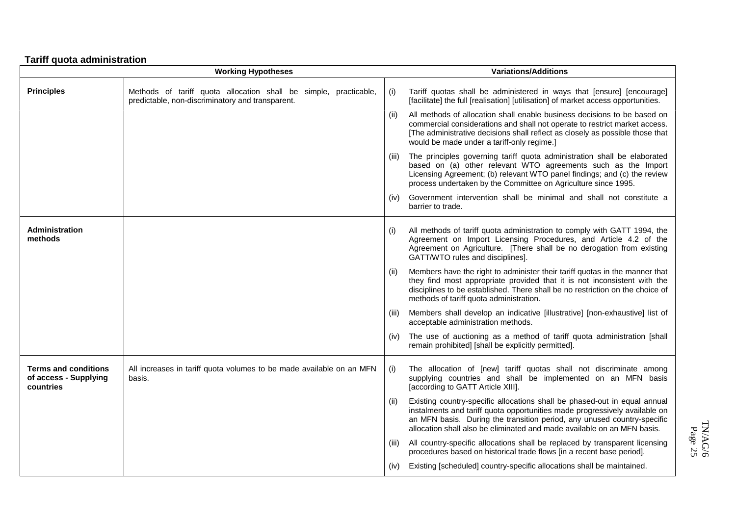**Tariff quota administration**

| | Working Hypotheses | Variations/Additions |
|---|---|---|
| **Principles** | Methods of tariff quota allocation shall be simple, practicable, predictable, non-discriminatory and transparent. | (i) Tariff quotas shall be administered in ways that [ensure] [encourage] [facilitate] the full [realisation] [utilisation] of market access opportunities. |
| | | (ii) All methods of allocation shall enable business decisions to be based on commercial considerations and shall not operate to restrict market access. [The administrative decisions shall reflect as closely as possible those that would be made under a tariff-only regime.] |
| | | (iii) The principles governing tariff quota administration shall be elaborated based on (a) other relevant WTO agreements such as the Import Licensing Agreement; (b) relevant WTO panel findings; and (c) the review process undertaken by the Committee on Agriculture since 1995. |
| | | (iv) Government intervention shall be minimal and shall not constitute a barrier to trade. |
| **Administration methods** | | (i) All methods of tariff quota administration to comply with GATT 1994, the Agreement on Import Licensing Procedures, and Article 4.2 of the Agreement on Agriculture. [There shall be no derogation from existing GATT/WTO rules and disciplines]. |
| | | (ii) Members have the right to administer their tariff quotas in the manner that they find most appropriate provided that it is not inconsistent with the disciplines to be established. There shall be no restriction on the choice of methods of tariff quota administration. |
| | | (iii) Members shall develop an indicative [illustrative] [non-exhaustive] list of acceptable administration methods. |
| | | (iv) The use of auctioning as a method of tariff quota administration [shall remain prohibited] [shall be explicitly permitted]. |
| **Terms and conditions of access - Supplying countries** | All increases in tariff quota volumes to be made available on an MFN basis. | (i) The allocation of [new] tariff quotas shall not discriminate among supplying countries and shall be implemented on an MFN basis [according to GATT Article XIII]. |
| | | (ii) Existing country-specific allocations shall be phased-out in equal annual instalments and tariff quota opportunities made progressively available on an MFN basis. During the transition period, any unused country-specific allocation shall also be eliminated and made available on an MFN basis. |
| | | (iii) All country-specific allocations shall be replaced by transparent licensing procedures based on historical trade flows [in a recent base period]. |
| | | (iv) Existing [scheduled] country-specific allocations shall be maintained. |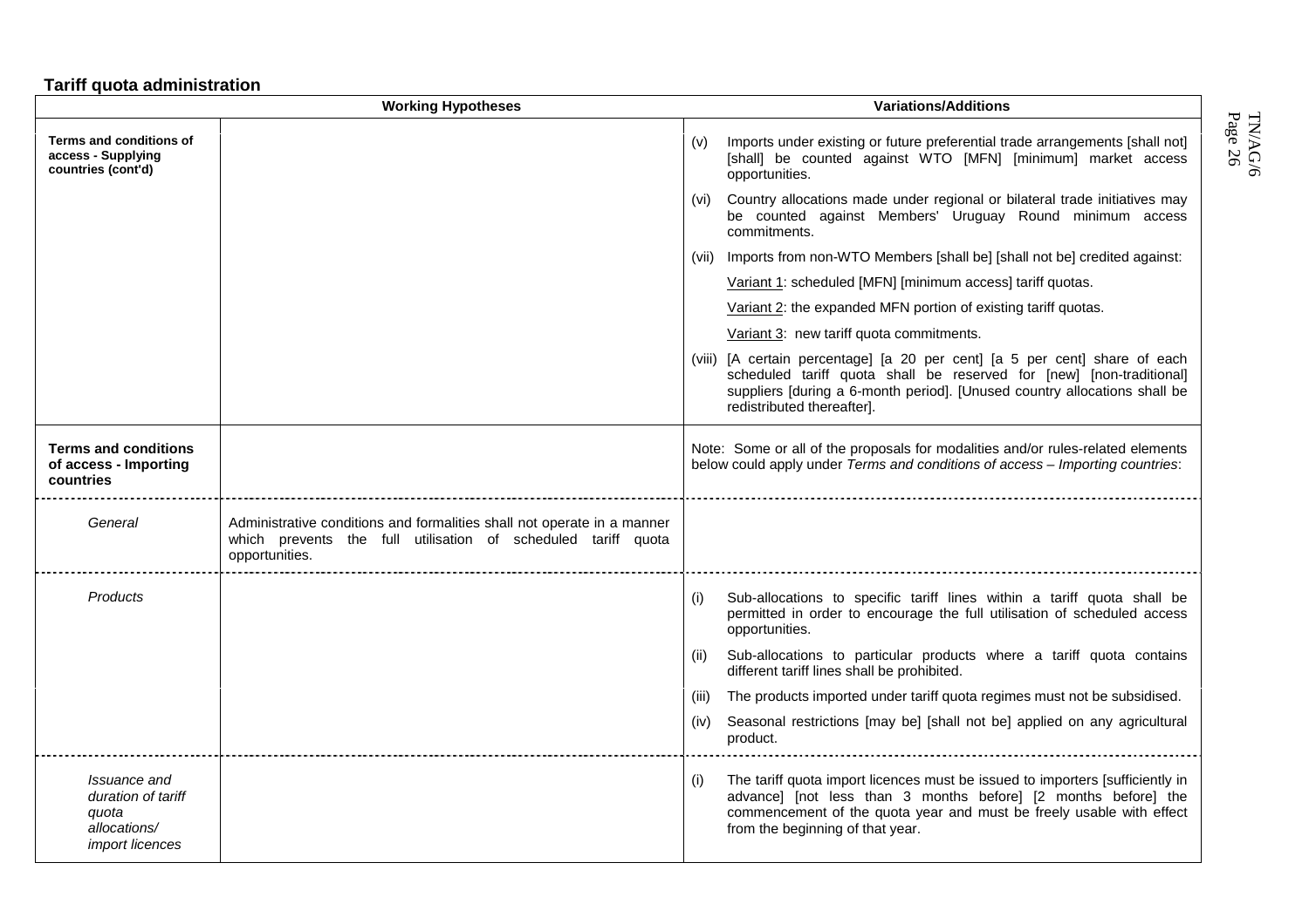**Tariff quota administration**

| | Working Hypotheses | Variations/Additions |
|---|---|---|
| **Terms and conditions of access - Supplying countries (cont'd)** | | (v) Imports under existing or future preferential trade arrangements [shall not] [shall] be counted against WTO [MFN] [minimum] market access opportunities. |
| | | (vi) Country allocations made under regional or bilateral trade initiatives may be counted against Members' Uruguay Round minimum access commitments. |
| | | (vii) Imports from non-WTO Members [shall be] [shall not be] credited against: |
| | | Variant 1: scheduled [MFN] [minimum access] tariff quotas. |
| | | Variant 2: the expanded MFN portion of existing tariff quotas. |
| | | Variant 3: new tariff quota commitments. |
| | | (viii) [A certain percentage] [a 20 per cent] [a 5 per cent] share of each scheduled tariff quota shall be reserved for [new] [non-traditional] suppliers [during a 6-month period]. [Unused country allocations shall be redistributed thereafter]. |
| **Terms and conditions of access - Importing countries** | | Note: Some or all of the proposals for modalities and/or rules-related elements below could apply under *Terms and conditions of access – Importing countries*: |
| *General* | Administrative conditions and formalities shall not operate in a manner which prevents the full utilisation of scheduled tariff quota opportunities. | |
| *Products* | | (i) Sub-allocations to specific tariff lines within a tariff quota shall be permitted in order to encourage the full utilisation of scheduled access opportunities. |
| | | (ii) Sub-allocations to particular products where a tariff quota contains different tariff lines shall be prohibited. |
| | | (iii) The products imported under tariff quota regimes must not be subsidised. |
| | | (iv) Seasonal restrictions [may be] [shall not be] applied on any agricultural product. |
| *Issuance and duration of tariff quota allocations/ import licences* | | (i) The tariff quota import licences must be issued to importers [sufficiently in advance] [not less than 3 months before] [2 months before] the commencement of the quota year and must be freely usable with effect from the beginning of that year. |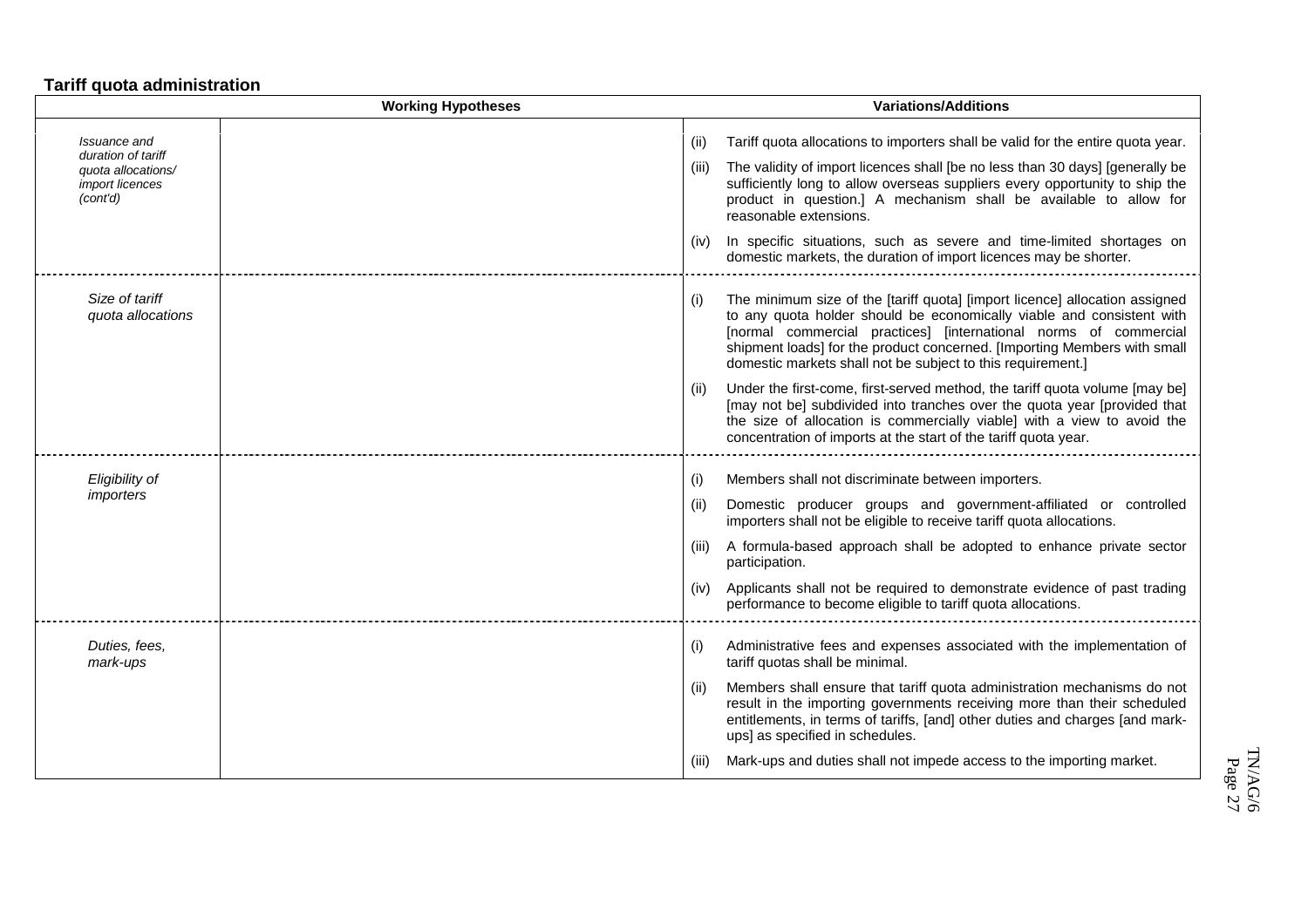**Tariff quota administration**

| | Working Hypotheses | Variations/Additions |
|---|---|---|
| *Issuance and duration of tariff quota allocations/ import licences (cont'd)* | | (ii) Tariff quota allocations to importers shall be valid for the entire quota year.<br><br>(iii) The validity of import licences shall [be no less than 30 days] [generally be sufficiently long to allow overseas suppliers every opportunity to ship the product in question.] A mechanism shall be available to allow for reasonable extensions.<br><br>(iv) In specific situations, such as severe and time-limited shortages on domestic markets, the duration of import licences may be shorter. |
| *Size of tariff quota allocations* | | (i) The minimum size of the [tariff quota] [import licence] allocation assigned to any quota holder should be economically viable and consistent with [normal commercial practices] [international norms of commercial shipment loads] for the product concerned. [Importing Members with small domestic markets shall not be subject to this requirement.]<br><br>(ii) Under the first-come, first-served method, the tariff quota volume [may be] [may not be] subdivided into tranches over the quota year [provided that the size of allocation is commercially viable] with a view to avoid the concentration of imports at the start of the tariff quota year. |
| *Eligibility of importers* | | (i) Members shall not discriminate between importers.<br><br>(ii) Domestic producer groups and government-affiliated or controlled importers shall not be eligible to receive tariff quota allocations.<br><br>(iii) A formula-based approach shall be adopted to enhance private sector participation.<br><br>(iv) Applicants shall not be required to demonstrate evidence of past trading performance to become eligible to tariff quota allocations. |
| *Duties, fees, mark-ups* | | (i) Administrative fees and expenses associated with the implementation of tariff quotas shall be minimal.<br><br>(ii) Members shall ensure that tariff quota administration mechanisms do not result in the importing governments receiving more than their scheduled entitlements, in terms of tariffs, [and] other duties and charges [and mark-ups] as specified in schedules.<br><br>(iii) Mark-ups and duties shall not impede access to the importing market. |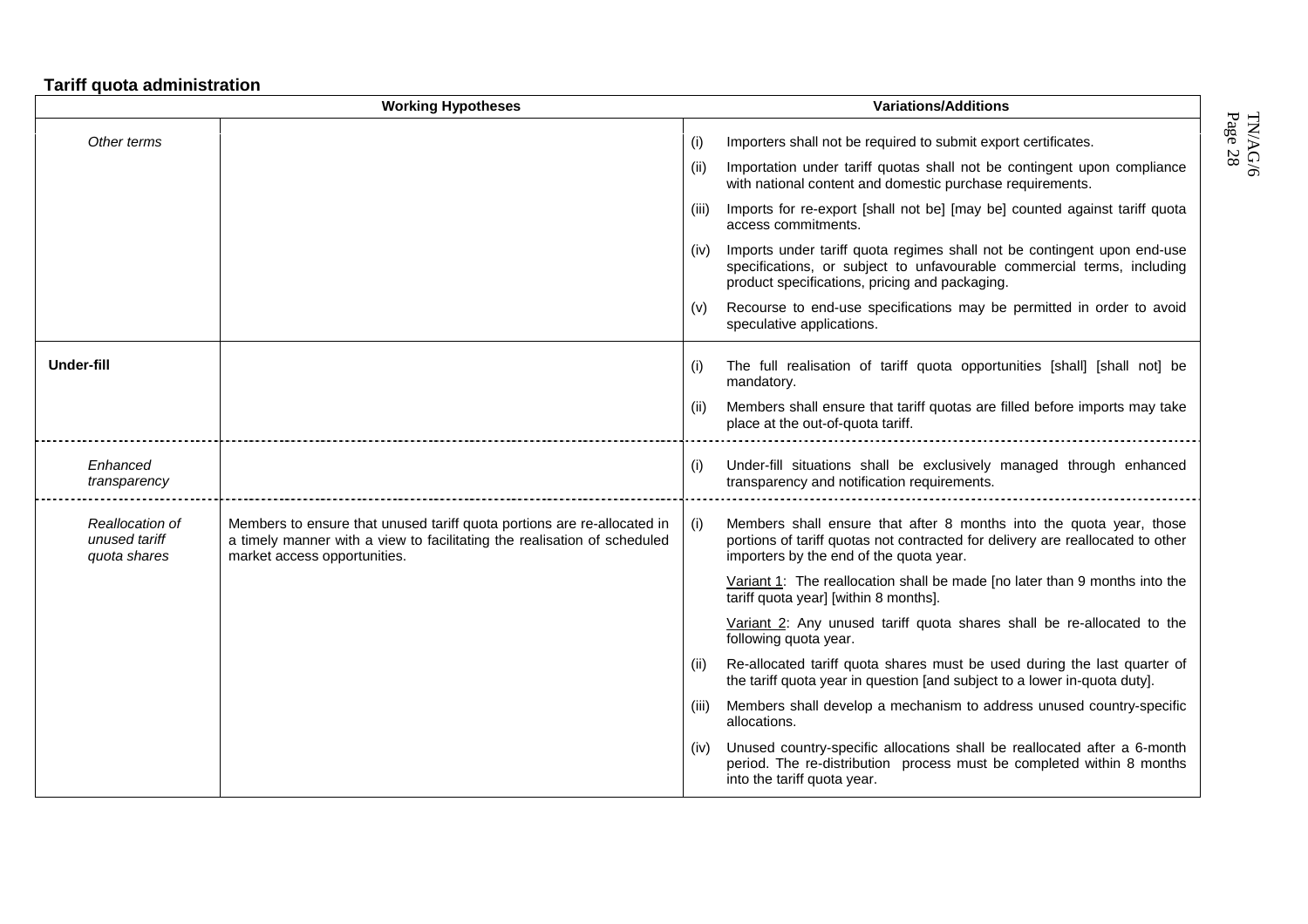**Tariff quota administration**

| Working Hypotheses | | Variations/Additions |
|---|---|---|
| *Other terms* | | (i) Importers shall not be required to submit export certificates.<br>(ii) Importation under tariff quotas shall not be contingent upon compliance with national content and domestic purchase requirements.<br>(iii) Imports for re-export [shall not be] [may be] counted against tariff quota access commitments.<br>(iv) Imports under tariff quota regimes shall not be contingent upon end-use specifications, or subject to unfavourable commercial terms, including product specifications, pricing and packaging.<br>(v) Recourse to end-use specifications may be permitted in order to avoid speculative applications. |
| **Under-fill** | | (i) The full realisation of tariff quota opportunities [shall] [shall not] be mandatory.<br>(ii) Members shall ensure that tariff quotas are filled before imports may take place at the out-of-quota tariff. |
| *Enhanced transparency* | | (i) Under-fill situations shall be exclusively managed through enhanced transparency and notification requirements. |
| *Reallocation of unused tariff quota shares* | Members to ensure that unused tariff quota portions are re-allocated in a timely manner with a view to facilitating the realisation of scheduled market access opportunities. | (i) Members shall ensure that after 8 months into the quota year, those portions of tariff quotas not contracted for delivery are reallocated to other importers by the end of the quota year.<br>Variant 1: The reallocation shall be made [no later than 9 months into the tariff quota year] [within 8 months].<br>Variant 2: Any unused tariff quota shares shall be re-allocated to the following quota year.<br>(ii) Re-allocated tariff quota shares must be used during the last quarter of the tariff quota year in question [and subject to a lower in-quota duty].<br>(iii) Members shall develop a mechanism to address unused country-specific allocations.<br>(iv) Unused country-specific allocations shall be reallocated after a 6-month period. The re-distribution process must be completed within 8 months into the tariff quota year. |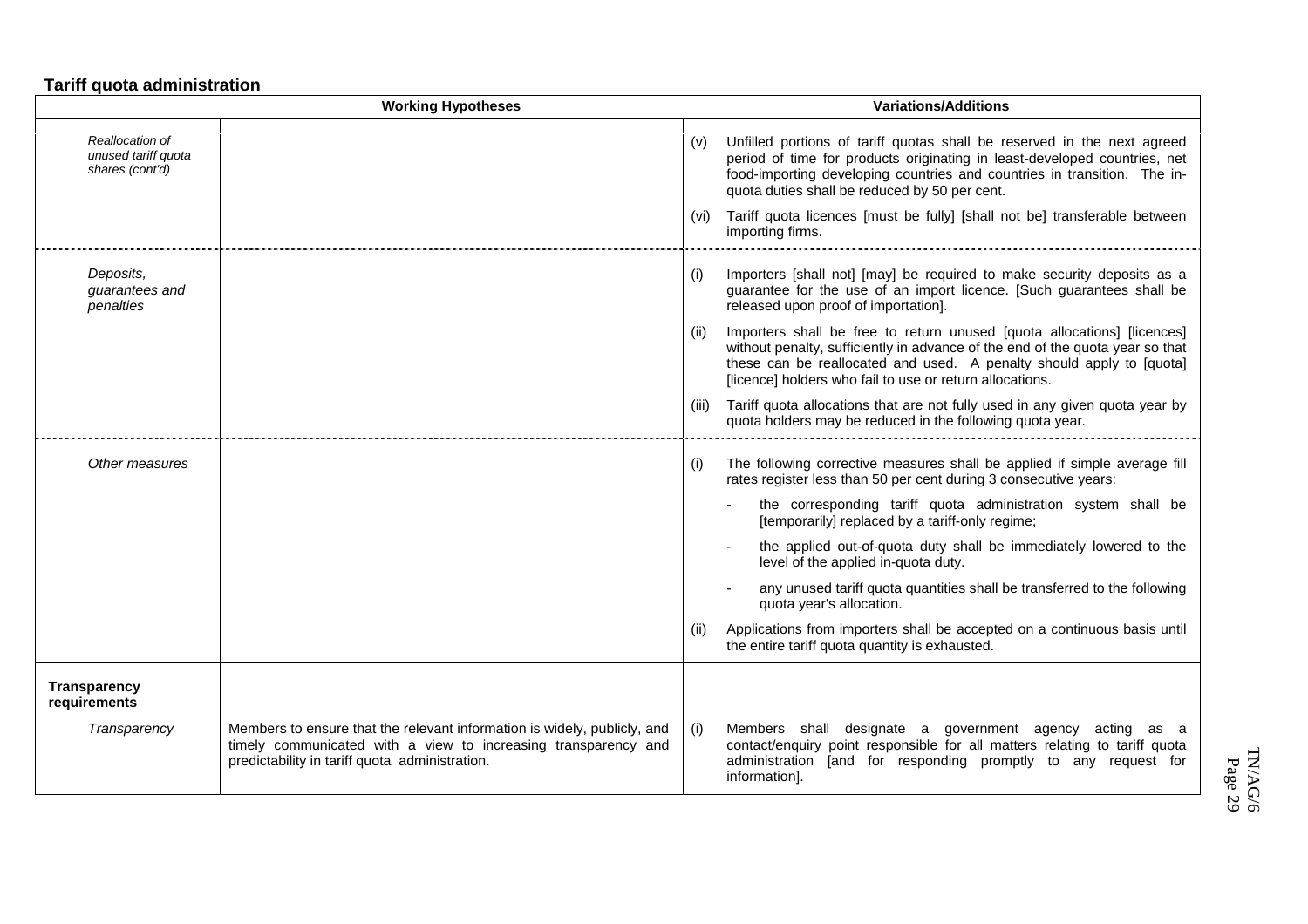**Tariff quota administration**

| | Working Hypotheses | Variations/Additions |
|---|---|---|
| *Reallocation of unused tariff quota shares (cont'd)* | | (v) Unfilled portions of tariff quotas shall be reserved in the next agreed period of time for products originating in least-developed countries, net food-importing developing countries and countries in transition. The in-quota duties shall be reduced by 50 per cent. |
| | | (vi) Tariff quota licences [must be fully] [shall not be] transferable between importing firms. |
| *Deposits, guarantees and penalties* | | (i) Importers [shall not] [may] be required to make security deposits as a guarantee for the use of an import licence. [Such guarantees shall be released upon proof of importation]. |
| | | (ii) Importers shall be free to return unused [quota allocations] [licences] without penalty, sufficiently in advance of the end of the quota year so that these can be reallocated and used. A penalty should apply to [quota] [licence] holders who fail to use or return allocations. |
| | | (iii) Tariff quota allocations that are not fully used in any given quota year by quota holders may be reduced in the following quota year. |
| *Other measures* | | (i) The following corrective measures shall be applied if simple average fill rates register less than 50 per cent during 3 consecutive years: |
| | | - the corresponding tariff quota administration system shall be [temporarily] replaced by a tariff-only regime; |
| | | - the applied out-of-quota duty shall be immediately lowered to the level of the applied in-quota duty. |
| | | - any unused tariff quota quantities shall be transferred to the following quota year's allocation. |
| | | (ii) Applications from importers shall be accepted on a continuous basis until the entire tariff quota quantity is exhausted. |
| **Transparency requirements** | | |
| *Transparency* | Members to ensure that the relevant information is widely, publicly, and timely communicated with a view to increasing transparency and predictability in tariff quota administration. | (i) Members shall designate a government agency acting as a contact/enquiry point responsible for all matters relating to tariff quota administration [and for responding promptly to any request for information]. |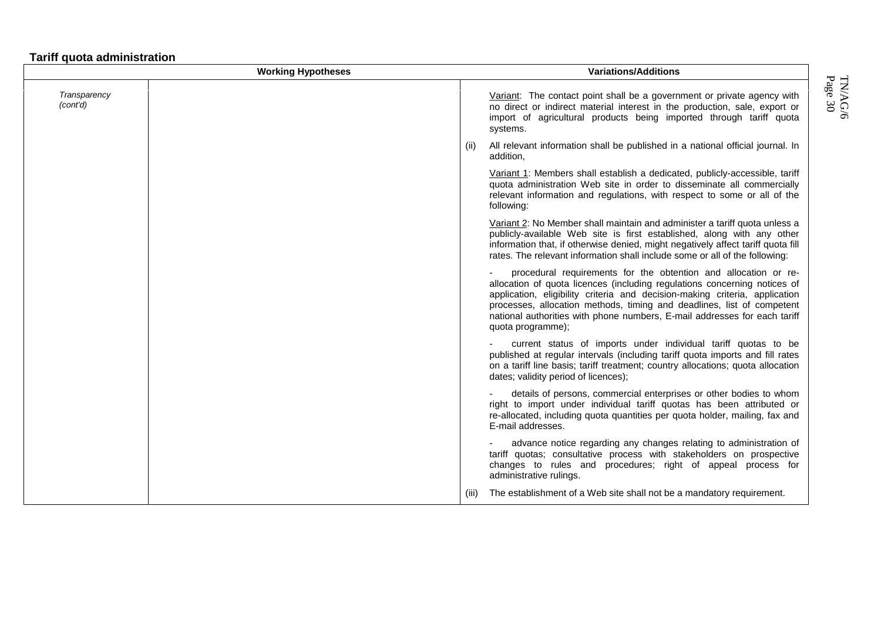**Tariff quota administration**

| Working Hypotheses | | Variations/Additions |
|---|---|---|
| *Transparency (cont'd)* | | Variant: The contact point shall be a government or private agency with no direct or indirect material interest in the production, sale, export or import of agricultural products being imported through tariff quota systems. |
| | | (ii) All relevant information shall be published in a national official journal. In addition, |
| | | Variant 1: Members shall establish a dedicated, publicly-accessible, tariff quota administration Web site in order to disseminate all commercially relevant information and regulations, with respect to some or all of the following: |
| | | Variant 2: No Member shall maintain and administer a tariff quota unless a publicly-available Web site is first established, along with any other information that, if otherwise denied, might negatively affect tariff quota fill rates. The relevant information shall include some or all of the following: |
| | | - procedural requirements for the obtention and allocation or re-allocation of quota licences (including regulations concerning notices of application, eligibility criteria and decision-making criteria, application processes, allocation methods, timing and deadlines, list of competent national authorities with phone numbers, E-mail addresses for each tariff quota programme); |
| | | - current status of imports under individual tariff quotas to be published at regular intervals (including tariff quota imports and fill rates on a tariff line basis; tariff treatment; country allocations; quota allocation dates; validity period of licences); |
| | | - details of persons, commercial enterprises or other bodies to whom right to import under individual tariff quotas has been attributed or re-allocated, including quota quantities per quota holder, mailing, fax and E-mail addresses. |
| | | - advance notice regarding any changes relating to administration of tariff quotas; consultative process with stakeholders on prospective changes to rules and procedures; right of appeal process for administrative rulings. |
| | | (iii) The establishment of a Web site shall not be a mandatory requirement. |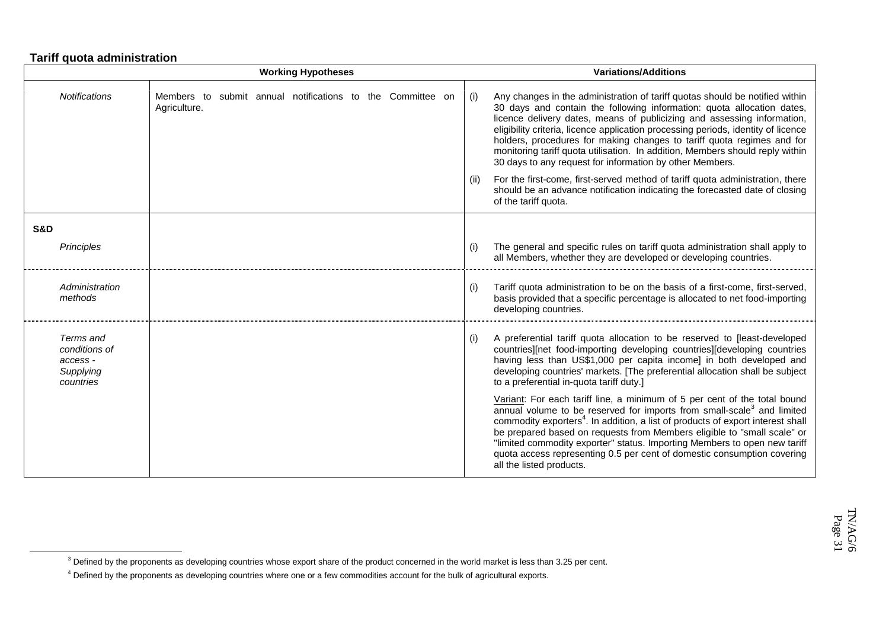**Tariff quota administration**

| | Working Hypotheses | Variations/Additions |
|---|---|---|
| *Notifications* | Members to submit annual notifications to the Committee on Agriculture. | (i) Any changes in the administration of tariff quotas should be notified within 30 days and contain the following information: quota allocation dates, licence delivery dates, means of publicizing and assessing information, eligibility criteria, licence application processing periods, identity of licence holders, procedures for making changes to tariff quota regimes and for monitoring tariff quota utilisation. In addition, Members should reply within 30 days to any request for information by other Members.<br><br>(ii) For the first-come, first-served method of tariff quota administration, there should be an advance notification indicating the forecasted date of closing of the tariff quota. |
| **S&D** | | |
| *Principles* | | (i) The general and specific rules on tariff quota administration shall apply to all Members, whether they are developed or developing countries. |
| *Administration methods* | | (i) Tariff quota administration to be on the basis of a first-come, first-served, basis provided that a specific percentage is allocated to net food-importing developing countries. |
| *Terms and conditions of access - Supplying countries* | | (i) A preferential tariff quota allocation to be reserved to [least-developed countries][net food-importing developing countries][developing countries having less than US$1,000 per capita income] in both developed and developing countries' markets. [The preferential allocation shall be subject to a preferential in-quota tariff duty.]<br><br>Variant: For each tariff line, a minimum of 5 per cent of the total bound annual volume to be reserved for imports from small-scale[3] and limited commodity exporters[4]. In addition, a list of products of export interest shall be prepared based on requests from Members eligible to "small scale" or "limited commodity exporter" status. Importing Members to open new tariff quota access representing 0.5 per cent of domestic consumption covering all the listed products. |

[3] Defined by the proponents as developing countries whose export share of the product concerned in the world market is less than 3.25 per cent.

[4] Defined by the proponents as developing countries where one or a few commodities account for the bulk of agricultural exports.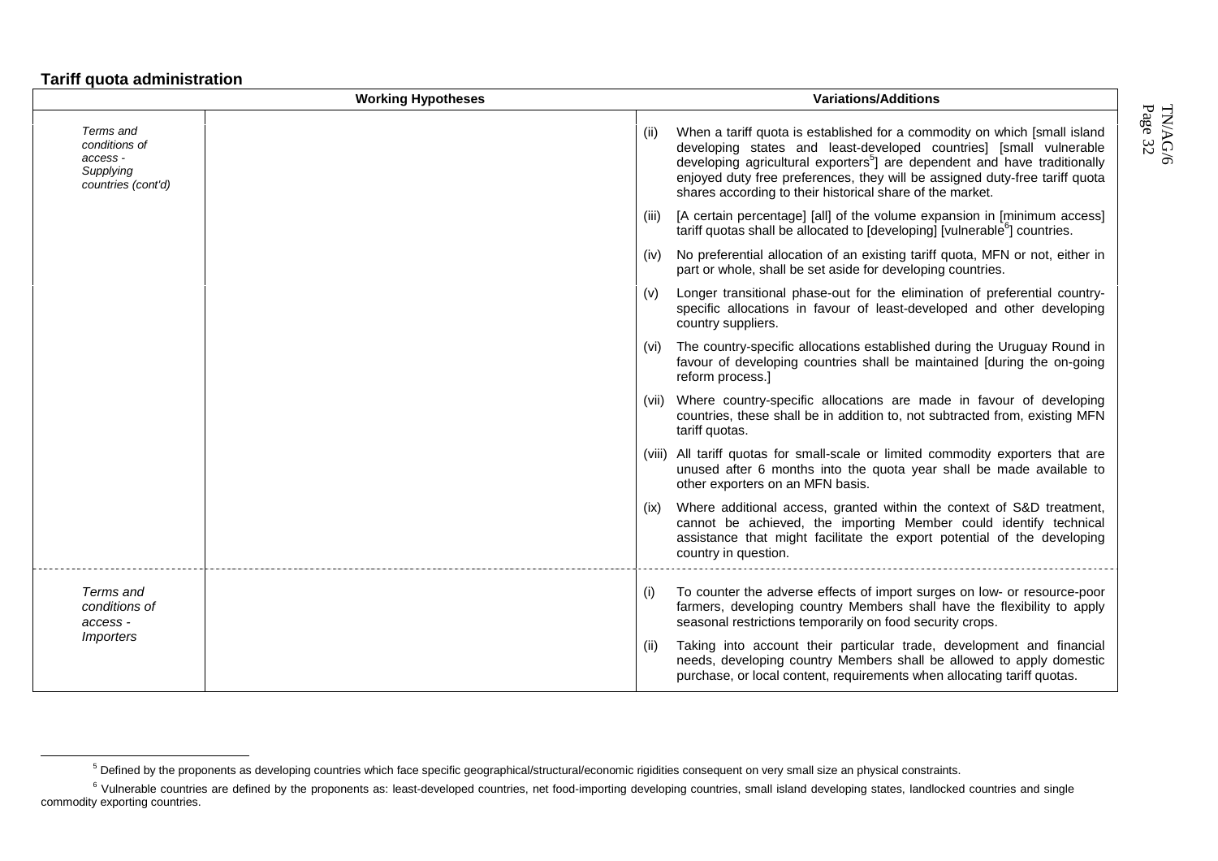**Tariff quota administration**

| | Working Hypotheses | Variations/Additions |
|---|---|---|
| *Terms and conditions of access - Supplying countries (cont'd)* | | (ii) When a tariff quota is established for a commodity on which [small island developing states and least-developed countries] [small vulnerable developing agricultural exporters[5]] are dependent and have traditionally enjoyed duty free preferences, they will be assigned duty-free tariff quota shares according to their historical share of the market. |
| | | (iii) [A certain percentage] [all] of the volume expansion in [minimum access] tariff quotas shall be allocated to [developing] [vulnerable[6]] countries. |
| | | (iv) No preferential allocation of an existing tariff quota, MFN or not, either in part or whole, shall be set aside for developing countries. |
| | | (v) Longer transitional phase-out for the elimination of preferential country-specific allocations in favour of least-developed and other developing country suppliers. |
| | | (vi) The country-specific allocations established during the Uruguay Round in favour of developing countries shall be maintained [during the on-going reform process.] |
| | | (vii) Where country-specific allocations are made in favour of developing countries, these shall be in addition to, not subtracted from, existing MFN tariff quotas. |
| | | (viii) All tariff quotas for small-scale or limited commodity exporters that are unused after 6 months into the quota year shall be made available to other exporters on an MFN basis. |
| | | (ix) Where additional access, granted within the context of S&D treatment, cannot be achieved, the importing Member could identify technical assistance that might facilitate the export potential of the developing country in question. |
| *Terms and conditions of access - Importers* | | (i) To counter the adverse effects of import surges on low- or resource-poor farmers, developing country Members shall have the flexibility to apply seasonal restrictions temporarily on food security crops. |
| | | (ii) Taking into account their particular trade, development and financial needs, developing country Members shall be allowed to apply domestic purchase, or local content, requirements when allocating tariff quotas. |

[5] Defined by the proponents as developing countries which face specific geographical/structural/economic rigidities consequent on very small size an physical constraints.

[6] Vulnerable countries are defined by the proponents as: least-developed countries, net food-importing developing countries, small island developing states, landlocked countries and single commodity exporting countries.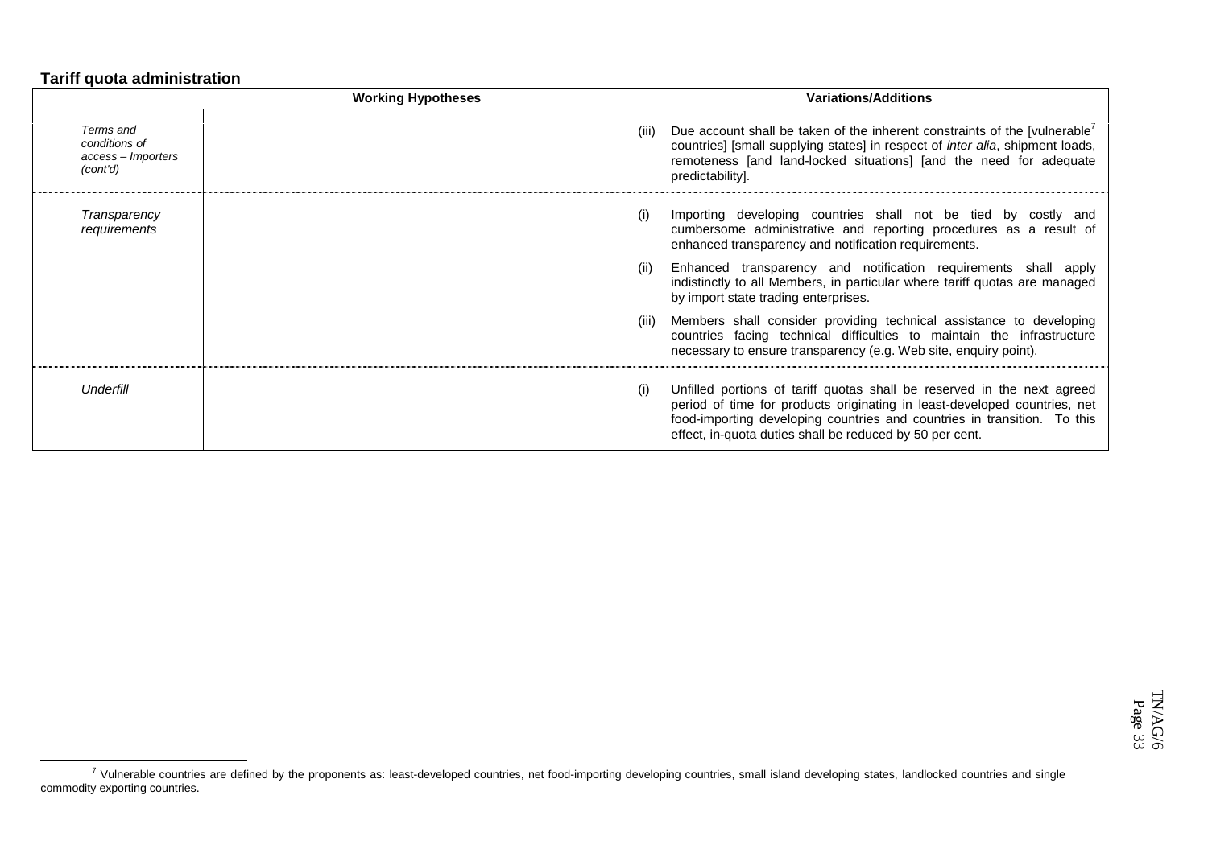**Tariff quota administration**

| | Working Hypotheses | Variations/Additions |
|---|---|---|
| *Terms and conditions of access – Importers (cont'd)* | | (iii) Due account shall be taken of the inherent constraints of the [vulnerable[7] countries] [small supplying states] in respect of *inter alia*, shipment loads, remoteness [and land-locked situations] [and the need for adequate predictability]. |
| *Transparency requirements* | | (i) Importing developing countries shall not be tied by costly and cumbersome administrative and reporting procedures as a result of enhanced transparency and notification requirements.<br><br>(ii) Enhanced transparency and notification requirements shall apply indistinctly to all Members, in particular where tariff quotas are managed by import state trading enterprises.<br><br>(iii) Members shall consider providing technical assistance to developing countries facing technical difficulties to maintain the infrastructure necessary to ensure transparency (e.g. Web site, enquiry point). |
| *Underfill* | | (i) Unfilled portions of tariff quotas shall be reserved in the next agreed period of time for products originating in least-developed countries, net food-importing developing countries and countries in transition. To this effect, in-quota duties shall be reduced by 50 per cent. |

[7] Vulnerable countries are defined by the proponents as: least-developed countries, net food-importing developing countries, small island developing states, landlocked countries and single commodity exporting countries.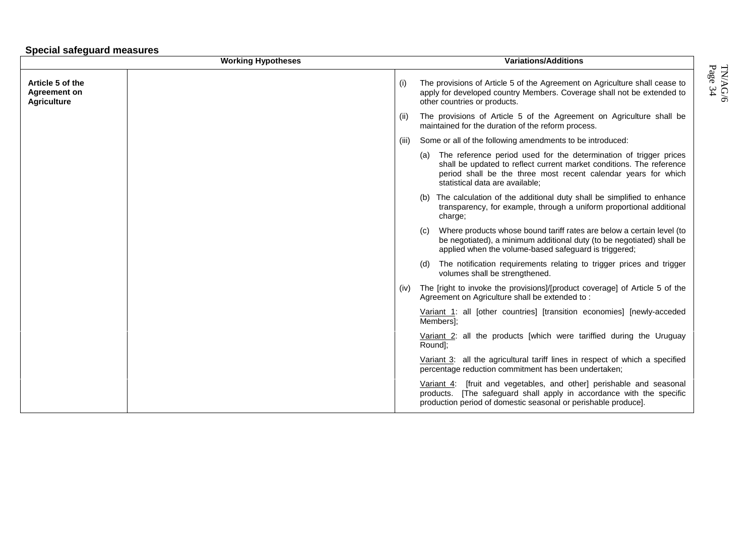**Special safeguard measures**

| Working Hypotheses | | Variations/Additions |
|---|---|---|
| **Article 5 of the Agreement on Agriculture** | | (i) The provisions of Article 5 of the Agreement on Agriculture shall cease to apply for developed country Members. Coverage shall not be extended to other countries or products. |
| | | (ii) The provisions of Article 5 of the Agreement on Agriculture shall be maintained for the duration of the reform process. |
| | | (iii) Some or all of the following amendments to be introduced: |
| | | (a) The reference period used for the determination of trigger prices shall be updated to reflect current market conditions. The reference period shall be the three most recent calendar years for which statistical data are available; |
| | | (b) The calculation of the additional duty shall be simplified to enhance transparency, for example, through a uniform proportional additional charge; |
| | | (c) Where products whose bound tariff rates are below a certain level (to be negotiated), a minimum additional duty (to be negotiated) shall be applied when the volume-based safeguard is triggered; |
| | | (d) The notification requirements relating to trigger prices and trigger volumes shall be strengthened. |
| | | (iv) The [right to invoke the provisions]/[product coverage] of Article 5 of the Agreement on Agriculture shall be extended to : |
| | | Variant 1: all [other countries] [transition economies] [newly-acceded Members]; |
| | | Variant 2: all the products [which were tariffied during the Uruguay Round]; |
| | | Variant 3: all the agricultural tariff lines in respect of which a specified percentage reduction commitment has been undertaken; |
| | | Variant 4: [fruit and vegetables, and other] perishable and seasonal products. [The safeguard shall apply in accordance with the specific production period of domestic seasonal or perishable produce]. |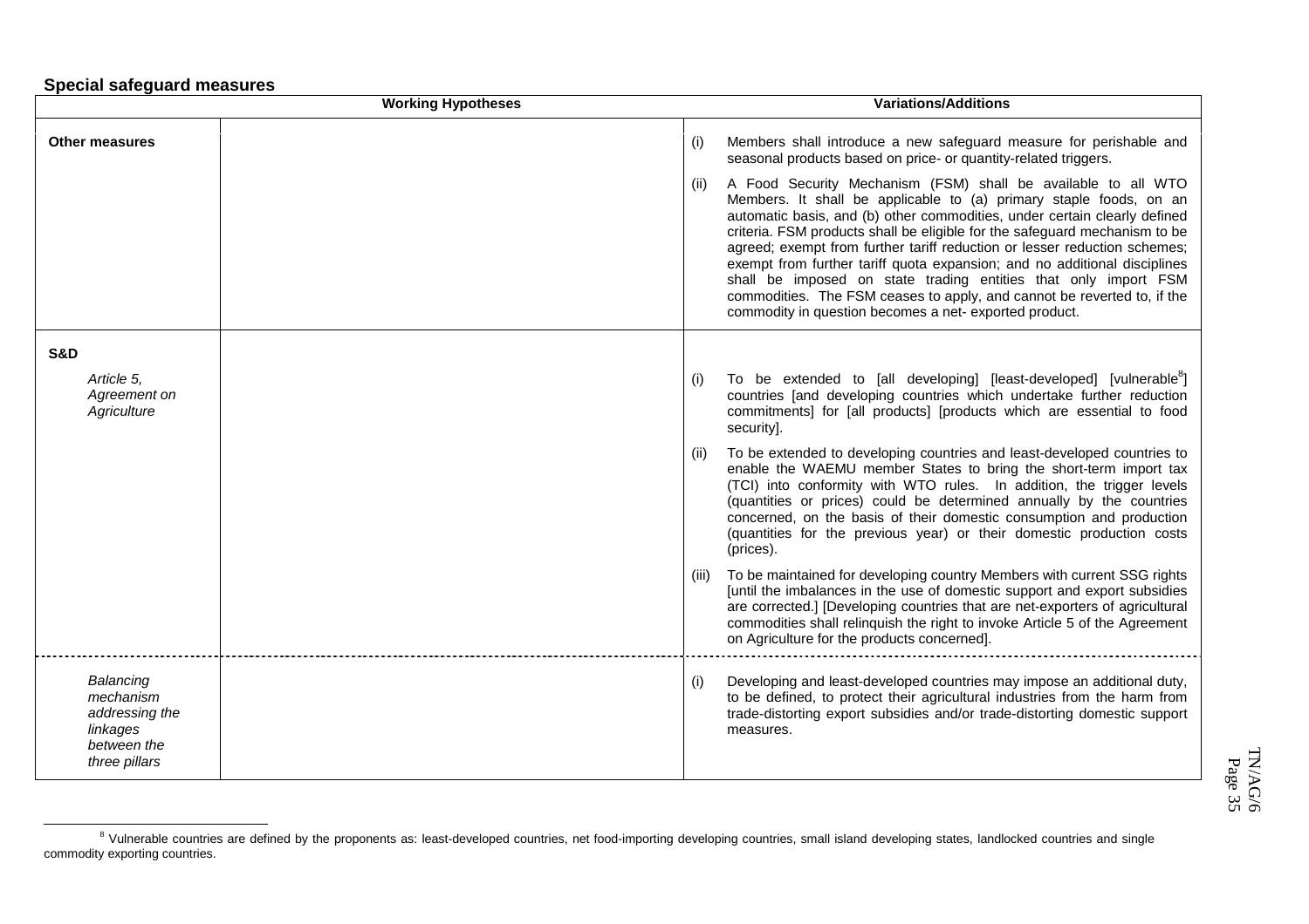**Special safeguard measures**

| | Working Hypotheses | Variations/Additions |
|---|---|---|
| **Other measures** | | (i) Members shall introduce a new safeguard measure for perishable and seasonal products based on price- or quantity-related triggers. |
| | | (ii) A Food Security Mechanism (FSM) shall be available to all WTO Members. It shall be applicable to (a) primary staple foods, on an automatic basis, and (b) other commodities, under certain clearly defined criteria. FSM products shall be eligible for the safeguard mechanism to be agreed; exempt from further tariff reduction or lesser reduction schemes; exempt from further tariff quota expansion; and no additional disciplines shall be imposed on state trading entities that only import FSM commodities. The FSM ceases to apply, and cannot be reverted to, if the commodity in question becomes a net- exported product. |
| **S&D** | | |
| *Article 5, Agreement on Agriculture* | | (i) To be extended to [all developing] [least-developed] [vulnerable[8]] countries [and developing countries which undertake further reduction commitments] for [all products] [products which are essential to food security]. |
| | | (ii) To be extended to developing countries and least-developed countries to enable the WAEMU member States to bring the short-term import tax (TCI) into conformity with WTO rules. In addition, the trigger levels (quantities or prices) could be determined annually by the countries concerned, on the basis of their domestic consumption and production (quantities for the previous year) or their domestic production costs (prices). |
| | | (iii) To be maintained for developing country Members with current SSG rights [until the imbalances in the use of domestic support and export subsidies are corrected.] [Developing countries that are net-exporters of agricultural commodities shall relinquish the right to invoke Article 5 of the Agreement on Agriculture for the products concerned]. |
| *Balancing mechanism addressing the linkages between the three pillars* | | (i) Developing and least-developed countries may impose an additional duty, to be defined, to protect their agricultural industries from the harm from trade-distorting export subsidies and/or trade-distorting domestic support measures. |

[8] Vulnerable countries are defined by the proponents as: least-developed countries, net food-importing developing countries, small island developing states, landlocked countries and single commodity exporting countries.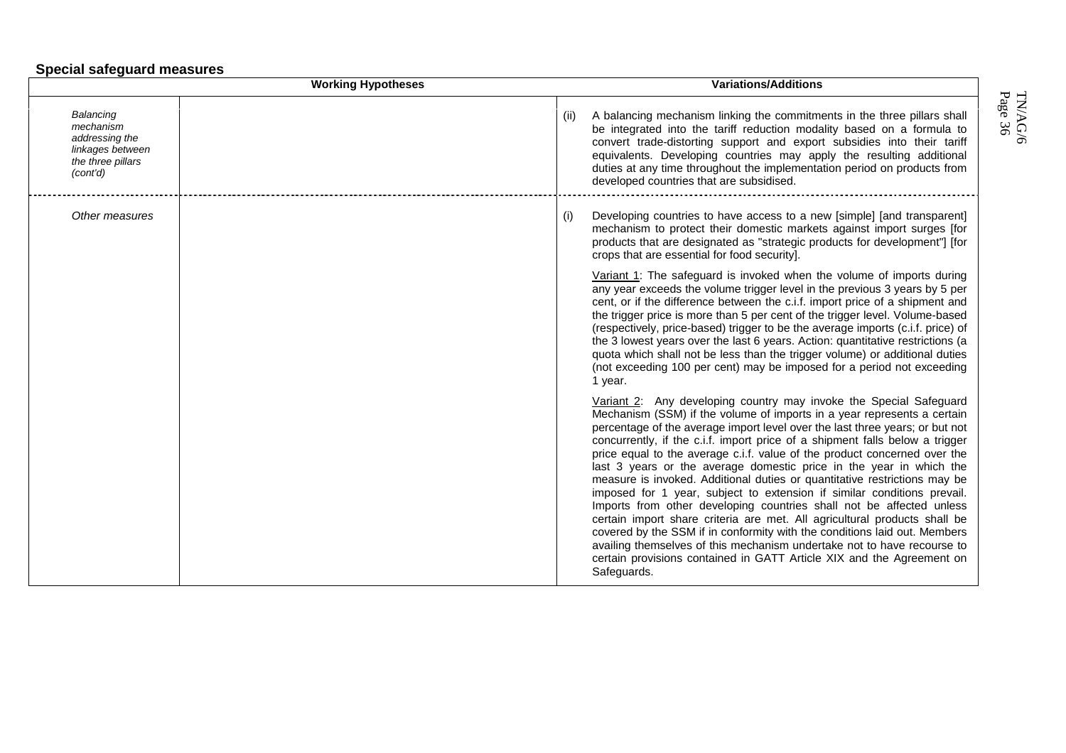**Special safeguard measures**

| | Working Hypotheses | Variations/Additions |
|---|---|---|
| *Balancing mechanism addressing the linkages between the three pillars (cont'd)* | | (ii) A balancing mechanism linking the commitments in the three pillars shall be integrated into the tariff reduction modality based on a formula to convert trade-distorting support and export subsidies into their tariff equivalents. Developing countries may apply the resulting additional duties at any time throughout the implementation period on products from developed countries that are subsidised. |
| *Other measures* | | (i) Developing countries to have access to a new [simple] [and transparent] mechanism to protect their domestic markets against import surges [for products that are designated as "strategic products for development"] [for crops that are essential for food security]. |
| | | Variant 1: The safeguard is invoked when the volume of imports during any year exceeds the volume trigger level in the previous 3 years by 5 per cent, or if the difference between the c.i.f. import price of a shipment and the trigger price is more than 5 per cent of the trigger level. Volume-based (respectively, price-based) trigger to be the average imports (c.i.f. price) of the 3 lowest years over the last 6 years. Action: quantitative restrictions (a quota which shall not be less than the trigger volume) or additional duties (not exceeding 100 per cent) may be imposed for a period not exceeding 1 year. |
| | | Variant 2: Any developing country may invoke the Special Safeguard Mechanism (SSM) if the volume of imports in a year represents a certain percentage of the average import level over the last three years; or but not concurrently, if the c.i.f. import price of a shipment falls below a trigger price equal to the average c.i.f. value of the product concerned over the last 3 years or the average domestic price in the year in which the measure is invoked. Additional duties or quantitative restrictions may be imposed for 1 year, subject to extension if similar conditions prevail. Imports from other developing countries shall not be affected unless certain import share criteria are met. All agricultural products shall be covered by the SSM if in conformity with the conditions laid out. Members availing themselves of this mechanism undertake not to have recourse to certain provisions contained in GATT Article XIX and the Agreement on Safeguards. |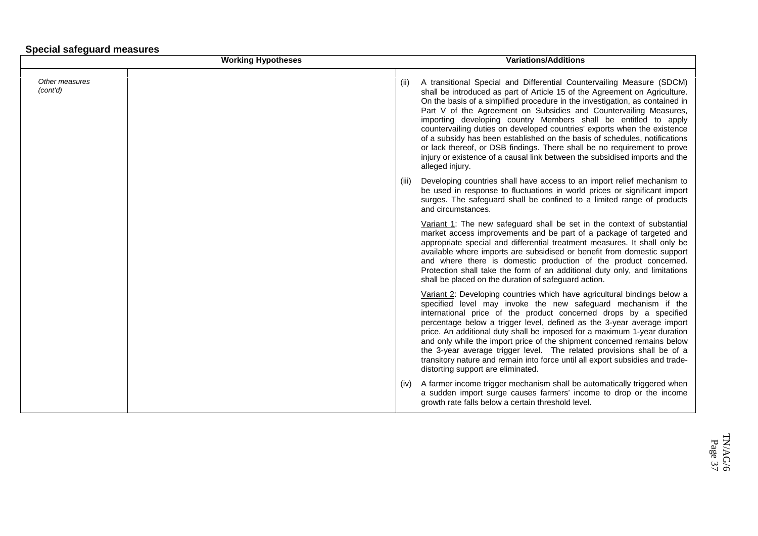## Special safeguard measures

| | Working Hypotheses | Variations/Additions |
|---|---|---|
| *Other measures (cont'd)* | | (ii) A transitional Special and Differential Countervailing Measure (SDCM) shall be introduced as part of Article 15 of the Agreement on Agriculture. On the basis of a simplified procedure in the investigation, as contained in Part V of the Agreement on Subsidies and Countervailing Measures, importing developing country Members shall be entitled to apply countervailing duties on developed countries' exports when the existence of a subsidy has been established on the basis of schedules, notifications or lack thereof, or DSB findings. There shall be no requirement to prove injury or existence of a causal link between the subsidised imports and the alleged injury. |
| | | (iii) Developing countries shall have access to an import relief mechanism to be used in response to fluctuations in world prices or significant import surges. The safeguard shall be confined to a limited range of products and circumstances. |
| | | Variant 1: The new safeguard shall be set in the context of substantial market access improvements and be part of a package of targeted and appropriate special and differential treatment measures. It shall only be available where imports are subsidised or benefit from domestic support and where there is domestic production of the product concerned. Protection shall take the form of an additional duty only, and limitations shall be placed on the duration of safeguard action. |
| | | Variant 2: Developing countries which have agricultural bindings below a specified level may invoke the new safeguard mechanism if the international price of the product concerned drops by a specified percentage below a trigger level, defined as the 3-year average import price. An additional duty shall be imposed for a maximum 1-year duration and only while the import price of the shipment concerned remains below the 3-year average trigger level. The related provisions shall be of a transitory nature and remain into force until all export subsidies and trade-distorting support are eliminated. |
| | | (iv) A farmer income trigger mechanism shall be automatically triggered when a sudden import surge causes farmers' income to drop or the income growth rate falls below a certain threshold level. |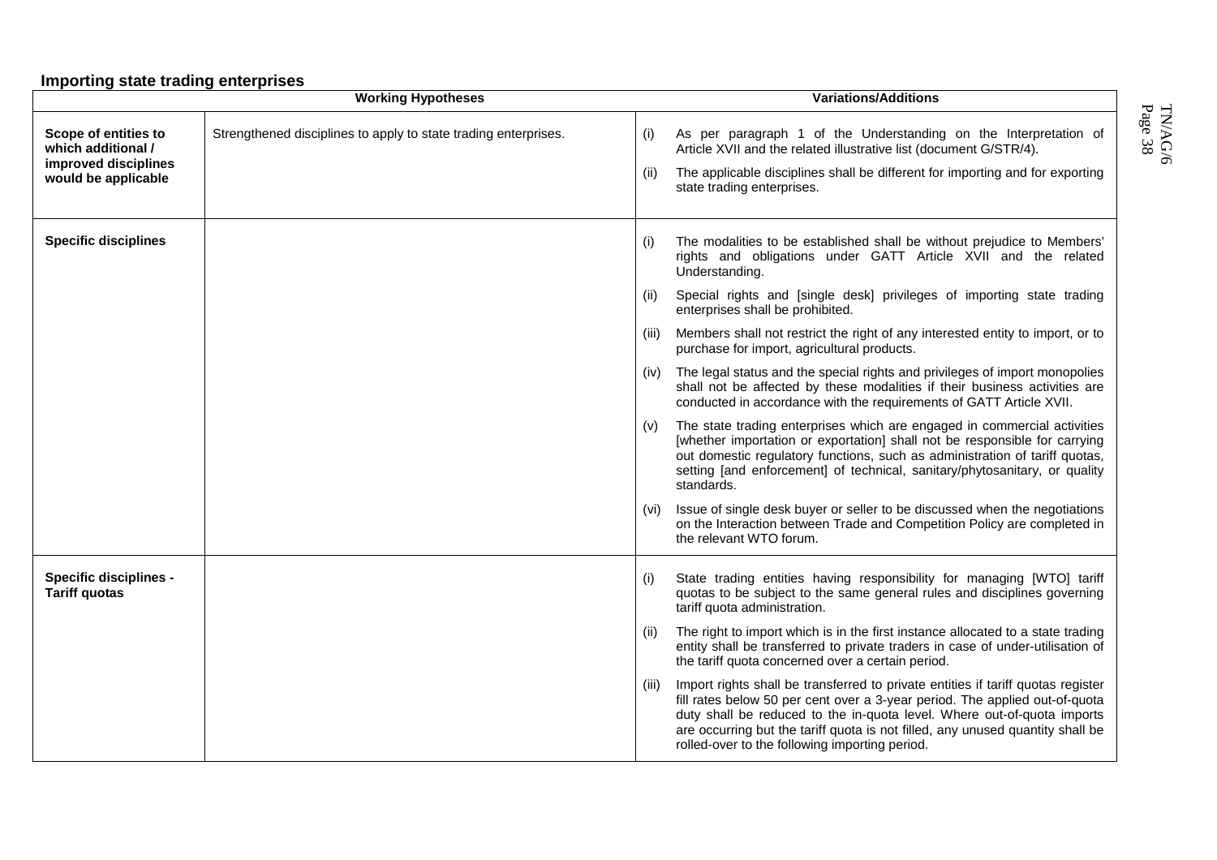**Importing state trading enterprises**

| | Working Hypotheses | Variations/Additions |
|---|---|---|
| **Scope of entities to which additional / improved disciplines would be applicable** | Strengthened disciplines to apply to state trading enterprises. | (i) As per paragraph 1 of the Understanding on the Interpretation of Article XVII and the related illustrative list (document G/STR/4).<br><br>(ii) The applicable disciplines shall be different for importing and for exporting state trading enterprises. |
| **Specific disciplines** | | (i) The modalities to be established shall be without prejudice to Members' rights and obligations under GATT Article XVII and the related Understanding.<br><br>(ii) Special rights and [single desk] privileges of importing state trading enterprises shall be prohibited.<br><br>(iii) Members shall not restrict the right of any interested entity to import, or to purchase for import, agricultural products.<br><br>(iv) The legal status and the special rights and privileges of import monopolies shall not be affected by these modalities if their business activities are conducted in accordance with the requirements of GATT Article XVII.<br><br>(v) The state trading enterprises which are engaged in commercial activities [whether importation or exportation] shall not be responsible for carrying out domestic regulatory functions, such as administration of tariff quotas, setting [and enforcement] of technical, sanitary/phytosanitary, or quality standards.<br><br>(vi) Issue of single desk buyer or seller to be discussed when the negotiations on the Interaction between Trade and Competition Policy are completed in the relevant WTO forum. |
| **Specific disciplines - Tariff quotas** | | (i) State trading entities having responsibility for managing [WTO] tariff quotas to be subject to the same general rules and disciplines governing tariff quota administration.<br><br>(ii) The right to import which is in the first instance allocated to a state trading entity shall be transferred to private traders in case of under-utilisation of the tariff quota concerned over a certain period.<br><br>(iii) Import rights shall be transferred to private entities if tariff quotas register fill rates below 50 per cent over a 3-year period. The applied out-of-quota duty shall be reduced to the in-quota level. Where out-of-quota imports are occurring but the tariff quota is not filled, any unused quantity shall be rolled-over to the following importing period. |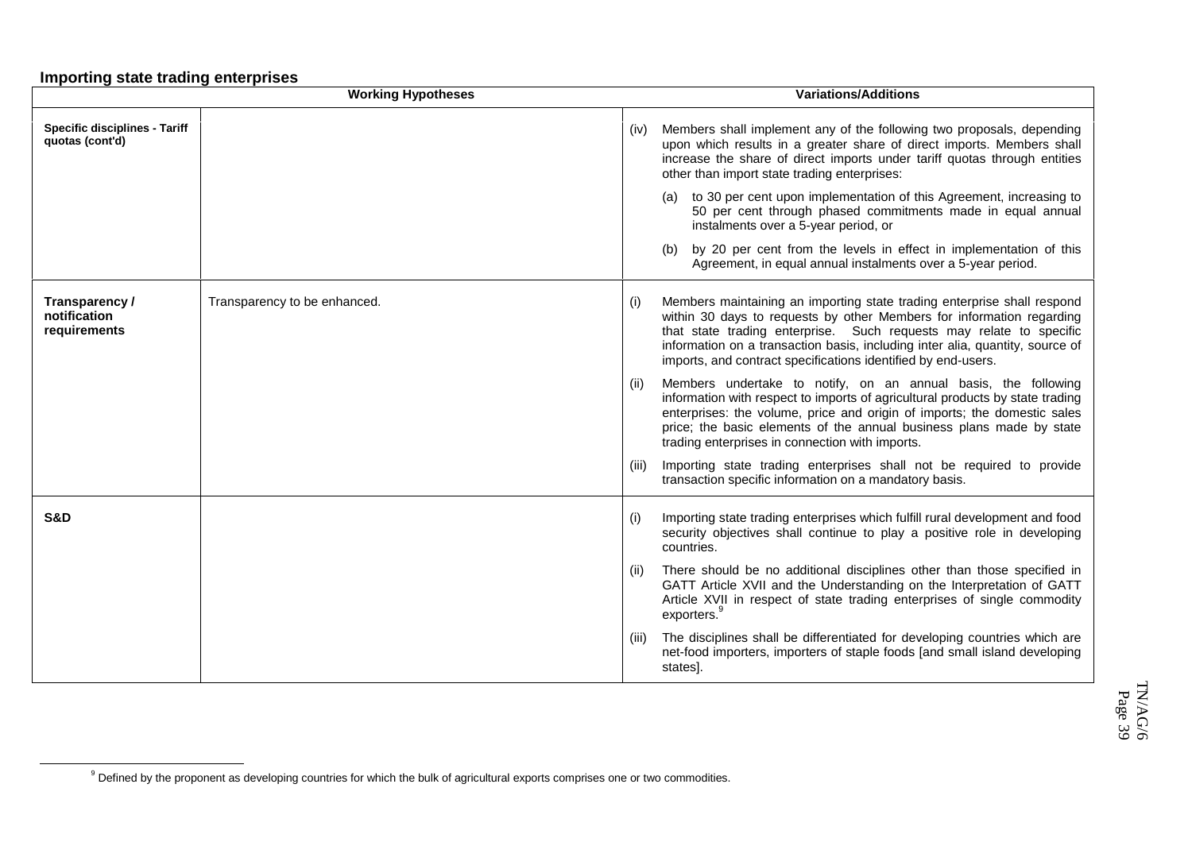**Importing state trading enterprises**

| | Working Hypotheses | Variations/Additions |
|---|---|---|
| **Specific disciplines - Tariff quotas (cont'd)** | | (iv) Members shall implement any of the following two proposals, depending upon which results in a greater share of direct imports. Members shall increase the share of direct imports under tariff quotas through entities other than import state trading enterprises:<br><br>(a) to 30 per cent upon implementation of this Agreement, increasing to 50 per cent through phased commitments made in equal annual instalments over a 5-year period, or<br><br>(b) by 20 per cent from the levels in effect in implementation of this Agreement, in equal annual instalments over a 5-year period. |
| **Transparency / notification requirements** | Transparency to be enhanced. | (i) Members maintaining an importing state trading enterprise shall respond within 30 days to requests by other Members for information regarding that state trading enterprise. Such requests may relate to specific information on a transaction basis, including inter alia, quantity, source of imports, and contract specifications identified by end-users.<br><br>(ii) Members undertake to notify, on an annual basis, the following information with respect to imports of agricultural products by state trading enterprises: the volume, price and origin of imports; the domestic sales price; the basic elements of the annual business plans made by state trading enterprises in connection with imports.<br><br>(iii) Importing state trading enterprises shall not be required to provide transaction specific information on a mandatory basis. |
| **S&D** | | (i) Importing state trading enterprises which fulfill rural development and food security objectives shall continue to play a positive role in developing countries.<br><br>(ii) There should be no additional disciplines other than those specified in GATT Article XVII and the Understanding on the Interpretation of GATT Article XVII in respect of state trading enterprises of single commodity exporters.[9]<br><br>(iii) The disciplines shall be differentiated for developing countries which are net-food importers, importers of staple foods [and small island developing states]. |

[9] Defined by the proponent as developing countries for which the bulk of agricultural exports comprises one or two commodities.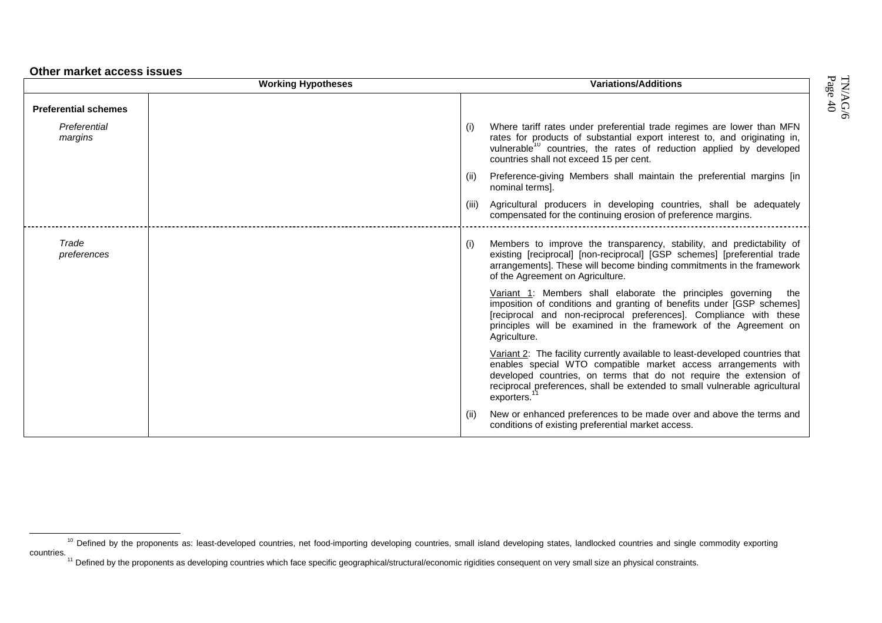**Other market access issues**

| | Working Hypotheses | Variations/Additions |
|---|---|---|
| **Preferential schemes** | | |
| *Preferential margins* | | (i) Where tariff rates under preferential trade regimes are lower than MFN rates for products of substantial export interest to, and originating in, vulnerable[10] countries, the rates of reduction applied by developed countries shall not exceed 15 per cent. |
| | | (ii) Preference-giving Members shall maintain the preferential margins [in nominal terms]. |
| | | (iii) Agricultural producers in developing countries, shall be adequately compensated for the continuing erosion of preference margins. |
| *Trade preferences* | | (i) Members to improve the transparency, stability, and predictability of existing [reciprocal] [non-reciprocal] [GSP schemes] [preferential trade arrangements]. These will become binding commitments in the framework of the Agreement on Agriculture. |
| | | Variant 1: Members shall elaborate the principles governing the imposition of conditions and granting of benefits under [GSP schemes] [reciprocal and non-reciprocal preferences]. Compliance with these principles will be examined in the framework of the Agreement on Agriculture. |
| | | Variant 2: The facility currently available to least-developed countries that enables special WTO compatible market access arrangements with developed countries, on terms that do not require the extension of reciprocal preferences, shall be extended to small vulnerable agricultural exporters.[11] |
| | | (ii) New or enhanced preferences to be made over and above the terms and conditions of existing preferential market access. |

[10] Defined by the proponents as: least-developed countries, net food-importing developing countries, small island developing states, landlocked countries and single commodity exporting countries.

[11] Defined by the proponents as developing countries which face specific geographical/structural/economic rigidities consequent on very small size an physical constraints.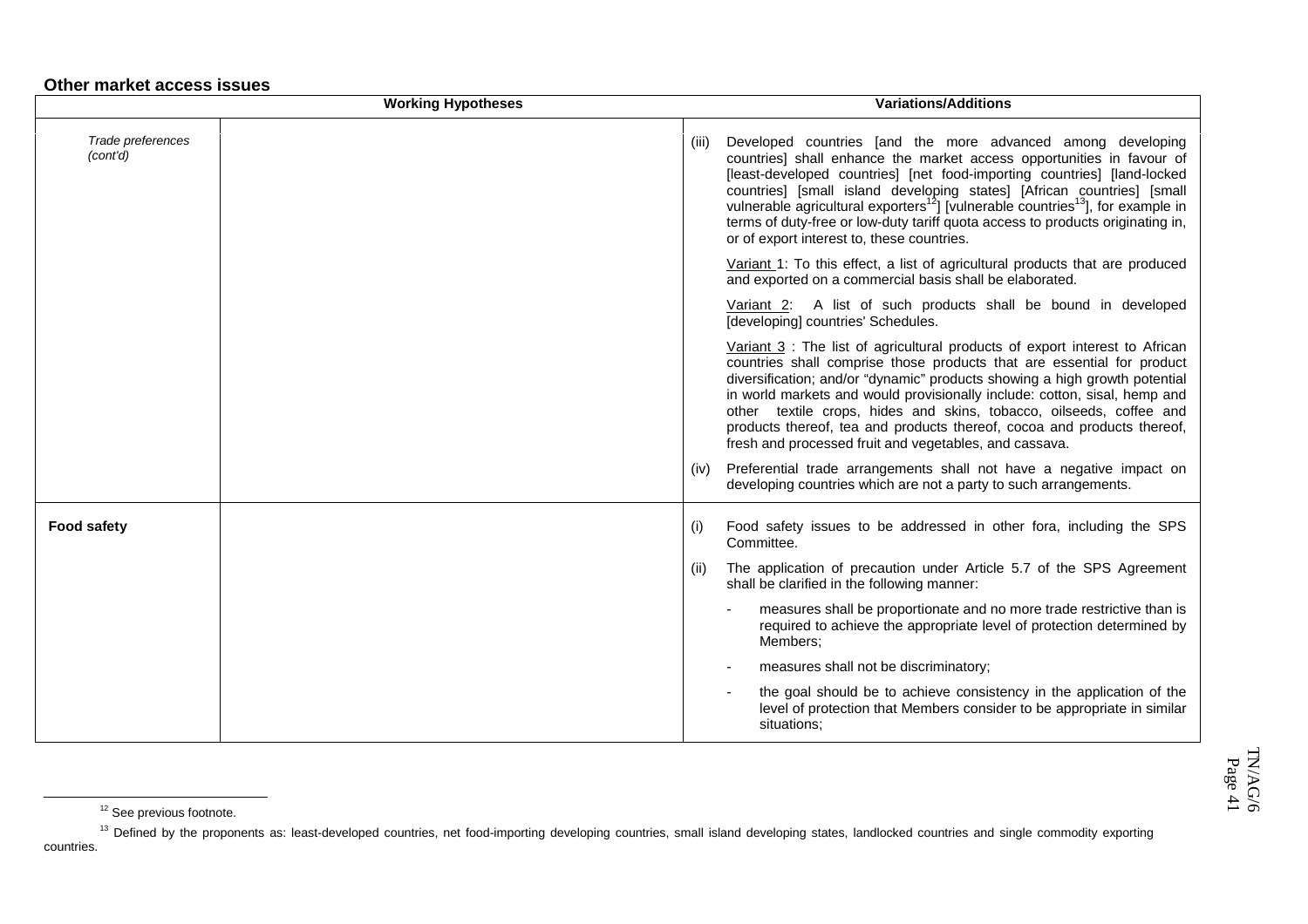**Other market access issues**

| | Working Hypotheses | Variations/Additions |
|---|---|---|
| *Trade preferences (cont'd)* | | (iii) Developed countries [and the more advanced among developing countries] shall enhance the market access opportunities in favour of [least-developed countries] [net food-importing countries] [land-locked countries] [small island developing states] [African countries] [small vulnerable agricultural exporters[12]] [vulnerable countries[13]], for example in terms of duty-free or low-duty tariff quota access to products originating in, or of export interest to, these countries. |
| | | Variant 1: To this effect, a list of agricultural products that are produced and exported on a commercial basis shall be elaborated. |
| | | Variant 2: A list of such products shall be bound in developed [developing] countries' Schedules. |
| | | Variant 3 : The list of agricultural products of export interest to African countries shall comprise those products that are essential for product diversification; and/or "dynamic" products showing a high growth potential in world markets and would provisionally include: cotton, sisal, hemp and other textile crops, hides and skins, tobacco, oilseeds, coffee and products thereof, tea and products thereof, cocoa and products thereof, fresh and processed fruit and vegetables, and cassava. |
| | | (iv) Preferential trade arrangements shall not have a negative impact on developing countries which are not a party to such arrangements. |
| **Food safety** | | (i) Food safety issues to be addressed in other fora, including the SPS Committee. |
| | | (ii) The application of precaution under Article 5.7 of the SPS Agreement shall be clarified in the following manner: |
| | | - measures shall be proportionate and no more trade restrictive than is required to achieve the appropriate level of protection determined by Members; |
| | | - measures shall not be discriminatory; |
| | | - the goal should be to achieve consistency in the application of the level of protection that Members consider to be appropriate in similar situations; |

[12] See previous footnote.

[13] Defined by the proponents as: least-developed countries, net food-importing developing countries, small island developing states, landlocked countries and single commodity exporting countries.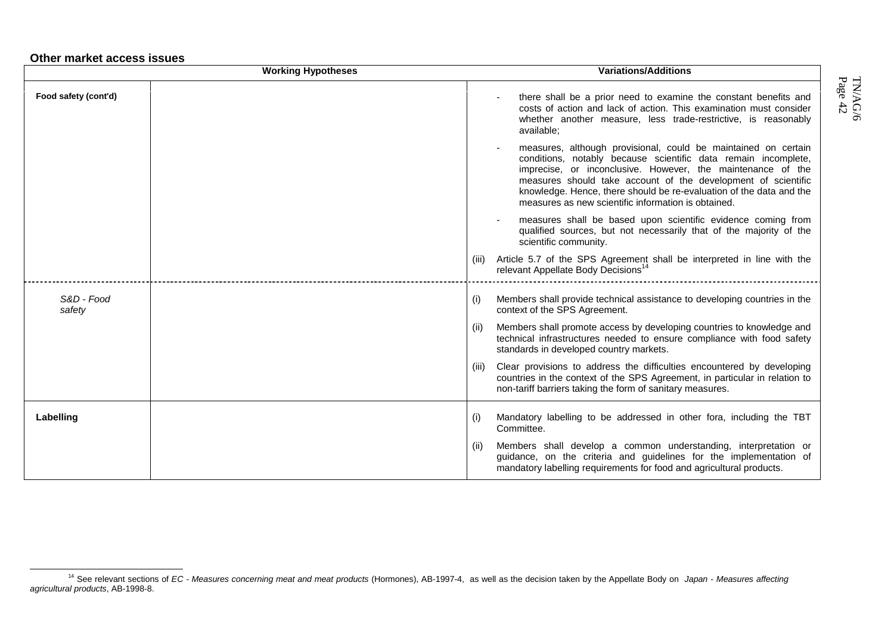**Other market access issues**

| | Working Hypotheses | Variations/Additions |
|---|---|---|
| **Food safety (cont'd)** | | - there shall be a prior need to examine the constant benefits and costs of action and lack of action. This examination must consider whether another measure, less trade-restrictive, is reasonably available;<br><br>- measures, although provisional, could be maintained on certain conditions, notably because scientific data remain incomplete, imprecise, or inconclusive. However, the maintenance of the measures should take account of the development of scientific knowledge. Hence, there should be re-evaluation of the data and the measures as new scientific information is obtained.<br><br>- measures shall be based upon scientific evidence coming from qualified sources, but not necessarily that of the majority of the scientific community.<br><br>(iii) Article 5.7 of the SPS Agreement shall be interpreted in line with the relevant Appellate Body Decisions[14] |
| *S&D - Food safety* | | (i) Members shall provide technical assistance to developing countries in the context of the SPS Agreement.<br><br>(ii) Members shall promote access by developing countries to knowledge and technical infrastructures needed to ensure compliance with food safety standards in developed country markets.<br><br>(iii) Clear provisions to address the difficulties encountered by developing countries in the context of the SPS Agreement, in particular in relation to non-tariff barriers taking the form of sanitary measures. |
| **Labelling** | | (i) Mandatory labelling to be addressed in other fora, including the TBT Committee.<br><br>(ii) Members shall develop a common understanding, interpretation or guidance, on the criteria and guidelines for the implementation of mandatory labelling requirements for food and agricultural products. |

[14] See relevant sections of *EC - Measures concerning meat and meat products* (Hormones), AB-1997-4, as well as the decision taken by the Appellate Body on *Japan - Measures affecting agricultural products*, AB-1998-8.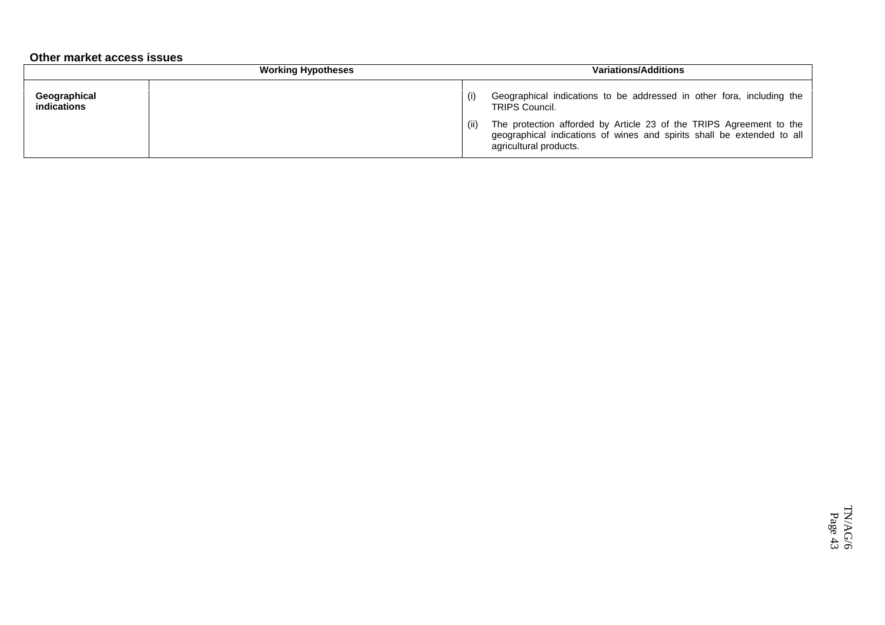**Other market access issues**

| Working Hypotheses | | Variations/Additions |
|---|---|---|
| **Geographical indications** | | (i) Geographical indications to be addressed in other fora, including the TRIPS Council.<br><br>(ii) The protection afforded by Article 23 of the TRIPS Agreement to the geographical indications of wines and spirits shall be extended to all agricultural products. |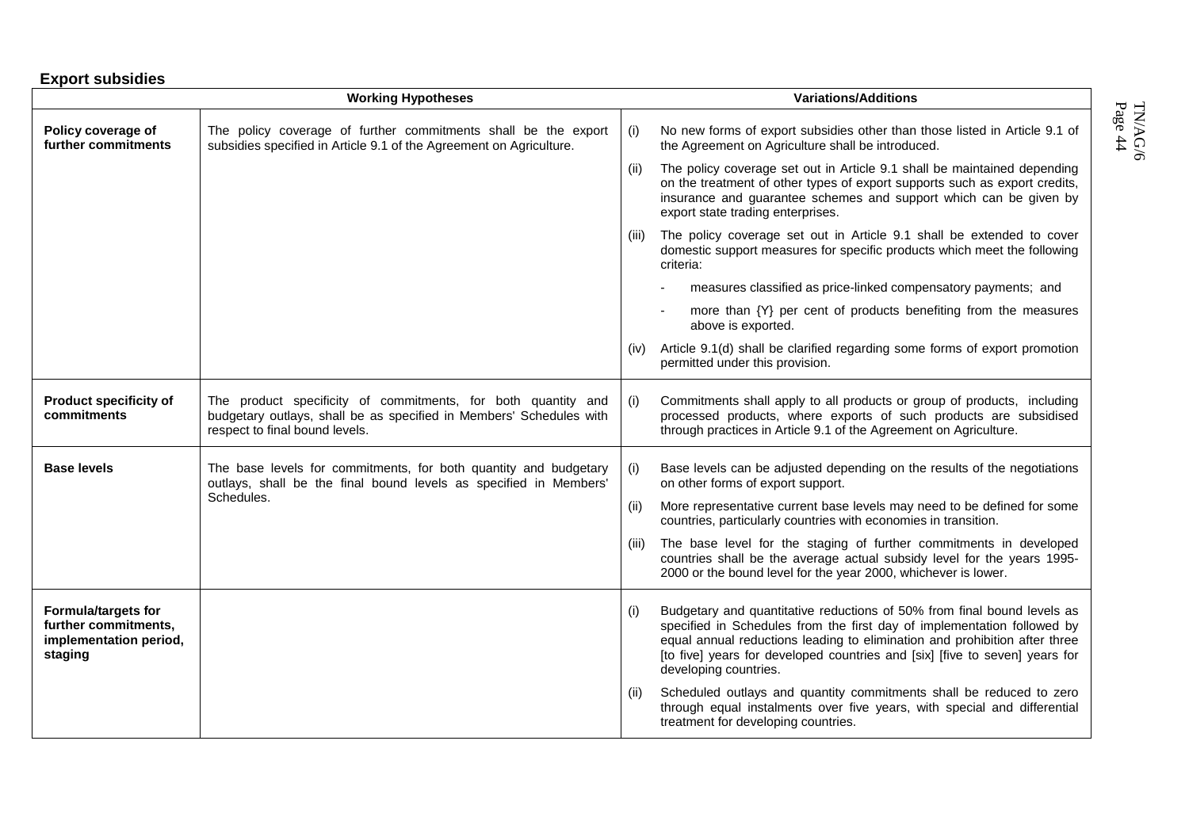**Export subsidies**

| | Working Hypotheses | Variations/Additions |
|---|---|---|
| **Policy coverage of further commitments** | The policy coverage of further commitments shall be the export subsidies specified in Article 9.1 of the Agreement on Agriculture. | (i) No new forms of export subsidies other than those listed in Article 9.1 of the Agreement on Agriculture shall be introduced.<br>(ii) The policy coverage set out in Article 9.1 shall be maintained depending on the treatment of other types of export supports such as export credits, insurance and guarantee schemes and support which can be given by export state trading enterprises.<br>(iii) The policy coverage set out in Article 9.1 shall be extended to cover domestic support measures for specific products which meet the following criteria:<br>- measures classified as price-linked compensatory payments; and<br>- more than {Y} per cent of products benefiting from the measures above is exported.<br>(iv) Article 9.1(d) shall be clarified regarding some forms of export promotion permitted under this provision. |
| **Product specificity of commitments** | The product specificity of commitments, for both quantity and budgetary outlays, shall be as specified in Members' Schedules with respect to final bound levels. | (i) Commitments shall apply to all products or group of products, including processed products, where exports of such products are subsidised through practices in Article 9.1 of the Agreement on Agriculture. |
| **Base levels** | The base levels for commitments, for both quantity and budgetary outlays, shall be the final bound levels as specified in Members' Schedules. | (i) Base levels can be adjusted depending on the results of the negotiations on other forms of export support.<br>(ii) More representative current base levels may need to be defined for some countries, particularly countries with economies in transition.<br>(iii) The base level for the staging of further commitments in developed countries shall be the average actual subsidy level for the years 1995-2000 or the bound level for the year 2000, whichever is lower. |
| **Formula/targets for further commitments, implementation period, staging** | | (i) Budgetary and quantitative reductions of 50% from final bound levels as specified in Schedules from the first day of implementation followed by equal annual reductions leading to elimination and prohibition after three [to five] years for developed countries and [six] [five to seven] years for developing countries.<br>(ii) Scheduled outlays and quantity commitments shall be reduced to zero through equal instalments over five years, with special and differential treatment for developing countries. |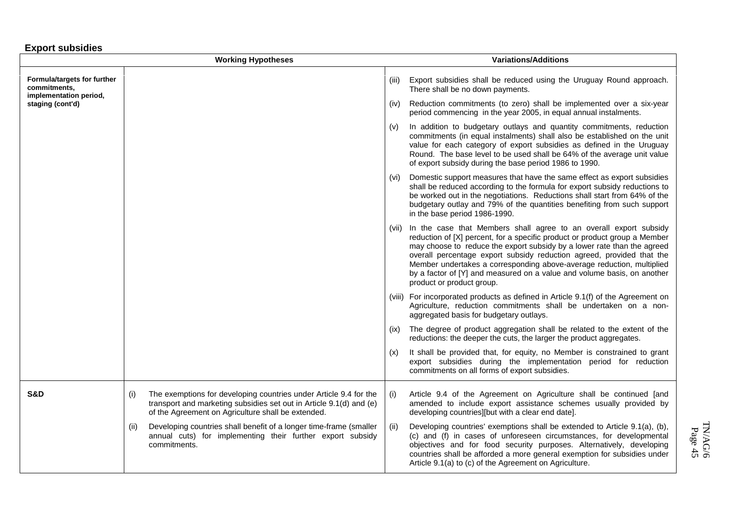## Export subsidies

| | Working Hypotheses | Variations/Additions |
|---|---|---|
| **Formula/targets for further commitments, implementation period, staging (cont'd)** | | (iii) Export subsidies shall be reduced using the Uruguay Round approach. There shall be no down payments.<br><br>(iv) Reduction commitments (to zero) shall be implemented over a six-year period commencing in the year 2005, in equal annual instalments.<br><br>(v) In addition to budgetary outlays and quantity commitments, reduction commitments (in equal instalments) shall also be established on the unit value for each category of export subsidies as defined in the Uruguay Round. The base level to be used shall be 64% of the average unit value of export subsidy during the base period 1986 to 1990.<br><br>(vi) Domestic support measures that have the same effect as export subsidies shall be reduced according to the formula for export subsidy reductions to be worked out in the negotiations. Reductions shall start from 64% of the budgetary outlay and 79% of the quantities benefiting from such support in the base period 1986-1990.<br><br>(vii) In the case that Members shall agree to an overall export subsidy reduction of [X] percent, for a specific product or product group a Member may choose to reduce the export subsidy by a lower rate than the agreed overall percentage export subsidy reduction agreed, provided that the Member undertakes a corresponding above-average reduction, multiplied by a factor of [Y] and measured on a value and volume basis, on another product or product group.<br><br>(viii) For incorporated products as defined in Article 9.1(f) of the Agreement on Agriculture, reduction commitments shall be undertaken on a non-aggregated basis for budgetary outlays.<br><br>(ix) The degree of product aggregation shall be related to the extent of the reductions: the deeper the cuts, the larger the product aggregates.<br><br>(x) It shall be provided that, for equity, no Member is constrained to grant export subsidies during the implementation period for reduction commitments on all forms of export subsidies. |
| **S&D** | (i) The exemptions for developing countries under Article 9.4 for the transport and marketing subsidies set out in Article 9.1(d) and (e) of the Agreement on Agriculture shall be extended.<br><br>(ii) Developing countries shall benefit of a longer time-frame (smaller annual cuts) for implementing their further export subsidy commitments. | (i) Article 9.4 of the Agreement on Agriculture shall be continued [and amended to include export assistance schemes usually provided by developing countries][but with a clear end date].<br><br>(ii) Developing countries' exemptions shall be extended to Article 9.1(a), (b), (c) and (f) in cases of unforeseen circumstances, for developmental objectives and for food security purposes. Alternatively, developing countries shall be afforded a more general exemption for subsidies under Article 9.1(a) to (c) of the Agreement on Agriculture. |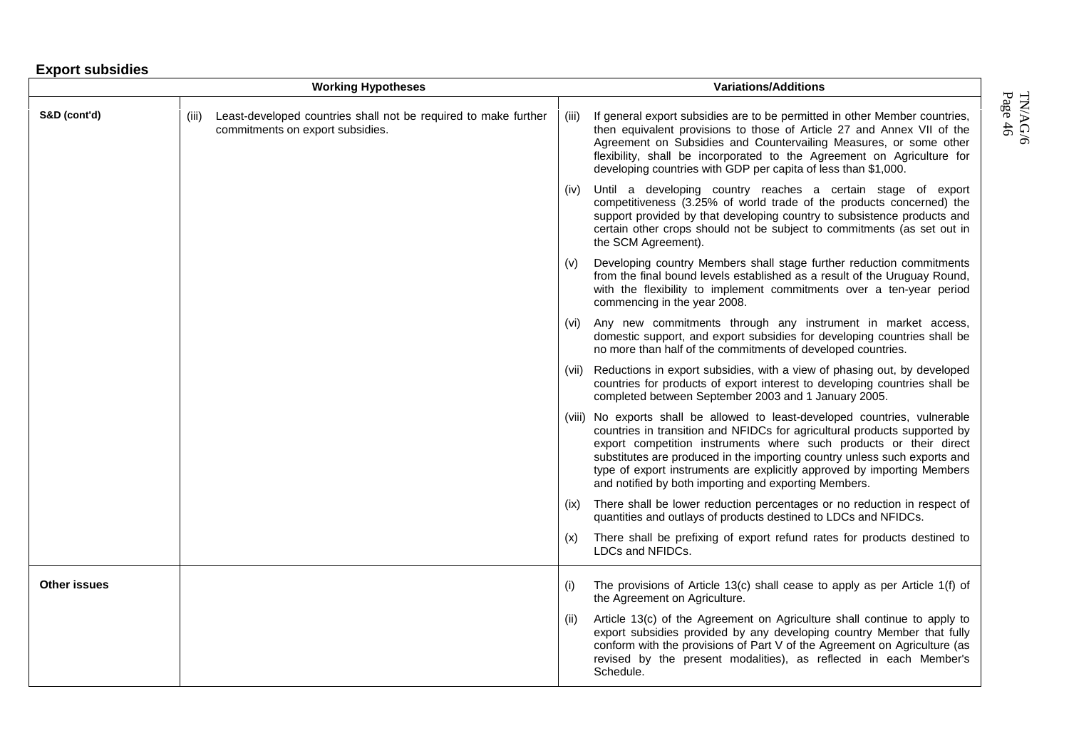**Export subsidies**

| | Working Hypotheses | Variations/Additions |
|---|---|---|
| **S&D (cont'd)** | (iii) Least-developed countries shall not be required to make further commitments on export subsidies. | (iii) If general export subsidies are to be permitted in other Member countries, then equivalent provisions to those of Article 27 and Annex VII of the Agreement on Subsidies and Countervailing Measures, or some other flexibility, shall be incorporated to the Agreement on Agriculture for developing countries with GDP per capita of less than $1,000. |
| | | (iv) Until a developing country reaches a certain stage of export competitiveness (3.25% of world trade of the products concerned) the support provided by that developing country to subsistence products and certain other crops should not be subject to commitments (as set out in the SCM Agreement). |
| | | (v) Developing country Members shall stage further reduction commitments from the final bound levels established as a result of the Uruguay Round, with the flexibility to implement commitments over a ten-year period commencing in the year 2008. |
| | | (vi) Any new commitments through any instrument in market access, domestic support, and export subsidies for developing countries shall be no more than half of the commitments of developed countries. |
| | | (vii) Reductions in export subsidies, with a view of phasing out, by developed countries for products of export interest to developing countries shall be completed between September 2003 and 1 January 2005. |
| | | (viii) No exports shall be allowed to least-developed countries, vulnerable countries in transition and NFIDCs for agricultural products supported by export competition instruments where such products or their direct substitutes are produced in the importing country unless such exports and type of export instruments are explicitly approved by importing Members and notified by both importing and exporting Members. |
| | | (ix) There shall be lower reduction percentages or no reduction in respect of quantities and outlays of products destined to LDCs and NFIDCs. |
| | | (x) There shall be prefixing of export refund rates for products destined to LDCs and NFIDCs. |
| **Other issues** | | (i) The provisions of Article 13(c) shall cease to apply as per Article 1(f) of the Agreement on Agriculture. |
| | | (ii) Article 13(c) of the Agreement on Agriculture shall continue to apply to export subsidies provided by any developing country Member that fully conform with the provisions of Part V of the Agreement on Agriculture (as revised by the present modalities), as reflected in each Member's Schedule. |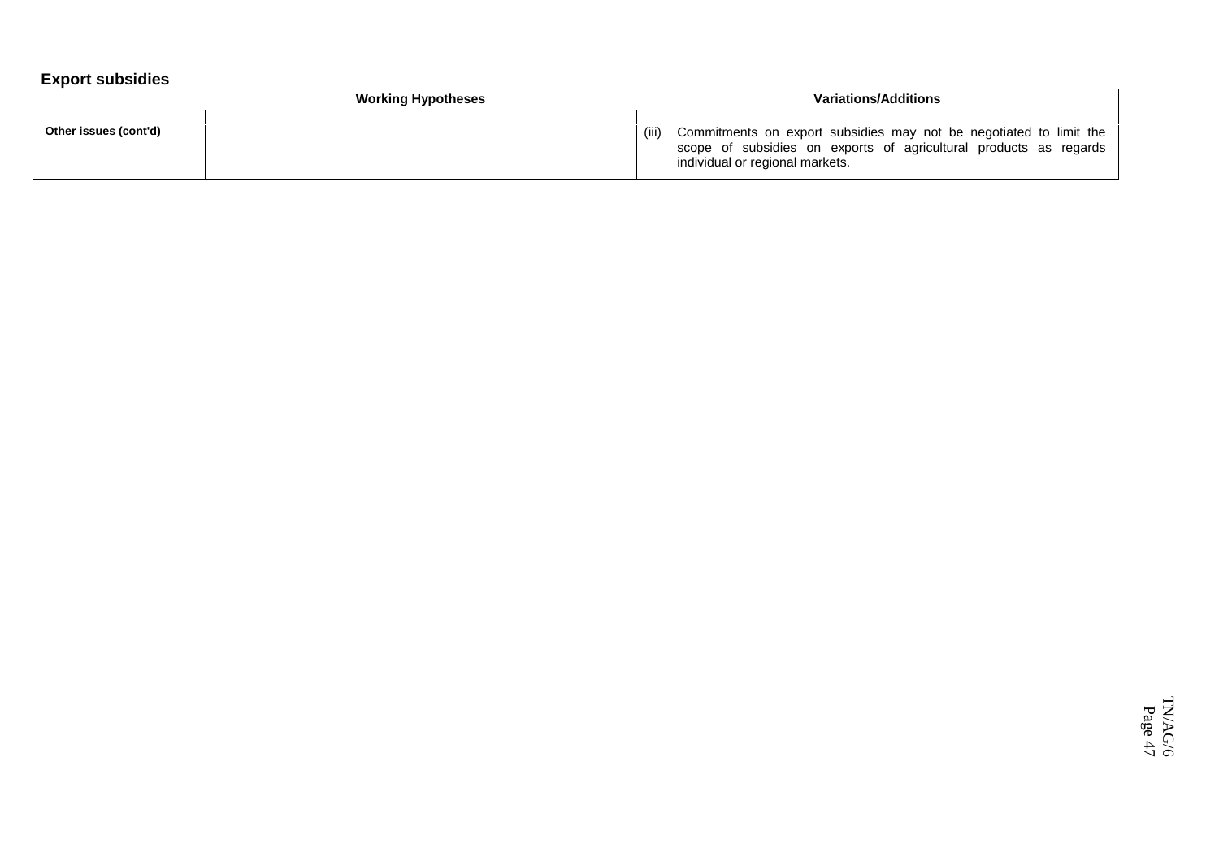## Export subsidies

| Working Hypotheses | | Variations/Additions |
|---|---|---|
| **Other issues (cont'd)** | | (iii) Commitments on export subsidies may not be negotiated to limit the scope of subsidies on exports of agricultural products as regards individual or regional markets. |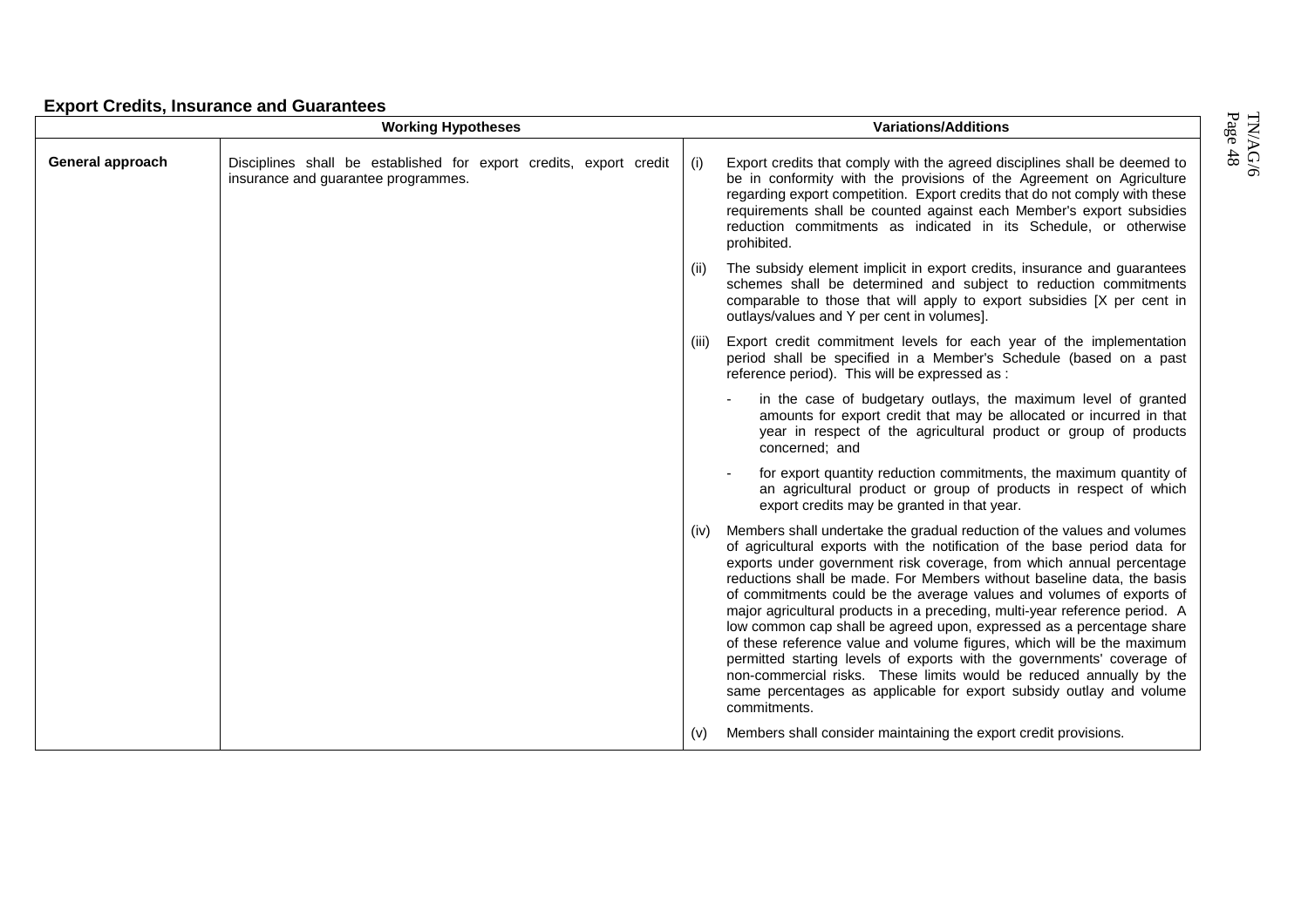## Export Credits, Insurance and Guarantees

| | Working Hypotheses | Variations/Additions |
|---|---|---|
| **General approach** | Disciplines shall be established for export credits, export credit insurance and guarantee programmes. | (i) Export credits that comply with the agreed disciplines shall be deemed to be in conformity with the provisions of the Agreement on Agriculture regarding export competition. Export credits that do not comply with these requirements shall be counted against each Member's export subsidies reduction commitments as indicated in its Schedule, or otherwise prohibited. |
| | | (ii) The subsidy element implicit in export credits, insurance and guarantees schemes shall be determined and subject to reduction commitments comparable to those that will apply to export subsidies [X per cent in outlays/values and Y per cent in volumes]. |
| | | (iii) Export credit commitment levels for each year of the implementation period shall be specified in a Member's Schedule (based on a past reference period). This will be expressed as : |
| | | - in the case of budgetary outlays, the maximum level of granted amounts for export credit that may be allocated or incurred in that year in respect of the agricultural product or group of products concerned; and |
| | | - for export quantity reduction commitments, the maximum quantity of an agricultural product or group of products in respect of which export credits may be granted in that year. |
| | | (iv) Members shall undertake the gradual reduction of the values and volumes of agricultural exports with the notification of the base period data for exports under government risk coverage, from which annual percentage reductions shall be made. For Members without baseline data, the basis of commitments could be the average values and volumes of exports of major agricultural products in a preceding, multi-year reference period. A low common cap shall be agreed upon, expressed as a percentage share of these reference value and volume figures, which will be the maximum permitted starting levels of exports with the governments' coverage of non-commercial risks. These limits would be reduced annually by the same percentages as applicable for export subsidy outlay and volume commitments. |
| | | (v) Members shall consider maintaining the export credit provisions. |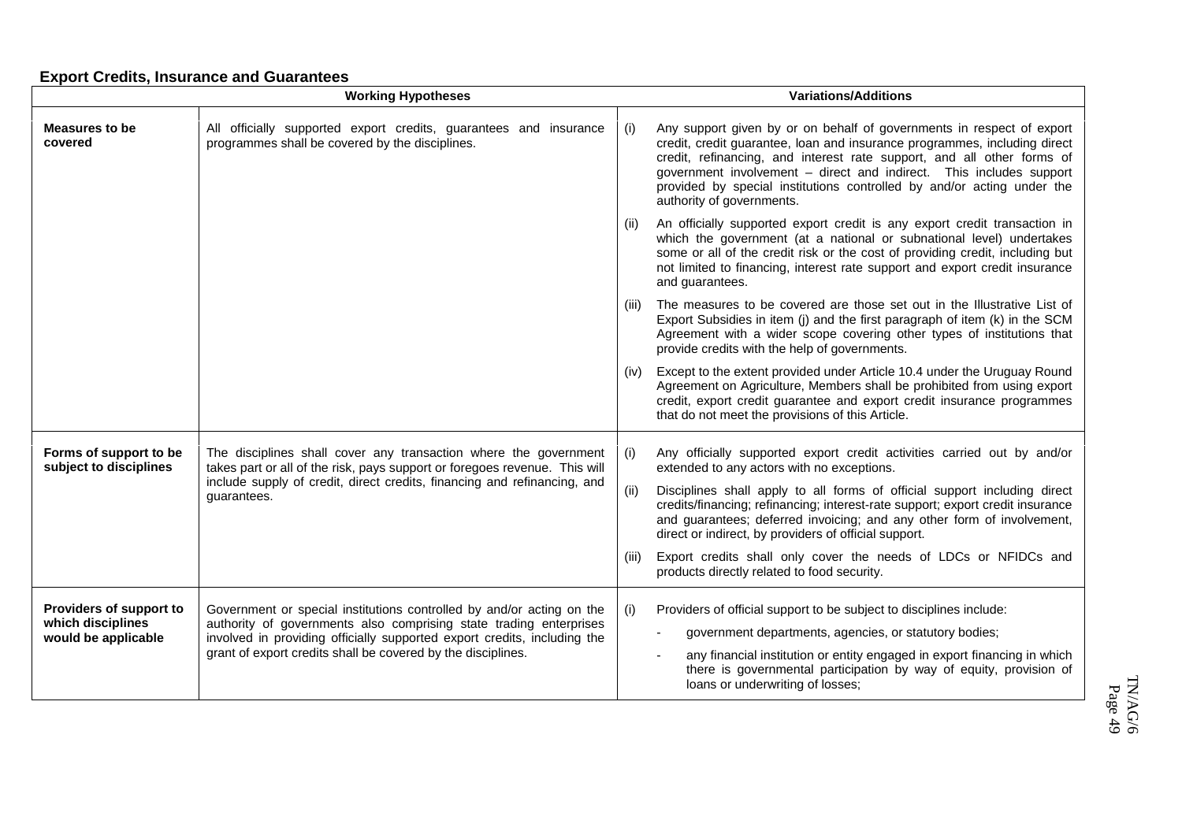## Export Credits, Insurance and Guarantees

| | Working Hypotheses | Variations/Additions |
|---|---|---|
| **Measures to be covered** | All officially supported export credits, guarantees and insurance programmes shall be covered by the disciplines. | (i) Any support given by or on behalf of governments in respect of export credit, credit guarantee, loan and insurance programmes, including direct credit, refinancing, and interest rate support, and all other forms of government involvement – direct and indirect. This includes support provided by special institutions controlled by and/or acting under the authority of governments.<br><br>(ii) An officially supported export credit is any export credit transaction in which the government (at a national or subnational level) undertakes some or all of the credit risk or the cost of providing credit, including but not limited to financing, interest rate support and export credit insurance and guarantees.<br><br>(iii) The measures to be covered are those set out in the Illustrative List of Export Subsidies in item (j) and the first paragraph of item (k) in the SCM Agreement with a wider scope covering other types of institutions that provide credits with the help of governments.<br><br>(iv) Except to the extent provided under Article 10.4 under the Uruguay Round Agreement on Agriculture, Members shall be prohibited from using export credit, export credit guarantee and export credit insurance programmes that do not meet the provisions of this Article. |
| **Forms of support to be subject to disciplines** | The disciplines shall cover any transaction where the government takes part or all of the risk, pays support or foregoes revenue. This will include supply of credit, direct credits, financing and refinancing, and guarantees. | (i) Any officially supported export credit activities carried out by and/or extended to any actors with no exceptions.<br><br>(ii) Disciplines shall apply to all forms of official support including direct credits/financing; refinancing; interest-rate support; export credit insurance and guarantees; deferred invoicing; and any other form of involvement, direct or indirect, by providers of official support.<br><br>(iii) Export credits shall only cover the needs of LDCs or NFIDCs and products directly related to food security. |
| **Providers of support to which disciplines would be applicable** | Government or special institutions controlled by and/or acting on the authority of governments also comprising state trading enterprises involved in providing officially supported export credits, including the grant of export credits shall be covered by the disciplines. | (i) Providers of official support to be subject to disciplines include:<br>- government departments, agencies, or statutory bodies;<br>- any financial institution or entity engaged in export financing in which there is governmental participation by way of equity, provision of loans or underwriting of losses; |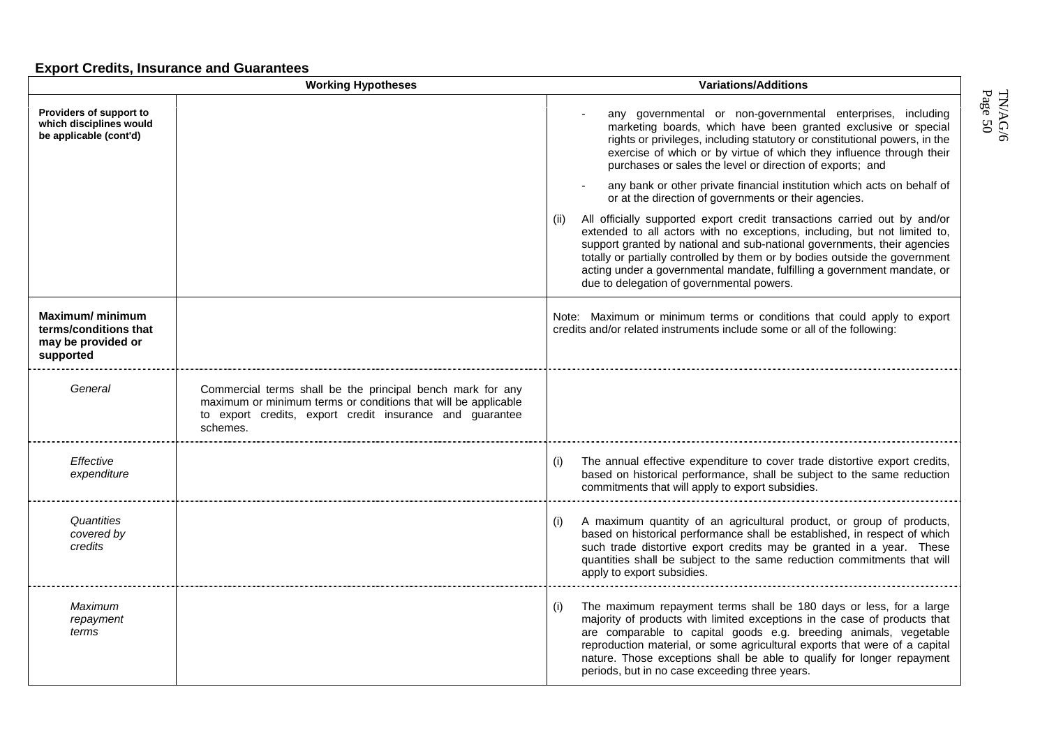**Export Credits, Insurance and Guarantees**

| | Working Hypotheses | Variations/Additions |
|---|---|---|
| **Providers of support to which disciplines would be applicable (cont'd)** | | - any governmental or non-governmental enterprises, including marketing boards, which have been granted exclusive or special rights or privileges, including statutory or constitutional powers, in the exercise of which or by virtue of which they influence through their purchases or sales the level or direction of exports; and<br><br>- any bank or other private financial institution which acts on behalf of or at the direction of governments or their agencies.<br><br>(ii) All officially supported export credit transactions carried out by and/or extended to all actors with no exceptions, including, but not limited to, support granted by national and sub-national governments, their agencies totally or partially controlled by them or by bodies outside the government acting under a governmental mandate, fulfilling a government mandate, or due to delegation of governmental powers. |
| **Maximum/ minimum terms/conditions that may be provided or supported** | | Note: Maximum or minimum terms or conditions that could apply to export credits and/or related instruments include some or all of the following: |
| *General* | Commercial terms shall be the principal bench mark for any maximum or minimum terms or conditions that will be applicable to export credits, export credit insurance and guarantee schemes. | |
| *Effective expenditure* | | (i) The annual effective expenditure to cover trade distortive export credits, based on historical performance, shall be subject to the same reduction commitments that will apply to export subsidies. |
| *Quantities covered by credits* | | (i) A maximum quantity of an agricultural product, or group of products, based on historical performance shall be established, in respect of which such trade distortive export credits may be granted in a year. These quantities shall be subject to the same reduction commitments that will apply to export subsidies. |
| *Maximum repayment terms* | | (i) The maximum repayment terms shall be 180 days or less, for a large majority of products with limited exceptions in the case of products that are comparable to capital goods e.g. breeding animals, vegetable reproduction material, or some agricultural exports that were of a capital nature. Those exceptions shall be able to qualify for longer repayment periods, but in no case exceeding three years. |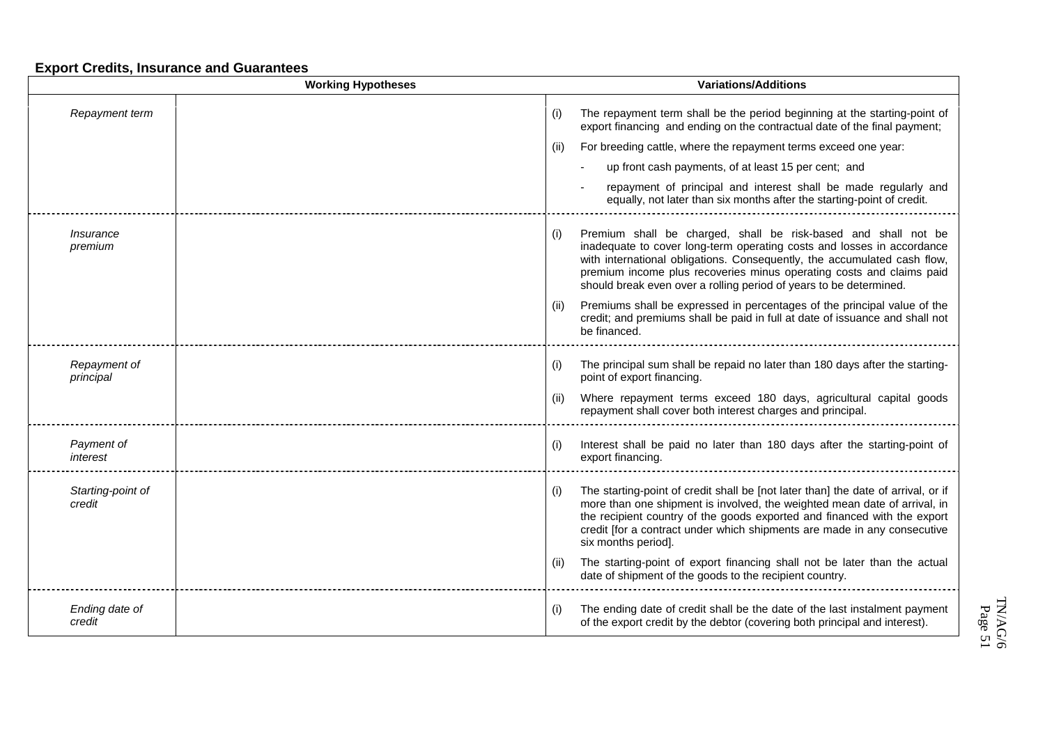**Export Credits, Insurance and Guarantees**

| | Working Hypotheses | Variations/Additions |
|---|---|---|
| *Repayment term* | | (i) The repayment term shall be the period beginning at the starting-point of export financing and ending on the contractual date of the final payment;<br>(ii) For breeding cattle, where the repayment terms exceed one year:<br>- up front cash payments, of at least 15 per cent; and<br>- repayment of principal and interest shall be made regularly and equally, not later than six months after the starting-point of credit. |
| *Insurance premium* | | (i) Premium shall be charged, shall be risk-based and shall not be inadequate to cover long-term operating costs and losses in accordance with international obligations. Consequently, the accumulated cash flow, premium income plus recoveries minus operating costs and claims paid should break even over a rolling period of years to be determined.<br>(ii) Premiums shall be expressed in percentages of the principal value of the credit; and premiums shall be paid in full at date of issuance and shall not be financed. |
| *Repayment of principal* | | (i) The principal sum shall be repaid no later than 180 days after the starting-point of export financing.<br>(ii) Where repayment terms exceed 180 days, agricultural capital goods repayment shall cover both interest charges and principal. |
| *Payment of interest* | | (i) Interest shall be paid no later than 180 days after the starting-point of export financing. |
| *Starting-point of credit* | | (i) The starting-point of credit shall be [not later than] the date of arrival, or if more than one shipment is involved, the weighted mean date of arrival, in the recipient country of the goods exported and financed with the export credit [for a contract under which shipments are made in any consecutive six months period].<br>(ii) The starting-point of export financing shall not be later than the actual date of shipment of the goods to the recipient country. |
| *Ending date of credit* | | (i) The ending date of credit shall be the date of the last instalment payment of the export credit by the debtor (covering both principal and interest). |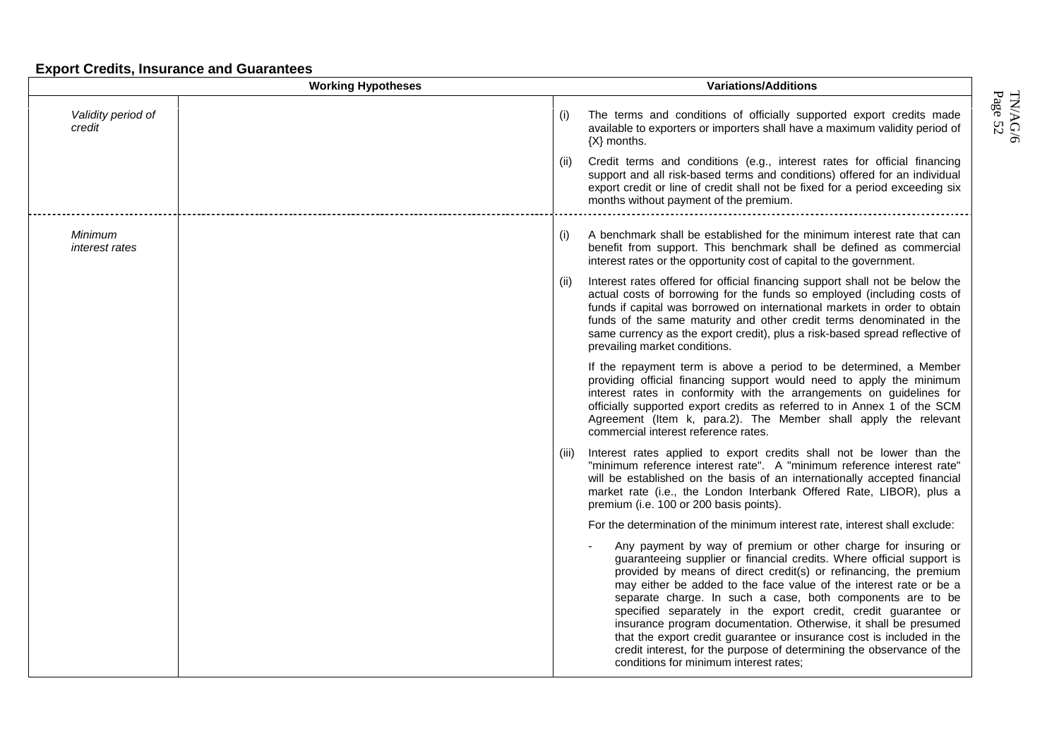**Export Credits, Insurance and Guarantees**

| | Working Hypotheses | Variations/Additions |
|---|---|---|
| *Validity period of credit* | | (i) The terms and conditions of officially supported export credits made available to exporters or importers shall have a maximum validity period of {X} months.<br><br>(ii) Credit terms and conditions (e.g., interest rates for official financing support and all risk-based terms and conditions) offered for an individual export credit or line of credit shall not be fixed for a period exceeding six months without payment of the premium. |
| *Minimum interest rates* | | (i) A benchmark shall be established for the minimum interest rate that can benefit from support. This benchmark shall be defined as commercial interest rates or the opportunity cost of capital to the government.<br><br>(ii) Interest rates offered for official financing support shall not be below the actual costs of borrowing for the funds so employed (including costs of funds if capital was borrowed on international markets in order to obtain funds of the same maturity and other credit terms denominated in the same currency as the export credit), plus a risk-based spread reflective of prevailing market conditions.<br><br>If the repayment term is above a period to be determined, a Member providing official financing support would need to apply the minimum interest rates in conformity with the arrangements on guidelines for officially supported export credits as referred to in Annex 1 of the SCM Agreement (Item k, para.2). The Member shall apply the relevant commercial interest reference rates.<br><br>(iii) Interest rates applied to export credits shall not be lower than the "minimum reference interest rate". A "minimum reference interest rate" will be established on the basis of an internationally accepted financial market rate (i.e., the London Interbank Offered Rate, LIBOR), plus a premium (i.e. 100 or 200 basis points).<br><br>For the determination of the minimum interest rate, interest shall exclude:<br><br>- Any payment by way of premium or other charge for insuring or guaranteeing supplier or financial credits. Where official support is provided by means of direct credit(s) or refinancing, the premium may either be added to the face value of the interest rate or be a separate charge. In such a case, both components are to be specified separately in the export credit, credit guarantee or insurance program documentation. Otherwise, it shall be presumed that the export credit guarantee or insurance cost is included in the credit interest, for the purpose of determining the observance of the conditions for minimum interest rates; |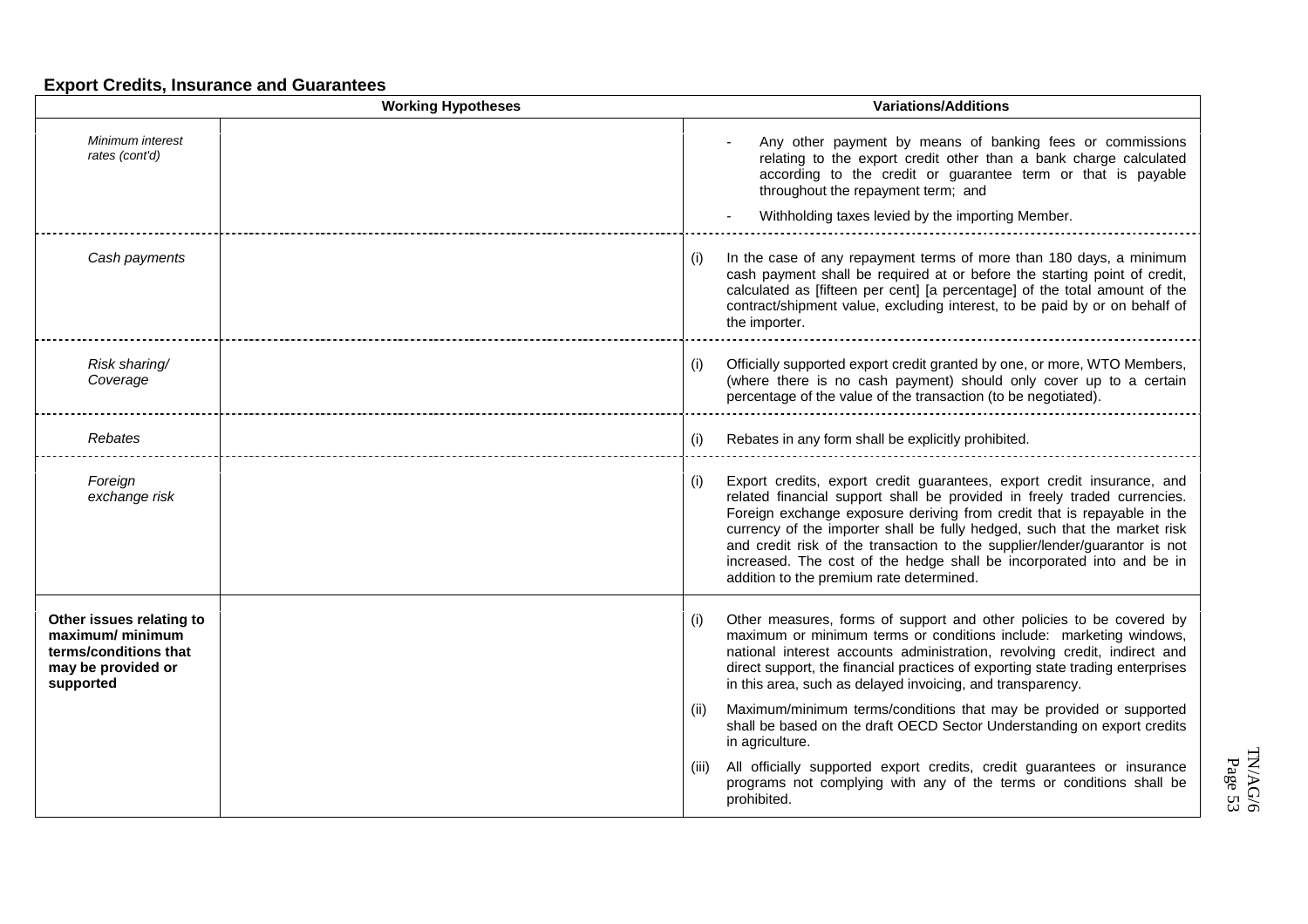**Export Credits, Insurance and Guarantees**

| | Working Hypotheses | Variations/Additions |
|---|---|---|
| *Minimum interest rates (cont'd)* | | - Any other payment by means of banking fees or commissions relating to the export credit other than a bank charge calculated according to the credit or guarantee term or that is payable throughout the repayment term; and<br><br>- Withholding taxes levied by the importing Member. |
| *Cash payments* | | (i) In the case of any repayment terms of more than 180 days, a minimum cash payment shall be required at or before the starting point of credit, calculated as [fifteen per cent] [a percentage] of the total amount of the contract/shipment value, excluding interest, to be paid by or on behalf of the importer. |
| *Risk sharing/ Coverage* | | (i) Officially supported export credit granted by one, or more, WTO Members, (where there is no cash payment) should only cover up to a certain percentage of the value of the transaction (to be negotiated). |
| *Rebates* | | (i) Rebates in any form shall be explicitly prohibited. |
| *Foreign exchange risk* | | (i) Export credits, export credit guarantees, export credit insurance, and related financial support shall be provided in freely traded currencies. Foreign exchange exposure deriving from credit that is repayable in the currency of the importer shall be fully hedged, such that the market risk and credit risk of the transaction to the supplier/lender/guarantor is not increased. The cost of the hedge shall be incorporated into and be in addition to the premium rate determined. |
| **Other issues relating to maximum/ minimum terms/conditions that may be provided or supported** | | (i) Other measures, forms of support and other policies to be covered by maximum or minimum terms or conditions include: marketing windows, national interest accounts administration, revolving credit, indirect and direct support, the financial practices of exporting state trading enterprises in this area, such as delayed invoicing, and transparency.<br><br>(ii) Maximum/minimum terms/conditions that may be provided or supported shall be based on the draft OECD Sector Understanding on export credits in agriculture.<br><br>(iii) All officially supported export credits, credit guarantees or insurance programs not complying with any of the terms or conditions shall be prohibited. |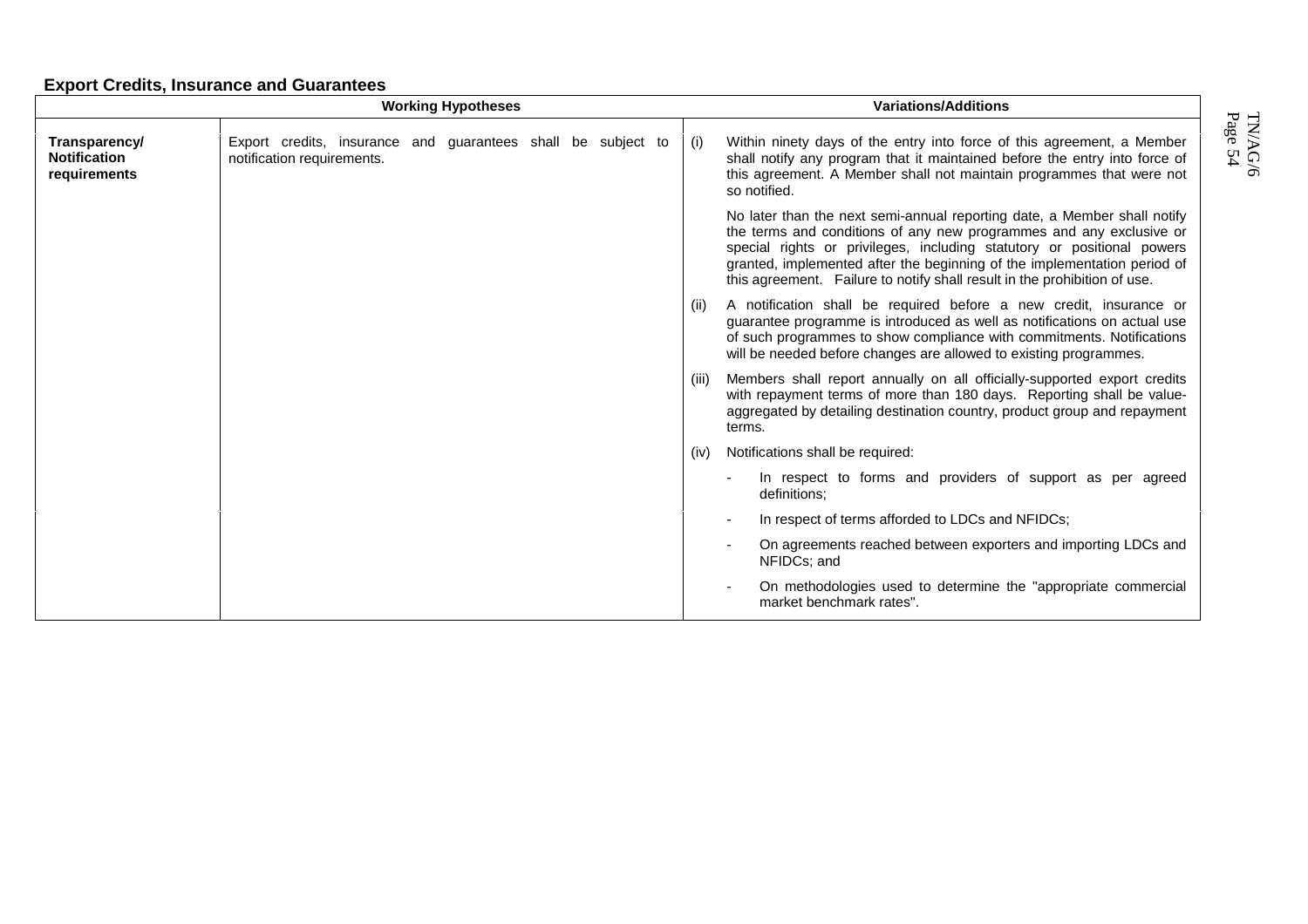**Export Credits, Insurance and Guarantees**

| Working Hypotheses | | Variations/Additions |
|---|---|---|
| **Transparency/ Notification requirements** | Export credits, insurance and guarantees shall be subject to notification requirements. | (i) Within ninety days of the entry into force of this agreement, a Member shall notify any program that it maintained before the entry into force of this agreement. A Member shall not maintain programmes that were not so notified.<br><br>No later than the next semi-annual reporting date, a Member shall notify the terms and conditions of any new programmes and any exclusive or special rights or privileges, including statutory or positional powers granted, implemented after the beginning of the implementation period of this agreement. Failure to notify shall result in the prohibition of use.<br><br>(ii) A notification shall be required before a new credit, insurance or guarantee programme is introduced as well as notifications on actual use of such programmes to show compliance with commitments. Notifications will be needed before changes are allowed to existing programmes.<br><br>(iii) Members shall report annually on all officially-supported export credits with repayment terms of more than 180 days. Reporting shall be value-aggregated by detailing destination country, product group and repayment terms.<br><br>(iv) Notifications shall be required:<br>- In respect to forms and providers of support as per agreed definitions;<br>- In respect of terms afforded to LDCs and NFIDCs;<br>- On agreements reached between exporters and importing LDCs and NFIDCs; and<br>- On methodologies used to determine the "appropriate commercial market benchmark rates". |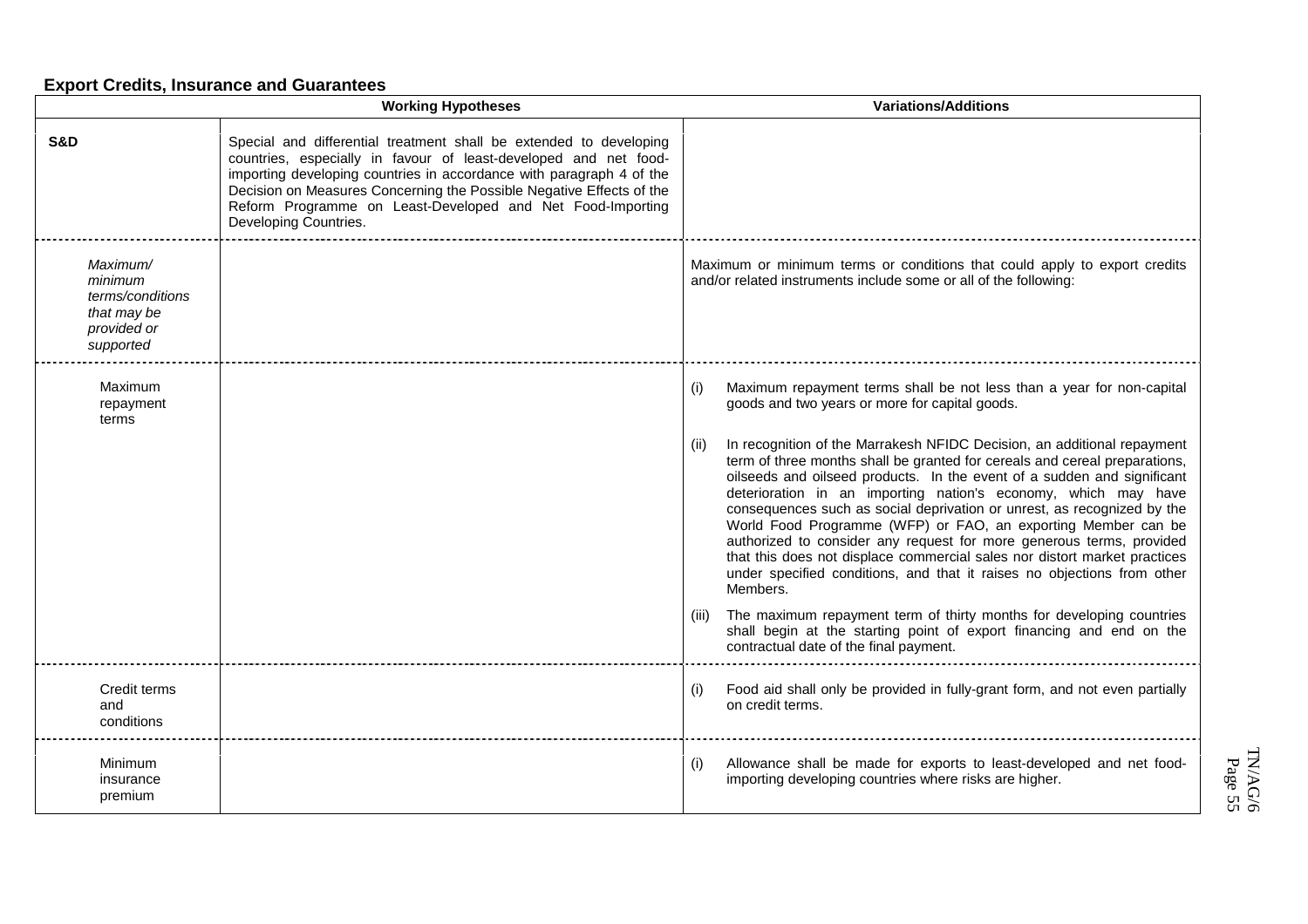**Export Credits, Insurance and Guarantees**

| | Working Hypotheses | Variations/Additions |
|---|---|---|
| **S&D** | Special and differential treatment shall be extended to developing countries, especially in favour of least-developed and net food-importing developing countries in accordance with paragraph 4 of the Decision on Measures Concerning the Possible Negative Effects of the Reform Programme on Least-Developed and Net Food-Importing Developing Countries. | |
| *Maximum/ minimum terms/conditions that may be provided or supported* | | Maximum or minimum terms or conditions that could apply to export credits and/or related instruments include some or all of the following: |
| Maximum repayment terms | | (i) Maximum repayment terms shall be not less than a year for non-capital goods and two years or more for capital goods.<br><br>(ii) In recognition of the Marrakesh NFIDC Decision, an additional repayment term of three months shall be granted for cereals and cereal preparations, oilseeds and oilseed products. In the event of a sudden and significant deterioration in an importing nation's economy, which may have consequences such as social deprivation or unrest, as recognized by the World Food Programme (WFP) or FAO, an exporting Member can be authorized to consider any request for more generous terms, provided that this does not displace commercial sales nor distort market practices under specified conditions, and that it raises no objections from other Members.<br><br>(iii) The maximum repayment term of thirty months for developing countries shall begin at the starting point of export financing and end on the contractual date of the final payment. |
| Credit terms and conditions | | (i) Food aid shall only be provided in fully-grant form, and not even partially on credit terms. |
| Minimum insurance premium | | (i) Allowance shall be made for exports to least-developed and net food-importing developing countries where risks are higher. |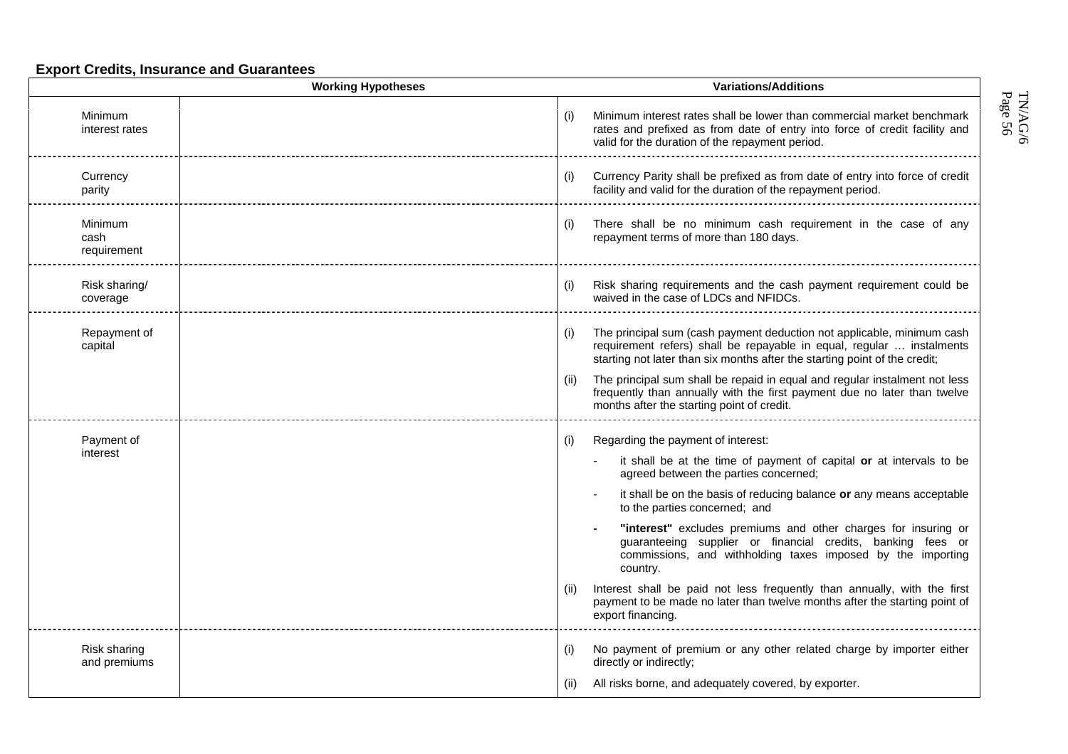**Export Credits, Insurance and Guarantees**

| Working Hypotheses | | Variations/Additions |
|---|---|---|
| Minimum interest rates | | (i) Minimum interest rates shall be lower than commercial market benchmark rates and prefixed as from date of entry into force of credit facility and valid for the duration of the repayment period. |
| Currency parity | | (i) Currency Parity shall be prefixed as from date of entry into force of credit facility and valid for the duration of the repayment period. |
| Minimum cash requirement | | (i) There shall be no minimum cash requirement in the case of any repayment terms of more than 180 days. |
| Risk sharing/ coverage | | (i) Risk sharing requirements and the cash payment requirement could be waived in the case of LDCs and NFIDCs. |
| Repayment of capital | | (i) The principal sum (cash payment deduction not applicable, minimum cash requirement refers) shall be repayable in equal, regular … instalments starting not later than six months after the starting point of the credit;<br><br>(ii) The principal sum shall be repaid in equal and regular instalment not less frequently than annually with the first payment due no later than twelve months after the starting point of credit. |
| Payment of interest | | (i) Regarding the payment of interest:<br>- it shall be at the time of payment of capital **or** at intervals to be agreed between the parties concerned;<br>- it shall be on the basis of reducing balance **or** any means acceptable to the parties concerned; and<br>- **"interest"** excludes premiums and other charges for insuring or guaranteeing supplier or financial credits, banking fees or commissions, and withholding taxes imposed by the importing country.<br><br>(ii) Interest shall be paid not less frequently than annually, with the first payment to be made no later than twelve months after the starting point of export financing. |
| Risk sharing and premiums | | (i) No payment of premium or any other related charge by importer either directly or indirectly;<br><br>(ii) All risks borne, and adequately covered, by exporter. |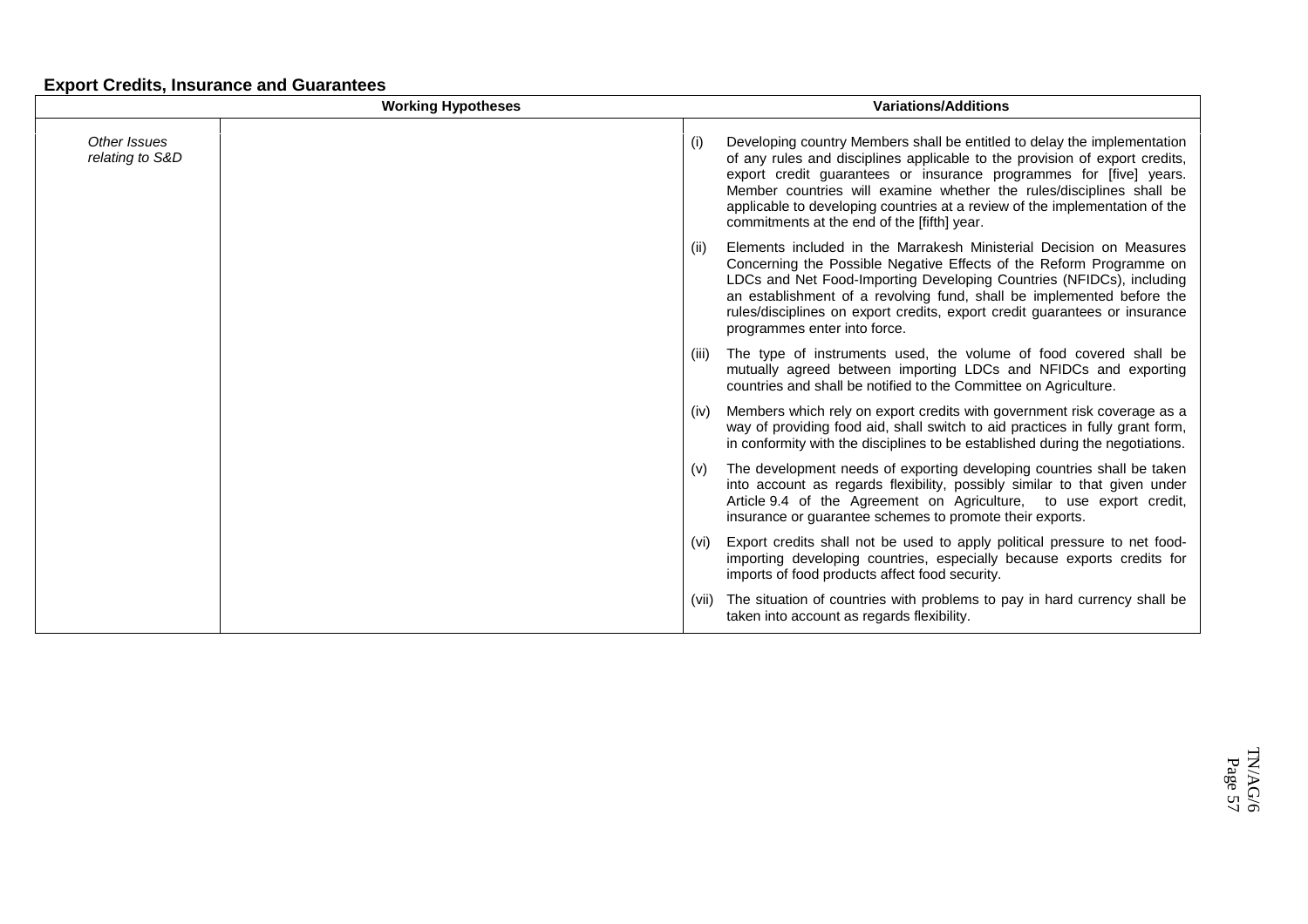**Export Credits, Insurance and Guarantees**

| | Working Hypotheses | Variations/Additions |
|---|---|---|
| *Other Issues relating to S&D* | | (i) Developing country Members shall be entitled to delay the implementation of any rules and disciplines applicable to the provision of export credits, export credit guarantees or insurance programmes for [five] years. Member countries will examine whether the rules/disciplines shall be applicable to developing countries at a review of the implementation of the commitments at the end of the [fifth] year. |
| | | (ii) Elements included in the Marrakesh Ministerial Decision on Measures Concerning the Possible Negative Effects of the Reform Programme on LDCs and Net Food-Importing Developing Countries (NFIDCs), including an establishment of a revolving fund, shall be implemented before the rules/disciplines on export credits, export credit guarantees or insurance programmes enter into force. |
| | | (iii) The type of instruments used, the volume of food covered shall be mutually agreed between importing LDCs and NFIDCs and exporting countries and shall be notified to the Committee on Agriculture. |
| | | (iv) Members which rely on export credits with government risk coverage as a way of providing food aid, shall switch to aid practices in fully grant form, in conformity with the disciplines to be established during the negotiations. |
| | | (v) The development needs of exporting developing countries shall be taken into account as regards flexibility, possibly similar to that given under Article 9.4 of the Agreement on Agriculture, to use export credit, insurance or guarantee schemes to promote their exports. |
| | | (vi) Export credits shall not be used to apply political pressure to net food-importing developing countries, especially because exports credits for imports of food products affect food security. |
| | | (vii) The situation of countries with problems to pay in hard currency shall be taken into account as regards flexibility. |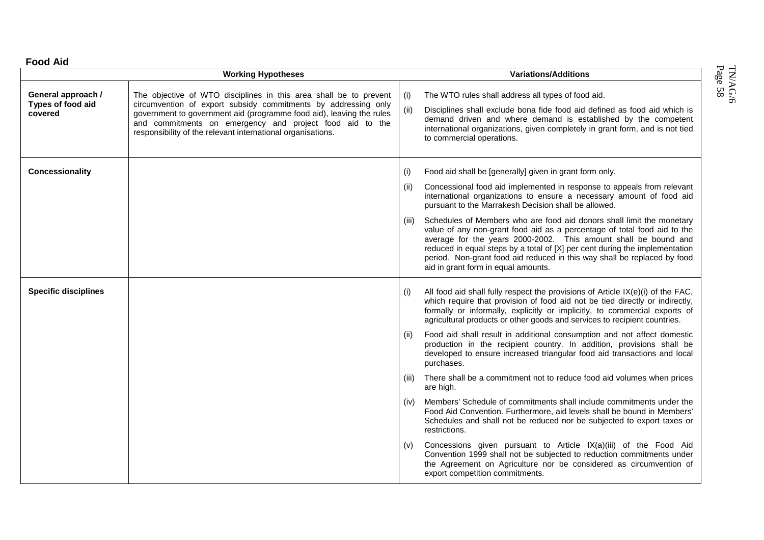**Food Aid**

| | Working Hypotheses | Variations/Additions |
|---|---|---|
| **General approach / Types of food aid covered** | The objective of WTO disciplines in this area shall be to prevent circumvention of export subsidy commitments by addressing only government to government aid (programme food aid), leaving the rules and commitments on emergency and project food aid to the responsibility of the relevant international organisations. | (i) The WTO rules shall address all types of food aid.<br><br>(ii) Disciplines shall exclude bona fide food aid defined as food aid which is demand driven and where demand is established by the competent international organizations, given completely in grant form, and is not tied to commercial operations. |
| **Concessionality** | | (i) Food aid shall be [generally] given in grant form only.<br><br>(ii) Concessional food aid implemented in response to appeals from relevant international organizations to ensure a necessary amount of food aid pursuant to the Marrakesh Decision shall be allowed.<br><br>(iii) Schedules of Members who are food aid donors shall limit the monetary value of any non-grant food aid as a percentage of total food aid to the average for the years 2000-2002. This amount shall be bound and reduced in equal steps by a total of [X] per cent during the implementation period. Non-grant food aid reduced in this way shall be replaced by food aid in grant form in equal amounts. |
| **Specific disciplines** | | (i) All food aid shall fully respect the provisions of Article IX(e)(i) of the FAC, which require that provision of food aid not be tied directly or indirectly, formally or informally, explicitly or implicitly, to commercial exports of agricultural products or other goods and services to recipient countries.<br><br>(ii) Food aid shall result in additional consumption and not affect domestic production in the recipient country. In addition, provisions shall be developed to ensure increased triangular food aid transactions and local purchases.<br><br>(iii) There shall be a commitment not to reduce food aid volumes when prices are high.<br><br>(iv) Members' Schedule of commitments shall include commitments under the Food Aid Convention. Furthermore, aid levels shall be bound in Members' Schedules and shall not be reduced nor be subjected to export taxes or restrictions.<br><br>(v) Concessions given pursuant to Article IX(a)(iii) of the Food Aid Convention 1999 shall not be subjected to reduction commitments under the Agreement on Agriculture nor be considered as circumvention of export competition commitments. |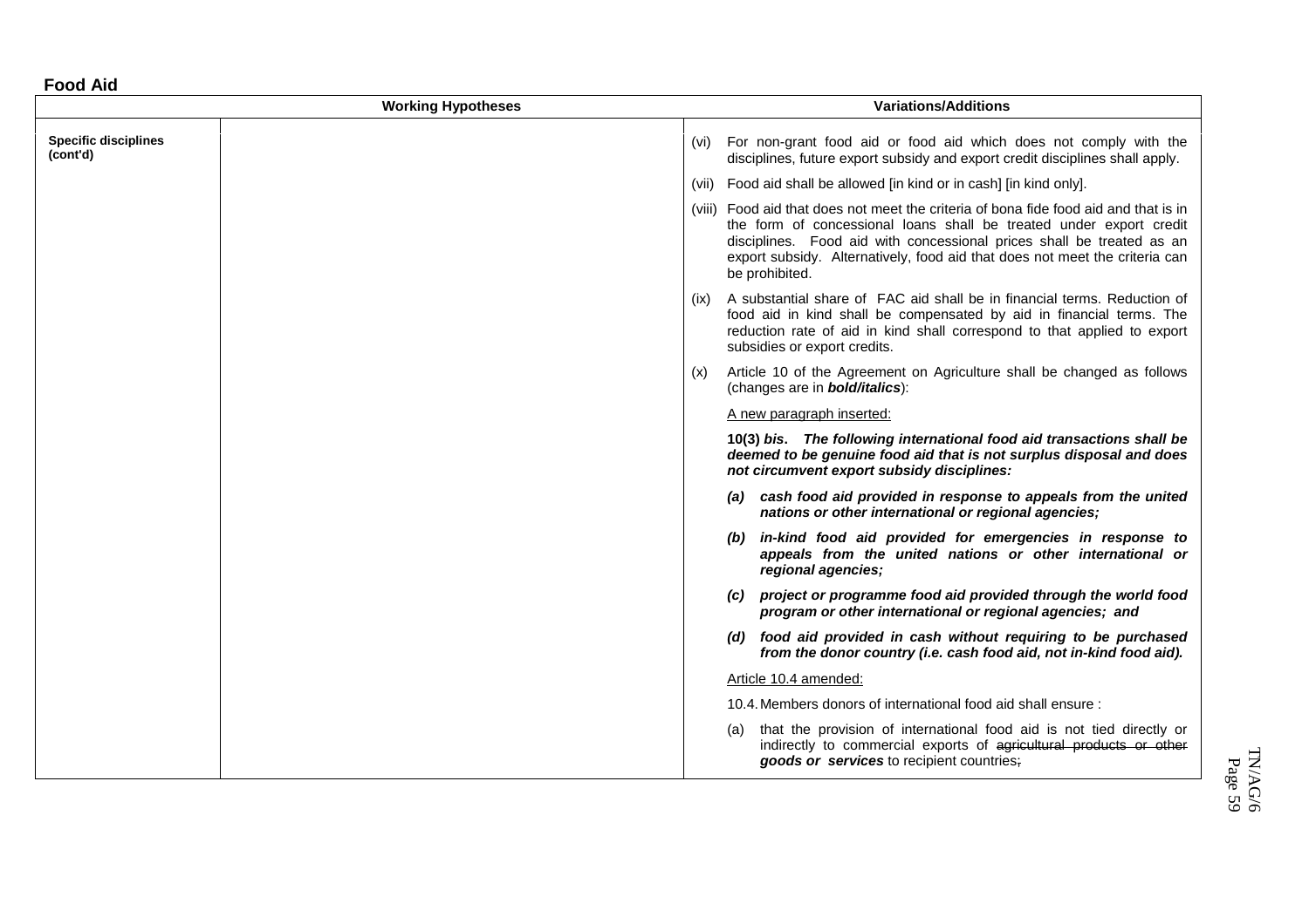## Food Aid

| Working Hypotheses | | Variations/Additions |
|---|---|---|
| **Specific disciplines (cont'd)** | | (vi) For non-grant food aid or food aid which does not comply with the disciplines, future export subsidy and export credit disciplines shall apply. |
| | | (vii) Food aid shall be allowed [in kind or in cash] [in kind only]. |
| | | (viii) Food aid that does not meet the criteria of bona fide food aid and that is in the form of concessional loans shall be treated under export credit disciplines. Food aid with concessional prices shall be treated as an export subsidy. Alternatively, food aid that does not meet the criteria can be prohibited. |
| | | (ix) A substantial share of FAC aid shall be in financial terms. Reduction of food aid in kind shall be compensated by aid in financial terms. The reduction rate of aid in kind shall correspond to that applied to export subsidies or export credits. |
| | | (x) Article 10 of the Agreement on Agriculture shall be changed as follows (changes are in ***bold/italics***): |
| | | A new paragraph inserted: |
| | | **10(3)** ***bis***. ***The following international food aid transactions shall be deemed to be genuine food aid that is not surplus disposal and does not circumvent export subsidy disciplines:*** |
| | | ***(a) cash food aid provided in response to appeals from the united nations or other international or regional agencies;*** |
| | | ***(b) in-kind food aid provided for emergencies in response to appeals from the united nations or other international or regional agencies;*** |
| | | ***(c) project or programme food aid provided through the world food program or other international or regional agencies; and*** |
| | | ***(d) food aid provided in cash without requiring to be purchased from the donor country (i.e. cash food aid, not in-kind food aid).*** |
| | | Article 10.4 amended: |
| | | 10.4. Members donors of international food aid shall ensure : |
| | | (a) that the provision of international food aid is not tied directly or indirectly to commercial exports of ~~agricultural products or other~~ ***goods or services*** to recipient countries~~;~~ |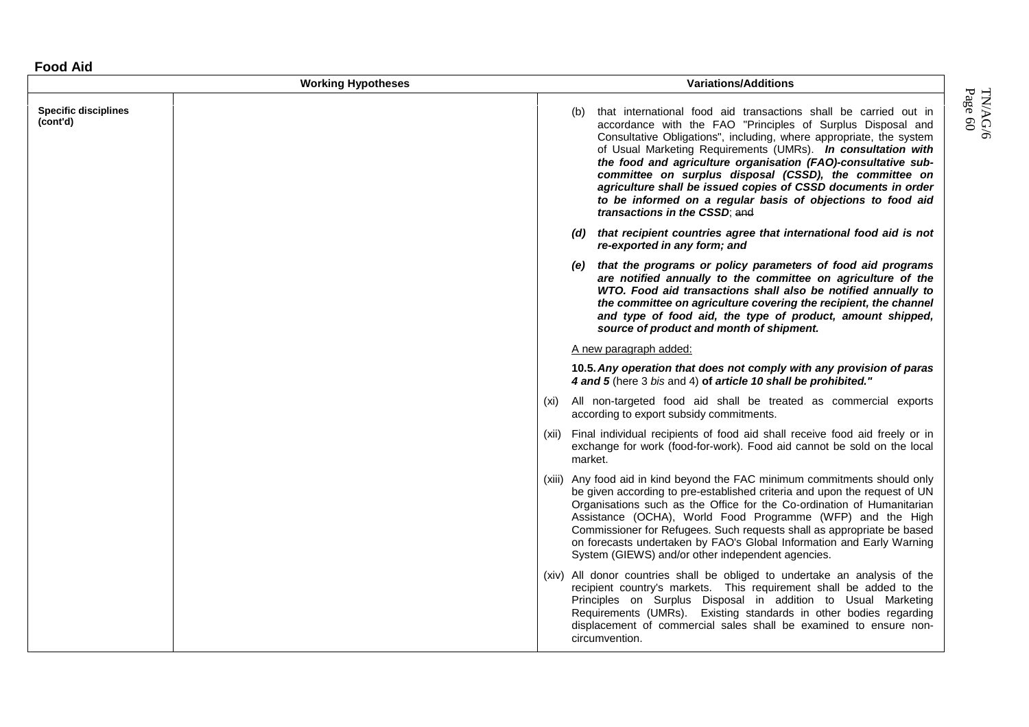## Food Aid

| Working Hypotheses | | Variations/Additions |
|---|---|---|
| **Specific disciplines (cont'd)** | | (b) that international food aid transactions shall be carried out in accordance with the FAO "Principles of Surplus Disposal and Consultative Obligations", including, where appropriate, the system of Usual Marketing Requirements (UMRs). ***In consultation with the food and agriculture organisation (FAO)-consultative sub-committee on surplus disposal (CSSD), the committee on agriculture shall be issued copies of CSSD documents in order to be informed on a regular basis of objections to food aid transactions in the CSSD***; ~~and~~<br><br>***(d) that recipient countries agree that international food aid is not re-exported in any form; and***<br><br>***(e) that the programs or policy parameters of food aid programs are notified annually to the committee on agriculture of the WTO. Food aid transactions shall also be notified annually to the committee on agriculture covering the recipient, the channel and type of food aid, the type of product, amount shipped, source of product and month of shipment.***<br><br><u>A new paragraph added:</u><br><br>**10.5. *Any operation that does not comply with any provision of paras 4 and 5*** (here 3 *bis* and 4) **of *article 10 shall be prohibited."***<br><br>(xi) All non-targeted food aid shall be treated as commercial exports according to export subsidy commitments.<br><br>(xii) Final individual recipients of food aid shall receive food aid freely or in exchange for work (food-for-work). Food aid cannot be sold on the local market.<br><br>(xiii) Any food aid in kind beyond the FAC minimum commitments should only be given according to pre-established criteria and upon the request of UN Organisations such as the Office for the Co-ordination of Humanitarian Assistance (OCHA), World Food Programme (WFP) and the High Commissioner for Refugees. Such requests shall as appropriate be based on forecasts undertaken by FAO's Global Information and Early Warning System (GIEWS) and/or other independent agencies.<br><br>(xiv) All donor countries shall be obliged to undertake an analysis of the recipient country's markets. This requirement shall be added to the Principles on Surplus Disposal in addition to Usual Marketing Requirements (UMRs). Existing standards in other bodies regarding displacement of commercial sales shall be examined to ensure non-circumvention. |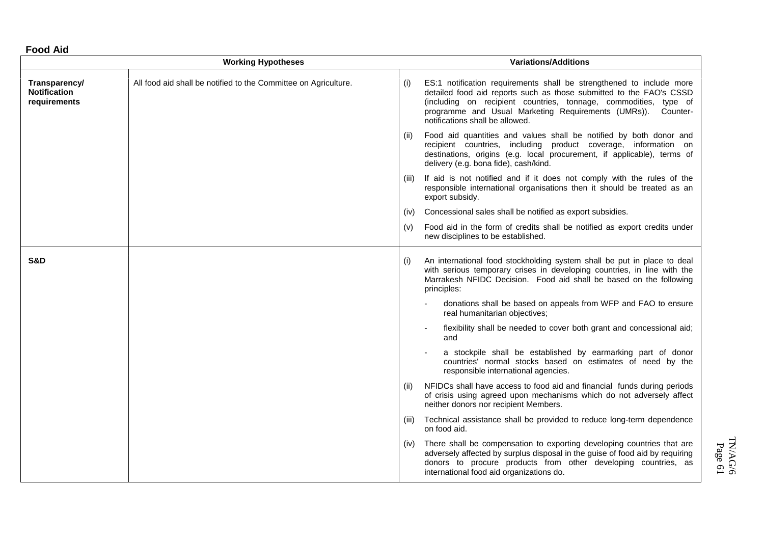**Food Aid**

| | Working Hypotheses | Variations/Additions |
|---|---|---|
| **Transparency/ Notification requirements** | All food aid shall be notified to the Committee on Agriculture. | (i) ES:1 notification requirements shall be strengthened to include more detailed food aid reports such as those submitted to the FAO's CSSD (including on recipient countries, tonnage, commodities, type of programme and Usual Marketing Requirements (UMRs)). Counter-notifications shall be allowed. |
| | | (ii) Food aid quantities and values shall be notified by both donor and recipient countries, including product coverage, information on destinations, origins (e.g. local procurement, if applicable), terms of delivery (e.g. bona fide), cash/kind. |
| | | (iii) If aid is not notified and if it does not comply with the rules of the responsible international organisations then it should be treated as an export subsidy. |
| | | (iv) Concessional sales shall be notified as export subsidies. |
| | | (v) Food aid in the form of credits shall be notified as export credits under new disciplines to be established. |
| **S&D** | | (i) An international food stockholding system shall be put in place to deal with serious temporary crises in developing countries, in line with the Marrakesh NFIDC Decision. Food aid shall be based on the following principles: |
| | | - donations shall be based on appeals from WFP and FAO to ensure real humanitarian objectives; |
| | | - flexibility shall be needed to cover both grant and concessional aid; and |
| | | - a stockpile shall be established by earmarking part of donor countries' normal stocks based on estimates of need by the responsible international agencies. |
| | | (ii) NFIDCs shall have access to food aid and financial funds during periods of crisis using agreed upon mechanisms which do not adversely affect neither donors nor recipient Members. |
| | | (iii) Technical assistance shall be provided to reduce long-term dependence on food aid. |
| | | (iv) There shall be compensation to exporting developing countries that are adversely affected by surplus disposal in the guise of food aid by requiring donors to procure products from other developing countries, as international food aid organizations do. |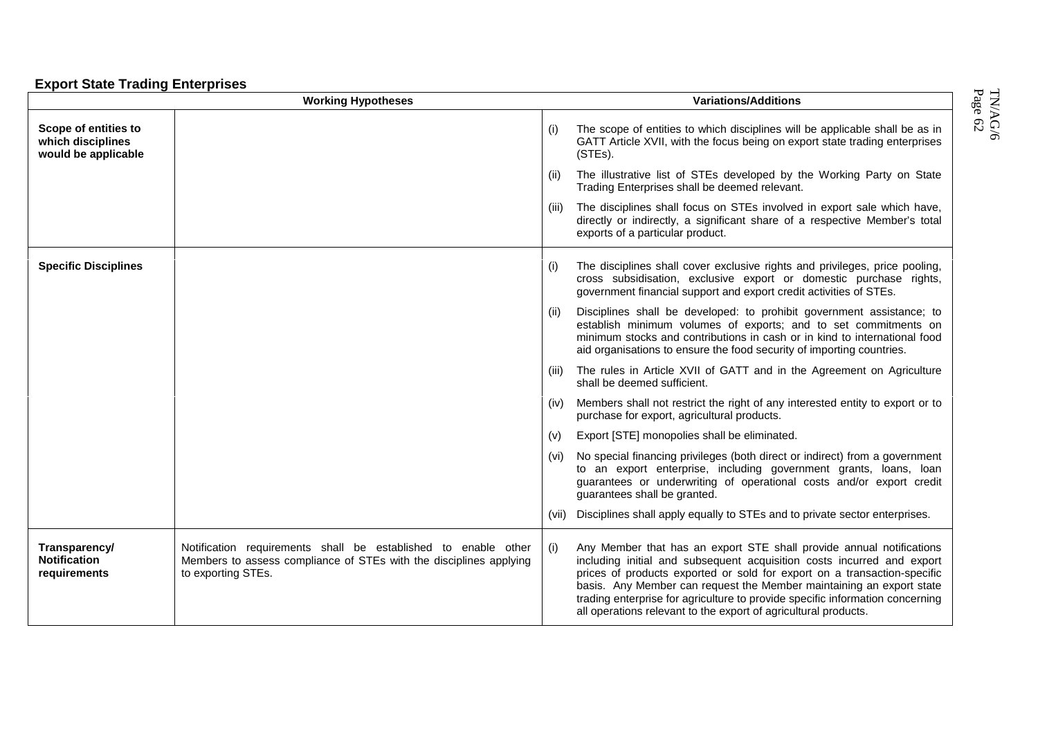**Export State Trading Enterprises**

| | Working Hypotheses | Variations/Additions |
|---|---|---|
| **Scope of entities to which disciplines would be applicable** | | (i) The scope of entities to which disciplines will be applicable shall be as in GATT Article XVII, with the focus being on export state trading enterprises (STEs).<br><br>(ii) The illustrative list of STEs developed by the Working Party on State Trading Enterprises shall be deemed relevant.<br><br>(iii) The disciplines shall focus on STEs involved in export sale which have, directly or indirectly, a significant share of a respective Member's total exports of a particular product. |
| **Specific Disciplines** | | (i) The disciplines shall cover exclusive rights and privileges, price pooling, cross subsidisation, exclusive export or domestic purchase rights, government financial support and export credit activities of STEs.<br><br>(ii) Disciplines shall be developed: to prohibit government assistance; to establish minimum volumes of exports; and to set commitments on minimum stocks and contributions in cash or in kind to international food aid organisations to ensure the food security of importing countries.<br><br>(iii) The rules in Article XVII of GATT and in the Agreement on Agriculture shall be deemed sufficient. |
| | | (iv) Members shall not restrict the right of any interested entity to export or to purchase for export, agricultural products.<br><br>(v) Export [STE] monopolies shall be eliminated.<br><br>(vi) No special financing privileges (both direct or indirect) from a government to an export enterprise, including government grants, loans, loan guarantees or underwriting of operational costs and/or export credit guarantees shall be granted.<br><br>(vii) Disciplines shall apply equally to STEs and to private sector enterprises. |
| **Transparency/ Notification requirements** | Notification requirements shall be established to enable other Members to assess compliance of STEs with the disciplines applying to exporting STEs. | (i) Any Member that has an export STE shall provide annual notifications including initial and subsequent acquisition costs incurred and export prices of products exported or sold for export on a transaction-specific basis. Any Member can request the Member maintaining an export state trading enterprise for agriculture to provide specific information concerning all operations relevant to the export of agricultural products. |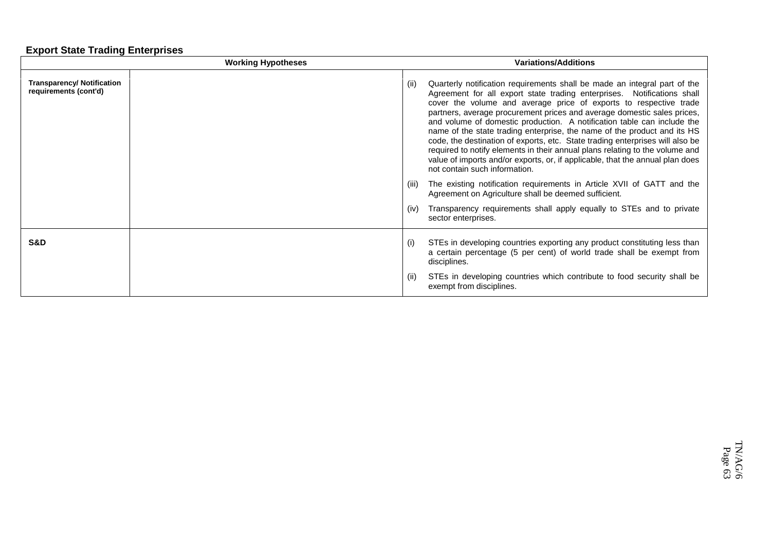**Export State Trading Enterprises**

| | Working Hypotheses | Variations/Additions |
|---|---|---|
| **Transparency/ Notification requirements (cont'd)** | | (ii) Quarterly notification requirements shall be made an integral part of the Agreement for all export state trading enterprises. Notifications shall cover the volume and average price of exports to respective trade partners, average procurement prices and average domestic sales prices, and volume of domestic production. A notification table can include the name of the state trading enterprise, the name of the product and its HS code, the destination of exports, etc. State trading enterprises will also be required to notify elements in their annual plans relating to the volume and value of imports and/or exports, or, if applicable, that the annual plan does not contain such information.<br><br>(iii) The existing notification requirements in Article XVII of GATT and the Agreement on Agriculture shall be deemed sufficient.<br><br>(iv) Transparency requirements shall apply equally to STEs and to private sector enterprises. |
| **S&D** | | (i) STEs in developing countries exporting any product constituting less than a certain percentage (5 per cent) of world trade shall be exempt from disciplines.<br><br>(ii) STEs in developing countries which contribute to food security shall be exempt from disciplines. |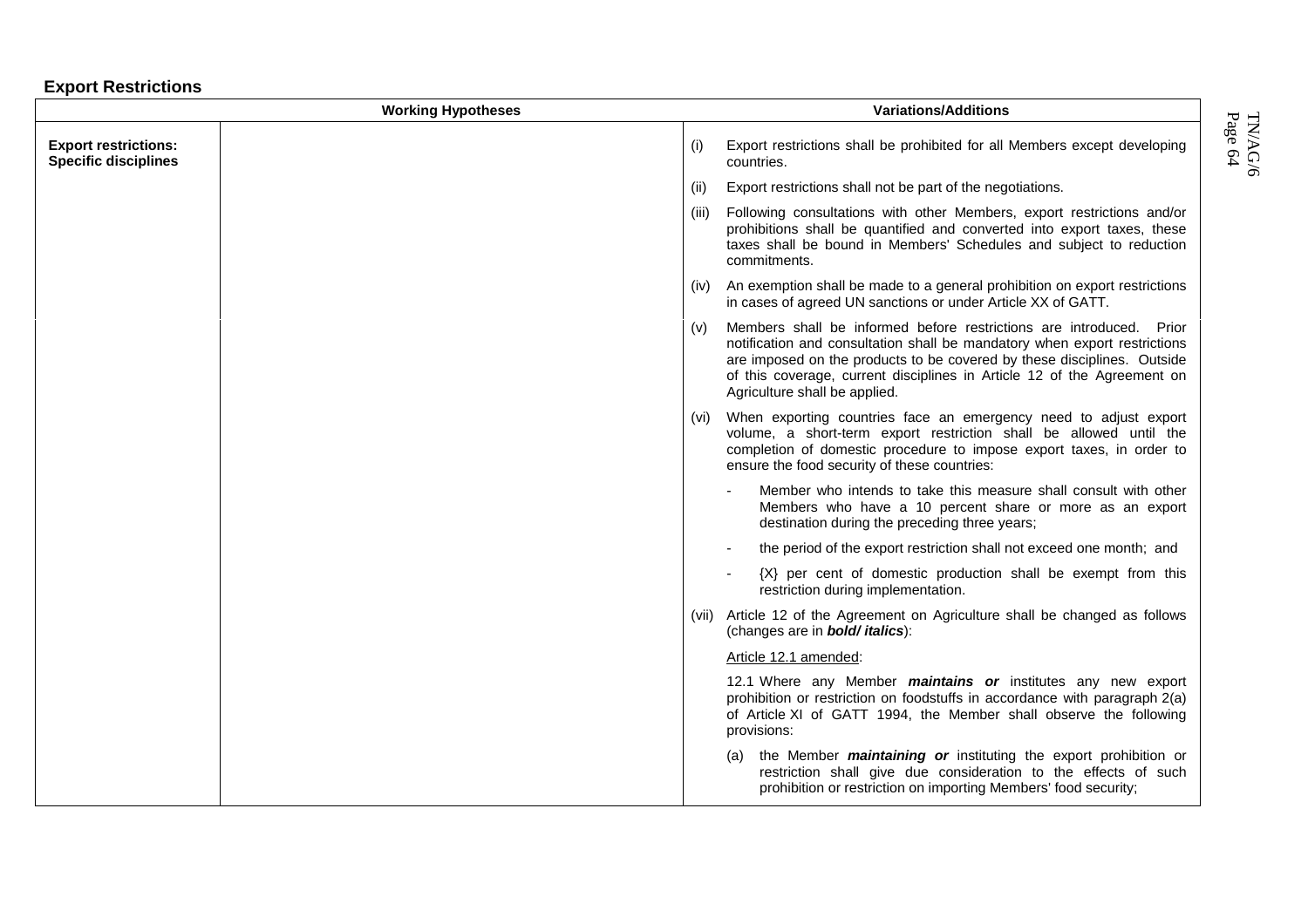## Export Restrictions

| | Working Hypotheses | Variations/Additions |
|---|---|---|
| **Export restrictions: Specific disciplines** | | (i) Export restrictions shall be prohibited for all Members except developing countries. |
| | | (ii) Export restrictions shall not be part of the negotiations. |
| | | (iii) Following consultations with other Members, export restrictions and/or prohibitions shall be quantified and converted into export taxes, these taxes shall be bound in Members' Schedules and subject to reduction commitments. |
| | | (iv) An exemption shall be made to a general prohibition on export restrictions in cases of agreed UN sanctions or under Article XX of GATT. |
| | | (v) Members shall be informed before restrictions are introduced. Prior notification and consultation shall be mandatory when export restrictions are imposed on the products to be covered by these disciplines. Outside of this coverage, current disciplines in Article 12 of the Agreement on Agriculture shall be applied. |
| | | (vi) When exporting countries face an emergency need to adjust export volume, a short-term export restriction shall be allowed until the completion of domestic procedure to impose export taxes, in order to ensure the food security of these countries: |
| | | - Member who intends to take this measure shall consult with other Members who have a 10 percent share or more as an export destination during the preceding three years; |
| | | - the period of the export restriction shall not exceed one month; and |
| | | - {X} per cent of domestic production shall be exempt from this restriction during implementation. |
| | | (vii) Article 12 of the Agreement on Agriculture shall be changed as follows (changes are in ***bold/ italics***): |
| | | Article 12.1 amended: |
| | | 12.1 Where any Member ***maintains or*** institutes any new export prohibition or restriction on foodstuffs in accordance with paragraph 2(a) of Article XI of GATT 1994, the Member shall observe the following provisions: |
| | | (a) the Member ***maintaining or*** instituting the export prohibition or restriction shall give due consideration to the effects of such prohibition or restriction on importing Members' food security; |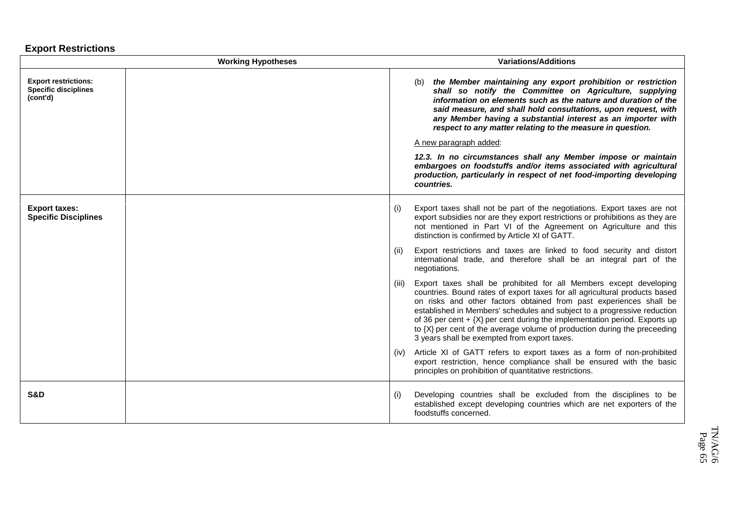## Export Restrictions

| | Working Hypotheses | Variations/Additions |
|---|---|---|
| **Export restrictions: Specific disciplines (cont'd)** | | (b) ***the Member maintaining any export prohibition or restriction shall so notify the Committee on Agriculture, supplying information on elements such as the nature and duration of the said measure, and shall hold consultations, upon request, with any Member having a substantial interest as an importer with respect to any matter relating to the measure in question.***<br><br>A new paragraph added:<br><br>***12.3. In no circumstances shall any Member impose or maintain embargoes on foodstuffs and/or items associated with agricultural production, particularly in respect of net food-importing developing countries.*** |
| **Export taxes: Specific Disciplines** | | (i) Export taxes shall not be part of the negotiations. Export taxes are not export subsidies nor are they export restrictions or prohibitions as they are not mentioned in Part VI of the Agreement on Agriculture and this distinction is confirmed by Article XI of GATT.<br><br>(ii) Export restrictions and taxes are linked to food security and distort international trade, and therefore shall be an integral part of the negotiations.<br><br>(iii) Export taxes shall be prohibited for all Members except developing countries. Bound rates of export taxes for all agricultural products based on risks and other factors obtained from past experiences shall be established in Members' schedules and subject to a progressive reduction of 36 per cent + {X} per cent during the implementation period. Exports up to {X} per cent of the average volume of production during the preceeding 3 years shall be exempted from export taxes.<br><br>(iv) Article XI of GATT refers to export taxes as a form of non-prohibited export restriction, hence compliance shall be ensured with the basic principles on prohibition of quantitative restrictions. |
| **S&D** | | (i) Developing countries shall be excluded from the disciplines to be established except developing countries which are net exporters of the foodstuffs concerned. |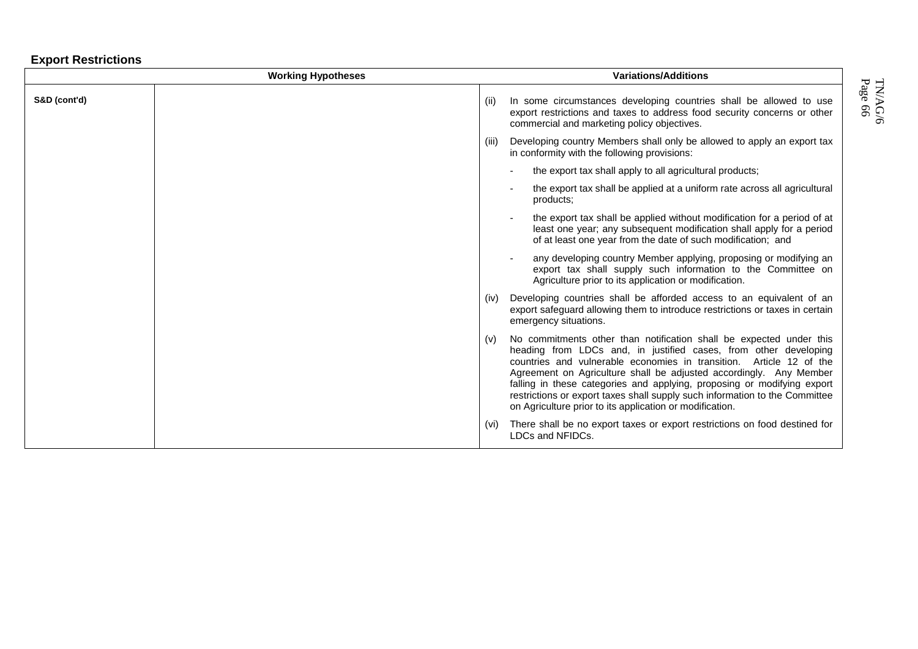**Export Restrictions**

| | Working Hypotheses | Variations/Additions |
|---|---|---|
| **S&D (cont'd)** | | (ii) In some circumstances developing countries shall be allowed to use export restrictions and taxes to address food security concerns or other commercial and marketing policy objectives. |
| | | (iii) Developing country Members shall only be allowed to apply an export tax in conformity with the following provisions: |
| | | - the export tax shall apply to all agricultural products; |
| | | - the export tax shall be applied at a uniform rate across all agricultural products; |
| | | - the export tax shall be applied without modification for a period of at least one year; any subsequent modification shall apply for a period of at least one year from the date of such modification; and |
| | | - any developing country Member applying, proposing or modifying an export tax shall supply such information to the Committee on Agriculture prior to its application or modification. |
| | | (iv) Developing countries shall be afforded access to an equivalent of an export safeguard allowing them to introduce restrictions or taxes in certain emergency situations. |
| | | (v) No commitments other than notification shall be expected under this heading from LDCs and, in justified cases, from other developing countries and vulnerable economies in transition. Article 12 of the Agreement on Agriculture shall be adjusted accordingly. Any Member falling in these categories and applying, proposing or modifying export restrictions or export taxes shall supply such information to the Committee on Agriculture prior to its application or modification. |
| | | (vi) There shall be no export taxes or export restrictions on food destined for LDCs and NFIDCs. |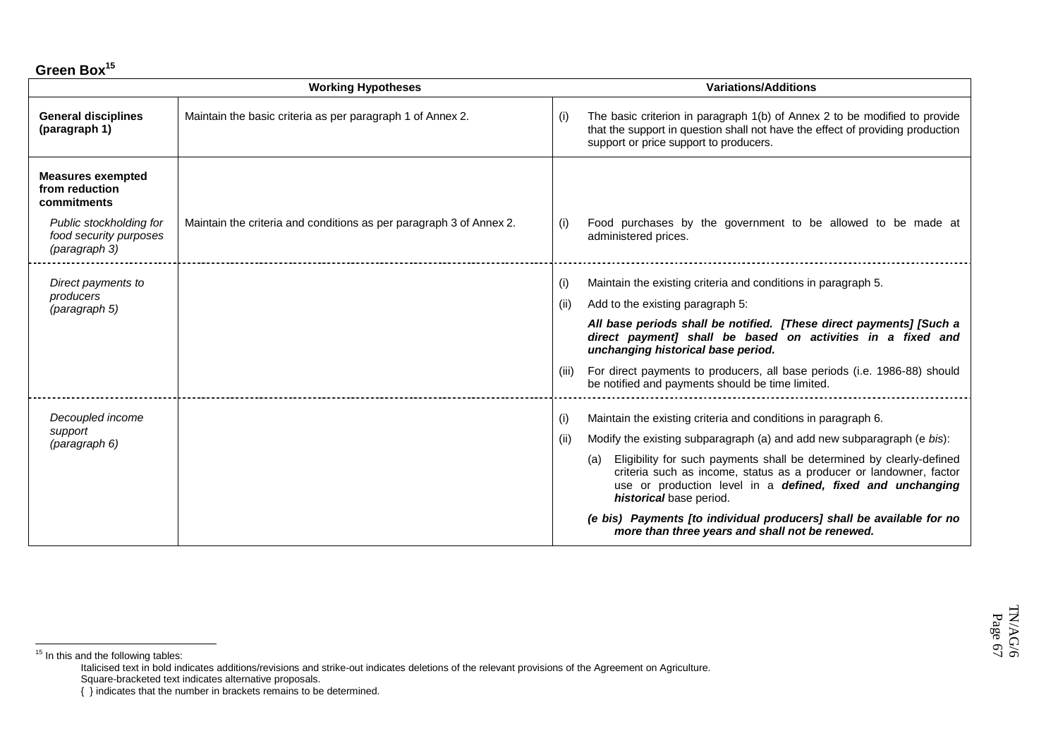**Green Box**[15]

| | Working Hypotheses | Variations/Additions |
|---|---|---|
| **General disciplines (paragraph 1)** | Maintain the basic criteria as per paragraph 1 of Annex 2. | (i) The basic criterion in paragraph 1(b) of Annex 2 to be modified to provide that the support in question shall not have the effect of providing production support or price support to producers. |
| **Measures exempted from reduction commitments** | | |
| *Public stockholding for food security purposes (paragraph 3)* | Maintain the criteria and conditions as per paragraph 3 of Annex 2. | (i) Food purchases by the government to be allowed to be made at administered prices. |
| *Direct payments to producers (paragraph 5)* | | (i) Maintain the existing criteria and conditions in paragraph 5.<br>(ii) Add to the existing paragraph 5:<br>***All base periods shall be notified. [These direct payments] [Such a direct payment] shall be based on activities in a fixed and unchanging historical base period.***<br>(iii) For direct payments to producers, all base periods (i.e. 1986-88) should be notified and payments should be time limited. |
| *Decoupled income support (paragraph 6)* | | (i) Maintain the existing criteria and conditions in paragraph 6.<br>(ii) Modify the existing subparagraph (a) and add new subparagraph (e *bis*):<br>(a) Eligibility for such payments shall be determined by clearly-defined criteria such as income, status as a producer or landowner, factor use or production level in a ***defined, fixed and unchanging historical*** base period.<br>***(e bis) Payments [to individual producers] shall be available for no more than three years and shall not be renewed.*** |

[15] In this and the following tables:
Italicised text in bold indicates additions/revisions and strike-out indicates deletions of the relevant provisions of the Agreement on Agriculture.
Square-bracketed text indicates alternative proposals.
{ } indicates that the number in brackets remains to be determined.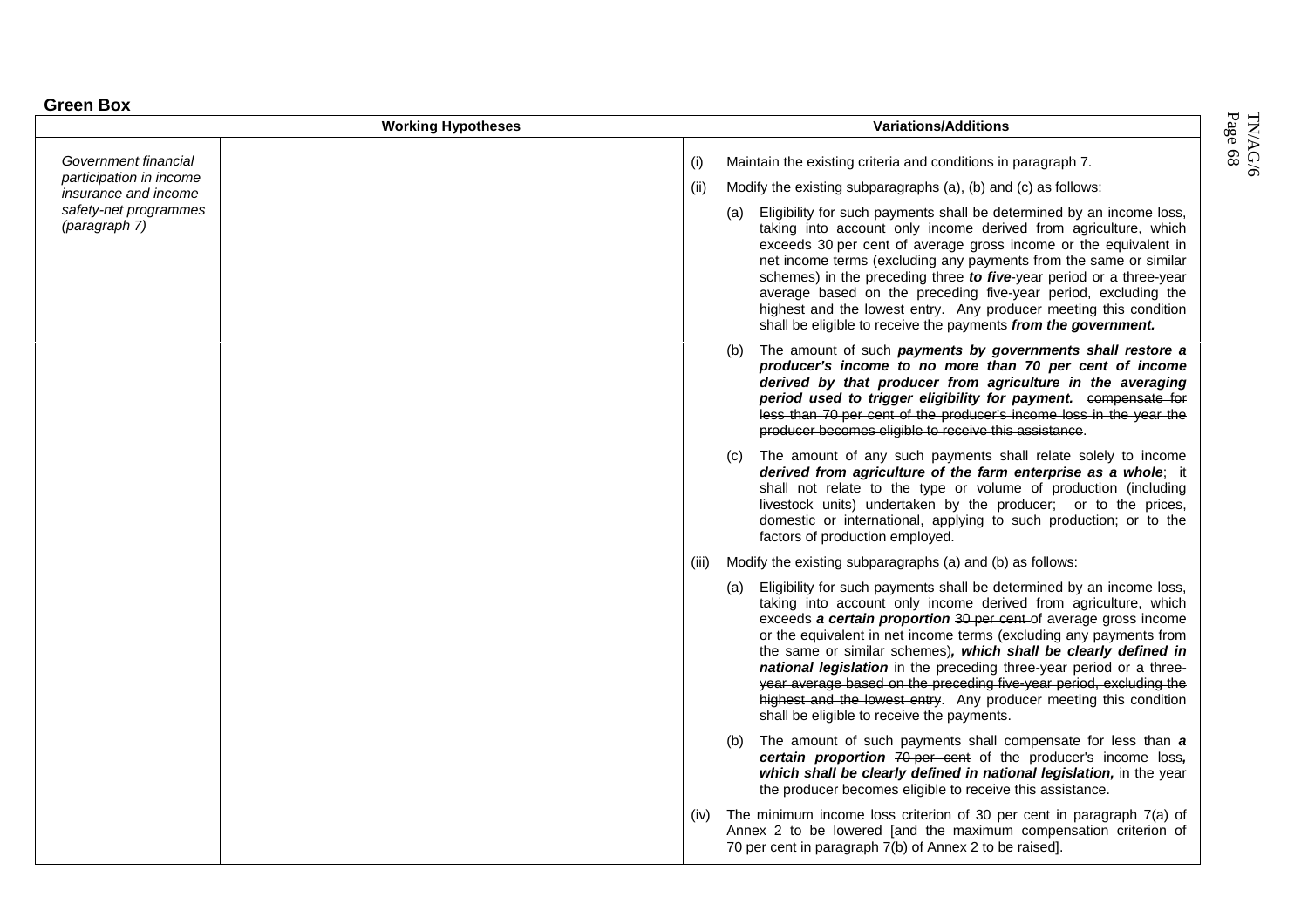**Green Box**

| | Working Hypotheses | Variations/Additions |
|---|---|---|
| *Government financial participation in income insurance and income safety-net programmes (paragraph 7)* | | (i) Maintain the existing criteria and conditions in paragraph 7.<br><br>(ii) Modify the existing subparagraphs (a), (b) and (c) as follows:<br><br>(a) Eligibility for such payments shall be determined by an income loss, taking into account only income derived from agriculture, which exceeds 30 per cent of average gross income or the equivalent in net income terms (excluding any payments from the same or similar schemes) in the preceding three ***to five***-year period or a three-year average based on the preceding five-year period, excluding the highest and the lowest entry. Any producer meeting this condition shall be eligible to receive the payments ***from the government.*** |
| | | (b) The amount of such ***payments by governments shall restore a producer's income to no more than 70 per cent of income derived by that producer from agriculture in the averaging period used to trigger eligibility for payment.*** ~~compensate for less than 70 per cent of the producer's income loss in the year the producer becomes eligible to receive this assistance~~.<br><br>(c) The amount of any such payments shall relate solely to income ***derived from agriculture of the farm enterprise as a whole***; it shall not relate to the type or volume of production (including livestock units) undertaken by the producer; or to the prices, domestic or international, applying to such production; or to the factors of production employed.<br><br>(iii) Modify the existing subparagraphs (a) and (b) as follows:<br><br>(a) Eligibility for such payments shall be determined by an income loss, taking into account only income derived from agriculture, which exceeds ***a certain proportion*** ~~30 per cent~~ of average gross income or the equivalent in net income terms (excluding any payments from the same or similar schemes)***, which shall be clearly defined in national legislation*** ~~in the preceding three-year period or a three-year average based on the preceding five-year period, excluding the highest and the lowest entry~~. Any producer meeting this condition shall be eligible to receive the payments.<br><br>(b) The amount of such payments shall compensate for less than ***a certain proportion*** ~~70 per cent~~ of the producer's income loss***, which shall be clearly defined in national legislation,*** in the year the producer becomes eligible to receive this assistance.<br><br>(iv) The minimum income loss criterion of 30 per cent in paragraph 7(a) of Annex 2 to be lowered [and the maximum compensation criterion of 70 per cent in paragraph 7(b) of Annex 2 to be raised]. |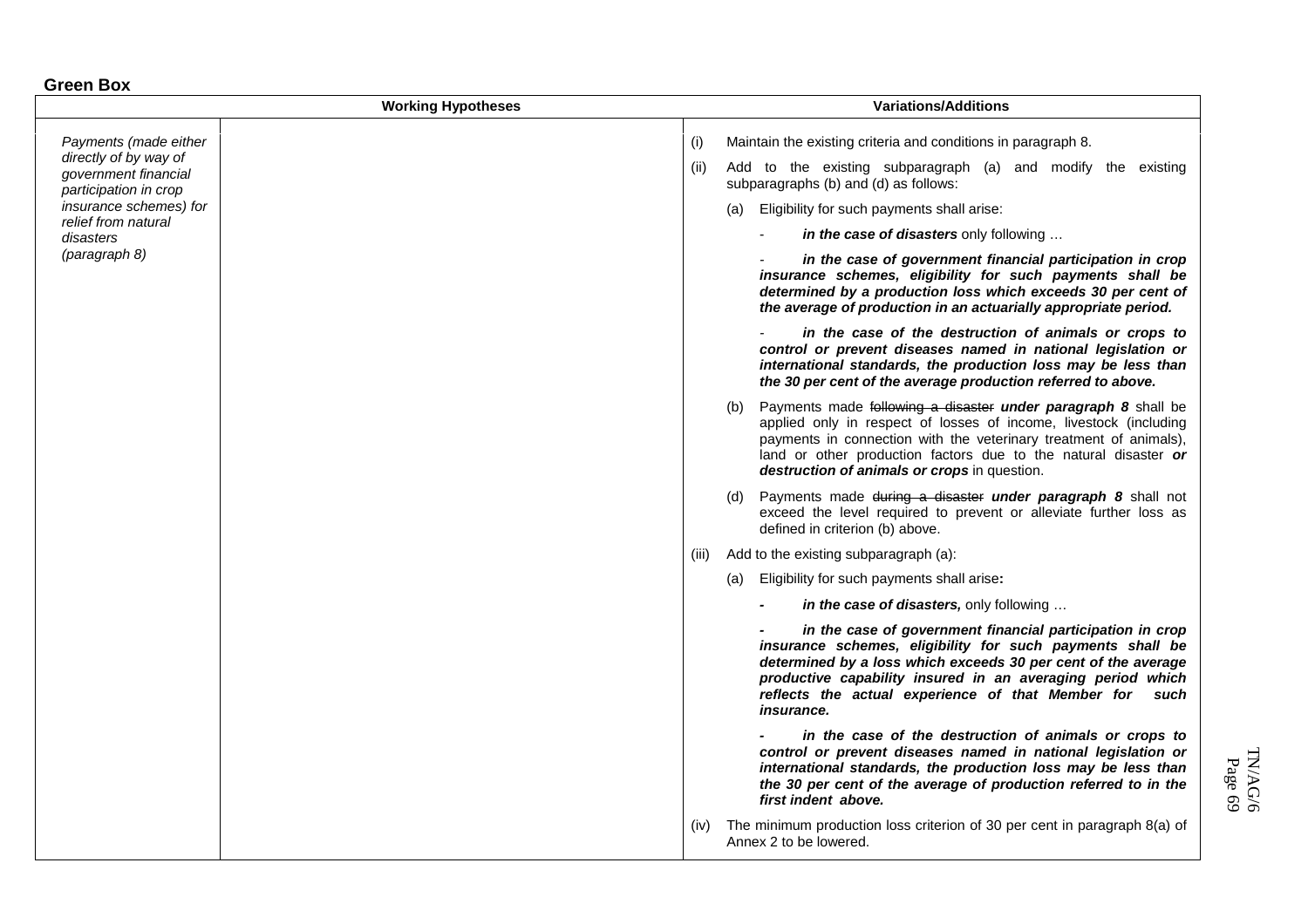**Green Box**

| | Working Hypotheses | Variations/Additions |
|---|---|---|
| *Payments (made either directly of by way of government financial participation in crop insurance schemes) for relief from natural disasters (paragraph 8)* | | (i) Maintain the existing criteria and conditions in paragraph 8.<br><br>(ii) Add to the existing subparagraph (a) and modify the existing subparagraphs (b) and (d) as follows:<br><br>(a) Eligibility for such payments shall arise:<br><br>- ***in the case of disasters*** only following …<br><br>- ***in the case of government financial participation in crop insurance schemes, eligibility for such payments shall be determined by a production loss which exceeds 30 per cent of the average of production in an actuarially appropriate period.***<br><br>- ***in the case of the destruction of animals or crops to control or prevent diseases named in national legislation or international standards, the production loss may be less than the 30 per cent of the average production referred to above.***<br><br>(b) Payments made ~~following a disaster~~ ***under paragraph 8*** shall be applied only in respect of losses of income, livestock (including payments in connection with the veterinary treatment of animals), land or other production factors due to the natural disaster ***or destruction of animals or crops*** in question.<br><br>(d) Payments made ~~during a disaster~~ ***under paragraph 8*** shall not exceed the level required to prevent or alleviate further loss as defined in criterion (b) above.<br><br>(iii) Add to the existing subparagraph (a):<br><br>(a) Eligibility for such payments shall arise**:**<br><br>**-** ***in the case of disasters,*** only following …<br><br>**-** ***in the case of government financial participation in crop insurance schemes, eligibility for such payments shall be determined by a loss which exceeds 30 per cent of the average productive capability insured in an averaging period which reflects the actual experience of that Member for such insurance.***<br><br>**-** ***in the case of the destruction of animals or crops to control or prevent diseases named in national legislation or international standards, the production loss may be less than the 30 per cent of the average of production referred to in the first indent above.***<br><br>(iv) The minimum production loss criterion of 30 per cent in paragraph 8(a) of Annex 2 to be lowered. |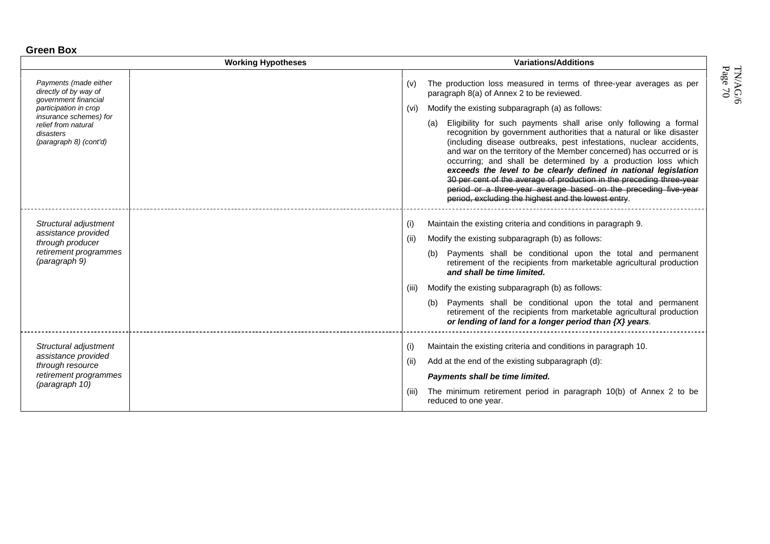**Green Box**

| | Working Hypotheses | Variations/Additions |
|---|---|---|
| *Payments (made either directly or by way of government financial participation in crop insurance schemes) for relief from natural disasters (paragraph 8) (cont'd)* | | (v) The production loss measured in terms of three-year averages as per paragraph 8(a) of Annex 2 to be reviewed.<br><br>(vi) Modify the existing subparagraph (a) as follows:<br><br>(a) Eligibility for such payments shall arise only following a formal recognition by government authorities that a natural or like disaster (including disease outbreaks, pest infestations, nuclear accidents, and war on the territory of the Member concerned) has occurred or is occurring; and shall be determined by a production loss which ***exceeds the level to be clearly defined in national legislation*** ~~30 per cent of the average of production in the preceding three-year period or a three-year average based on the preceding five-year period, excluding the highest and the lowest entry~~. |
| *Structural adjustment assistance provided through producer retirement programmes (paragraph 9)* | | (i) Maintain the existing criteria and conditions in paragraph 9.<br><br>(ii) Modify the existing subparagraph (b) as follows:<br><br>(b) Payments shall be conditional upon the total and permanent retirement of the recipients from marketable agricultural production ***and shall be time limited.***<br><br>(iii) Modify the existing subparagraph (b) as follows:<br><br>(b) Payments shall be conditional upon the total and permanent retirement of the recipients from marketable agricultural production ***or lending of land for a longer period than {X} years***. |
| *Structural adjustment assistance provided through resource retirement programmes (paragraph 10)* | | (i) Maintain the existing criteria and conditions in paragraph 10.<br><br>(ii) Add at the end of the existing subparagraph (d):<br><br>***Payments shall be time limited.***<br><br>(iii) The minimum retirement period in paragraph 10(b) of Annex 2 to be reduced to one year. |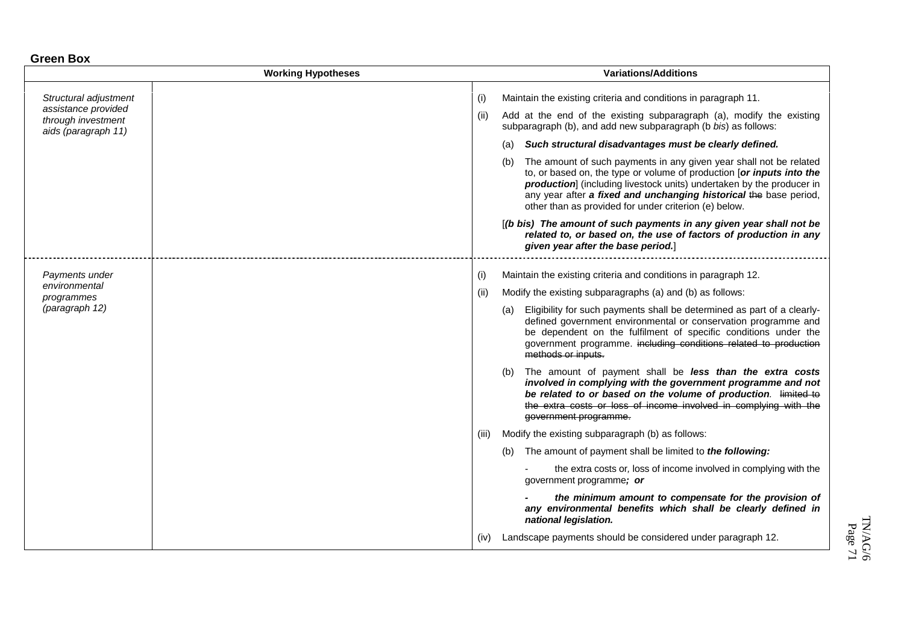**Green Box**

| | Working Hypotheses | Variations/Additions |
|---|---|---|
| *Structural adjustment assistance provided through investment aids (paragraph 11)* | | (i) Maintain the existing criteria and conditions in paragraph 11.<br><br>(ii) Add at the end of the existing subparagraph (a), modify the existing subparagraph (b), and add new subparagraph (b *bis*) as follows:<br><br>(a) ***Such structural disadvantages must be clearly defined.***<br><br>(b) The amount of such payments in any given year shall not be related to, or based on, the type or volume of production [***or inputs into the production***] (including livestock units) undertaken by the producer in any year after ***a fixed and unchanging historical*** ~~the~~ base period, other than as provided for under criterion (e) below.<br><br>[***(b bis) The amount of such payments in any given year shall not be related to, or based on, the use of factors of production in any given year after the base period.***] |
| *Payments under environmental programmes (paragraph 12)* | | (i) Maintain the existing criteria and conditions in paragraph 12.<br><br>(ii) Modify the existing subparagraphs (a) and (b) as follows:<br><br>(a) Eligibility for such payments shall be determined as part of a clearly-defined government environmental or conservation programme and be dependent on the fulfilment of specific conditions under the government programme. ~~including conditions related to production methods or inputs.~~<br><br>(b) The amount of payment shall be ***less than the extra costs involved in complying with the government programme and not be related to or based on the volume of production***. ~~limited to the extra costs or loss of income involved in complying with the government programme.~~<br><br>(iii) Modify the existing subparagraph (b) as follows:<br><br>(b) The amount of payment shall be limited to ***the following:***<br><br>- the extra costs or, loss of income involved in complying with the government programme***; or***<br><br>- ***the minimum amount to compensate for the provision of any environmental benefits which shall be clearly defined in national legislation.***<br><br>(iv) Landscape payments should be considered under paragraph 12. |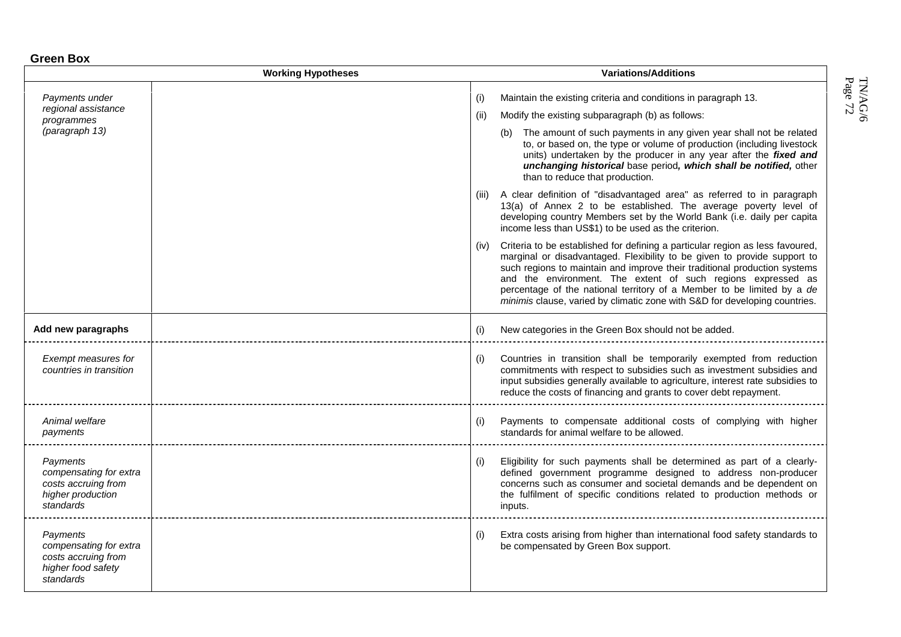**Green Box**

| | Working Hypotheses | Variations/Additions |
|---|---|---|
| *Payments under regional assistance programmes (paragraph 13)* | | (i) Maintain the existing criteria and conditions in paragraph 13.<br><br>(ii) Modify the existing subparagraph (b) as follows:<br><br>(b) The amount of such payments in any given year shall not be related to, or based on, the type or volume of production (including livestock units) undertaken by the producer in any year after the ***fixed and unchanging historical*** base period***, which shall be notified,*** other than to reduce that production.<br><br>(iii) A clear definition of "disadvantaged area" as referred to in paragraph 13(a) of Annex 2 to be established. The average poverty level of developing country Members set by the World Bank (i.e. daily per capita income less than US$1) to be used as the criterion.<br><br>(iv) Criteria to be established for defining a particular region as less favoured, marginal or disadvantaged. Flexibility to be given to provide support to such regions to maintain and improve their traditional production systems and the environment. The extent of such regions expressed as percentage of the national territory of a Member to be limited by a *de minimis* clause, varied by climatic zone with S&D for developing countries. |
| **Add new paragraphs** | | (i) New categories in the Green Box should not be added. |
| *Exempt measures for countries in transition* | | (i) Countries in transition shall be temporarily exempted from reduction commitments with respect to subsidies such as investment subsidies and input subsidies generally available to agriculture, interest rate subsidies to reduce the costs of financing and grants to cover debt repayment. |
| *Animal welfare payments* | | (i) Payments to compensate additional costs of complying with higher standards for animal welfare to be allowed. |
| *Payments compensating for extra costs accruing from higher production standards* | | (i) Eligibility for such payments shall be determined as part of a clearly-defined government programme designed to address non-producer concerns such as consumer and societal demands and be dependent on the fulfilment of specific conditions related to production methods or inputs. |
| *Payments compensating for extra costs accruing from higher food safety standards* | | (i) Extra costs arising from higher than international food safety standards to be compensated by Green Box support. |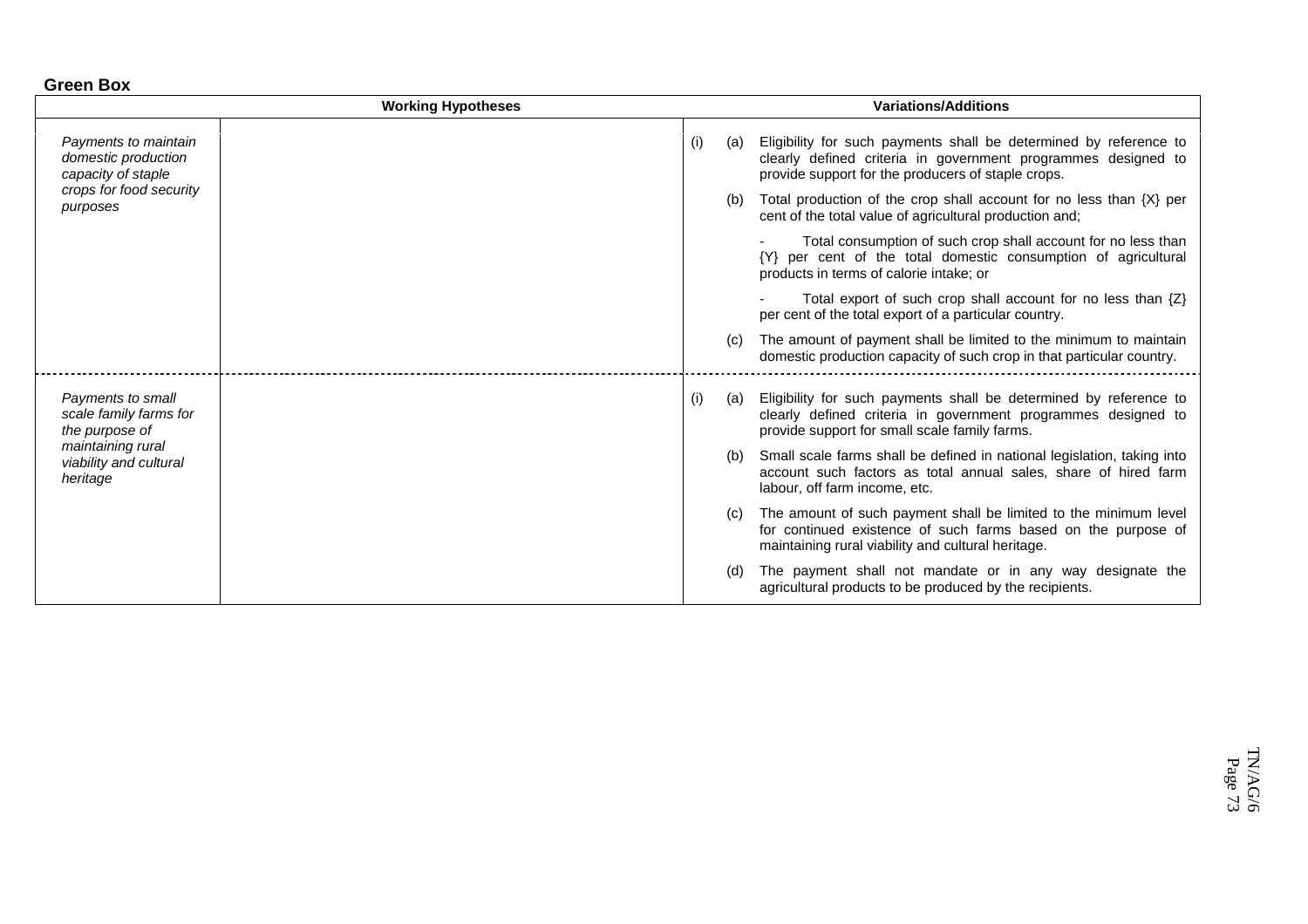**Green Box**

| | Working Hypotheses | Variations/Additions |
|---|---|---|
| *Payments to maintain domestic production capacity of staple crops for food security purposes* | | (i) (a) Eligibility for such payments shall be determined by reference to clearly defined criteria in government programmes designed to provide support for the producers of staple crops.<br>(b) Total production of the crop shall account for no less than {X} per cent of the total value of agricultural production and;<br>- Total consumption of such crop shall account for no less than {Y} per cent of the total domestic consumption of agricultural products in terms of calorie intake; or<br>- Total export of such crop shall account for no less than {Z} per cent of the total export of a particular country.<br>(c) The amount of payment shall be limited to the minimum to maintain domestic production capacity of such crop in that particular country. |
| *Payments to small scale family farms for the purpose of maintaining rural viability and cultural heritage* | | (i) (a) Eligibility for such payments shall be determined by reference to clearly defined criteria in government programmes designed to provide support for small scale family farms.<br>(b) Small scale farms shall be defined in national legislation, taking into account such factors as total annual sales, share of hired farm labour, off farm income, etc.<br>(c) The amount of such payment shall be limited to the minimum level for continued existence of such farms based on the purpose of maintaining rural viability and cultural heritage.<br>(d) The payment shall not mandate or in any way designate the agricultural products to be produced by the recipients. |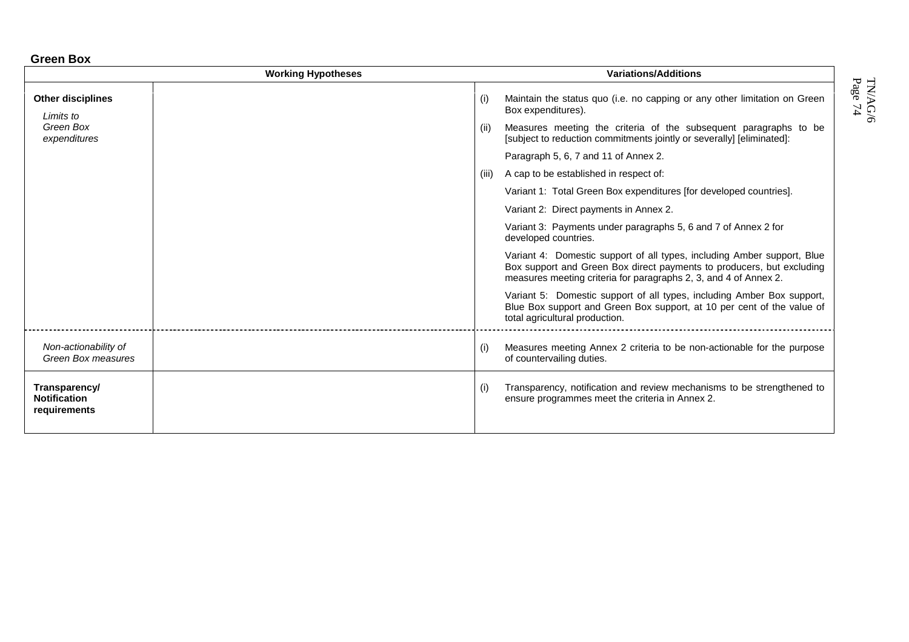**Green Box**

| | Working Hypotheses | Variations/Additions |
|---|---|---|
| **Other disciplines**<br>*Limits to Green Box expenditures* | | (i) Maintain the status quo (i.e. no capping or any other limitation on Green Box expenditures).<br>(ii) Measures meeting the criteria of the subsequent paragraphs to be [subject to reduction commitments jointly or severally] [eliminated]:<br>Paragraph 5, 6, 7 and 11 of Annex 2.<br>(iii) A cap to be established in respect of:<br>Variant 1: Total Green Box expenditures [for developed countries].<br>Variant 2: Direct payments in Annex 2.<br>Variant 3: Payments under paragraphs 5, 6 and 7 of Annex 2 for developed countries.<br>Variant 4: Domestic support of all types, including Amber support, Blue Box support and Green Box direct payments to producers, but excluding measures meeting criteria for paragraphs 2, 3, and 4 of Annex 2.<br>Variant 5: Domestic support of all types, including Amber Box support, Blue Box support and Green Box support, at 10 per cent of the value of total agricultural production. |
| *Non-actionability of Green Box measures* | | (i) Measures meeting Annex 2 criteria to be non-actionable for the purpose of countervailing duties. |
| **Transparency/ Notification requirements** | | (i) Transparency, notification and review mechanisms to be strengthened to ensure programmes meet the criteria in Annex 2. |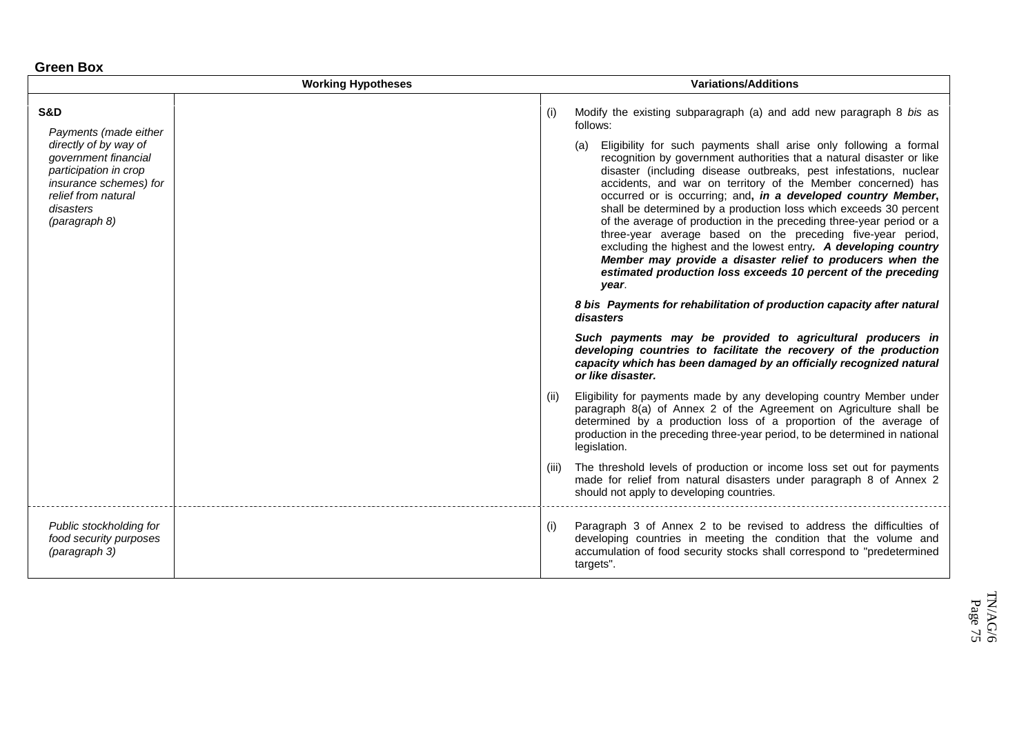**Green Box**

| | Working Hypotheses | Variations/Additions |
|---|---|---|
| **S&D**<br><br>*Payments (made either directly of by way of government financial participation in crop insurance schemes) for relief from natural disasters (paragraph 8)* | | (i) Modify the existing subparagraph (a) and add new paragraph 8 *bis* as follows:<br><br>(a) Eligibility for such payments shall arise only following a formal recognition by government authorities that a natural disaster or like disaster (including disease outbreaks, pest infestations, nuclear accidents, and war on territory of the Member concerned) has occurred or is occurring; and**, *in a developed country Member*,** shall be determined by a production loss which exceeds 30 percent of the average of production in the preceding three-year period or a three-year average based on the preceding five-year period, excluding the highest and the lowest entry***. A developing country Member may provide a disaster relief to producers when the estimated production loss exceeds 10 percent of the preceding year***.<br><br>***8 bis Payments for rehabilitation of production capacity after natural disasters***<br><br>***Such payments may be provided to agricultural producers in developing countries to facilitate the recovery of the production capacity which has been damaged by an officially recognized natural or like disaster.***<br><br>(ii) Eligibility for payments made by any developing country Member under paragraph 8(a) of Annex 2 of the Agreement on Agriculture shall be determined by a production loss of a proportion of the average of production in the preceding three-year period, to be determined in national legislation.<br><br>(iii) The threshold levels of production or income loss set out for payments made for relief from natural disasters under paragraph 8 of Annex 2 should not apply to developing countries. |
| *Public stockholding for food security purposes (paragraph 3)* | | (i) Paragraph 3 of Annex 2 to be revised to address the difficulties of developing countries in meeting the condition that the volume and accumulation of food security stocks shall correspond to "predetermined targets". |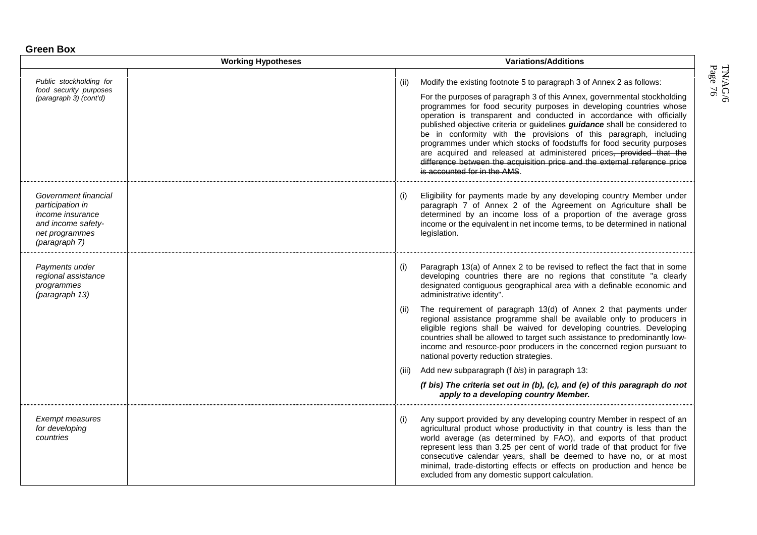**Green Box**

| Working Hypotheses | | Variations/Additions |
|---|---|---|
| *Public stockholding for food security purposes (paragraph 3) (cont'd)* | | (ii) Modify the existing footnote 5 to paragraph 3 of Annex 2 as follows:<br><br>For the purposes~~s~~ of paragraph 3 of this Annex, governmental stockholding programmes for food security purposes in developing countries whose operation is transparent and conducted in accordance with officially published ~~objective~~ criteria or ~~guidelines~~ ***guidance*** shall be considered to be in conformity with the provisions of this paragraph, including programmes under which stocks of foodstuffs for food security purposes are acquired and released at administered prices~~, provided that the difference between the acquisition price and the external reference price is accounted for in the AMS~~. |
| *Government financial participation in income insurance and income safety-net programmes (paragraph 7)* | | (i) Eligibility for payments made by any developing country Member under paragraph 7 of Annex 2 of the Agreement on Agriculture shall be determined by an income loss of a proportion of the average gross income or the equivalent in net income terms, to be determined in national legislation. |
| *Payments under regional assistance programmes (paragraph 13)* | | (i) Paragraph 13(a) of Annex 2 to be revised to reflect the fact that in some developing countries there are no regions that constitute "a clearly designated contiguous geographical area with a definable economic and administrative identity".<br><br>(ii) The requirement of paragraph 13(d) of Annex 2 that payments under regional assistance programme shall be available only to producers in eligible regions shall be waived for developing countries. Developing countries shall be allowed to target such assistance to predominantly low-income and resource-poor producers in the concerned region pursuant to national poverty reduction strategies.<br><br>(iii) Add new subparagraph (f *bis*) in paragraph 13:<br><br>***(f bis) The criteria set out in (b), (c), and (e) of this paragraph do not apply to a developing country Member.*** |
| *Exempt measures for developing countries* | | (i) Any support provided by any developing country Member in respect of an agricultural product whose productivity in that country is less than the world average (as determined by FAO), and exports of that product represent less than 3.25 per cent of world trade of that product for five consecutive calendar years, shall be deemed to have no, or at most minimal, trade-distorting effects or effects on production and hence be excluded from any domestic support calculation. |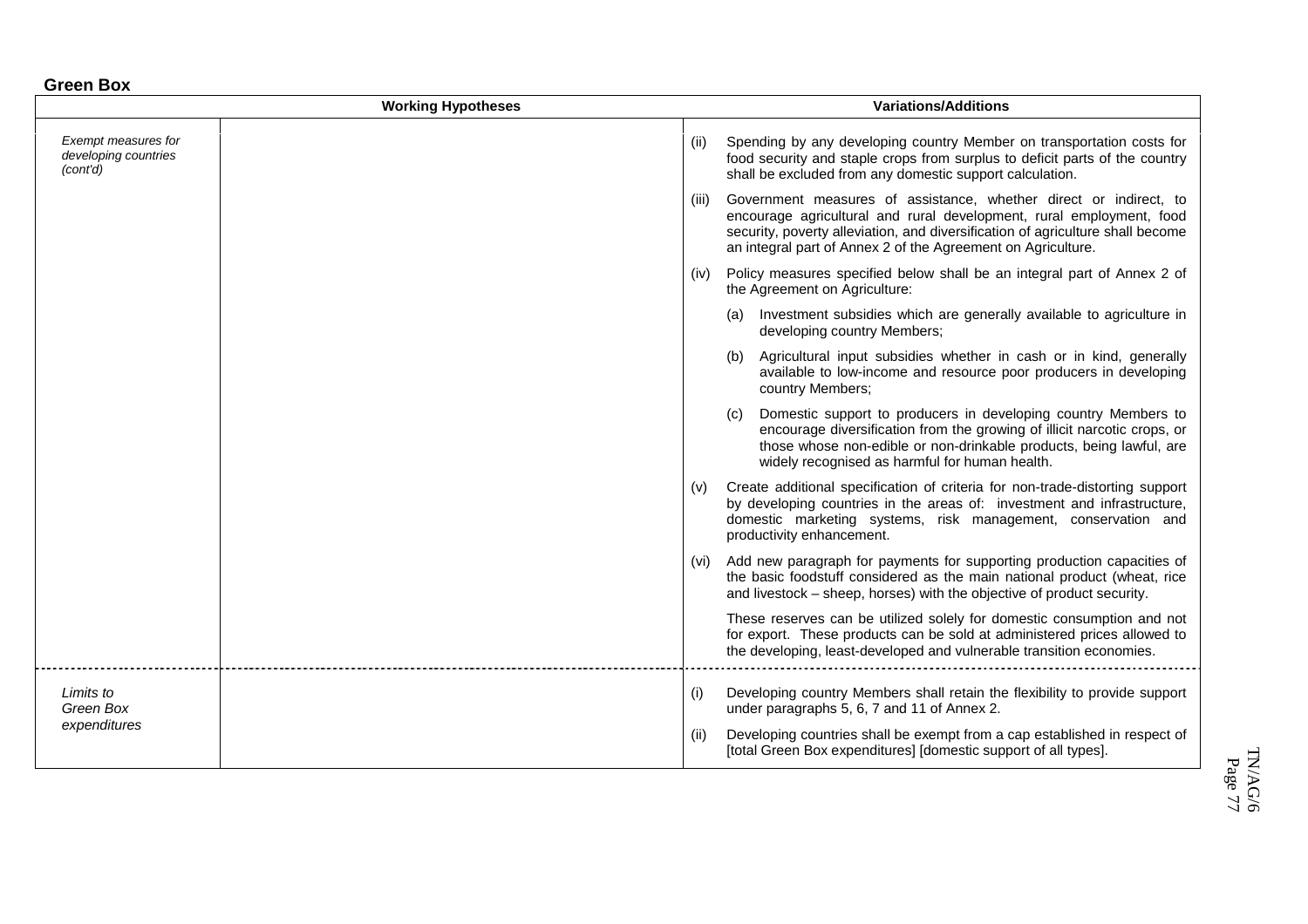## Green Box

| | Working Hypotheses | Variations/Additions |
|---|---|---|
| *Exempt measures for developing countries (cont'd)* | | (ii) Spending by any developing country Member on transportation costs for food security and staple crops from surplus to deficit parts of the country shall be excluded from any domestic support calculation. |
| | | (iii) Government measures of assistance, whether direct or indirect, to encourage agricultural and rural development, rural employment, food security, poverty alleviation, and diversification of agriculture shall become an integral part of Annex 2 of the Agreement on Agriculture. |
| | | (iv) Policy measures specified below shall be an integral part of Annex 2 of the Agreement on Agriculture: |
| | | (a) Investment subsidies which are generally available to agriculture in developing country Members; |
| | | (b) Agricultural input subsidies whether in cash or in kind, generally available to low-income and resource poor producers in developing country Members; |
| | | (c) Domestic support to producers in developing country Members to encourage diversification from the growing of illicit narcotic crops, or those whose non-edible or non-drinkable products, being lawful, are widely recognised as harmful for human health. |
| | | (v) Create additional specification of criteria for non-trade-distorting support by developing countries in the areas of: investment and infrastructure, domestic marketing systems, risk management, conservation and productivity enhancement. |
| | | (vi) Add new paragraph for payments for supporting production capacities of the basic foodstuff considered as the main national product (wheat, rice and livestock – sheep, horses) with the objective of product security. |
| | | These reserves can be utilized solely for domestic consumption and not for export. These products can be sold at administered prices allowed to the developing, least-developed and vulnerable transition economies. |
| *Limits to Green Box expenditures* | | (i) Developing country Members shall retain the flexibility to provide support under paragraphs 5, 6, 7 and 11 of Annex 2. |
| | | (ii) Developing countries shall be exempt from a cap established in respect of [total Green Box expenditures] [domestic support of all types]. |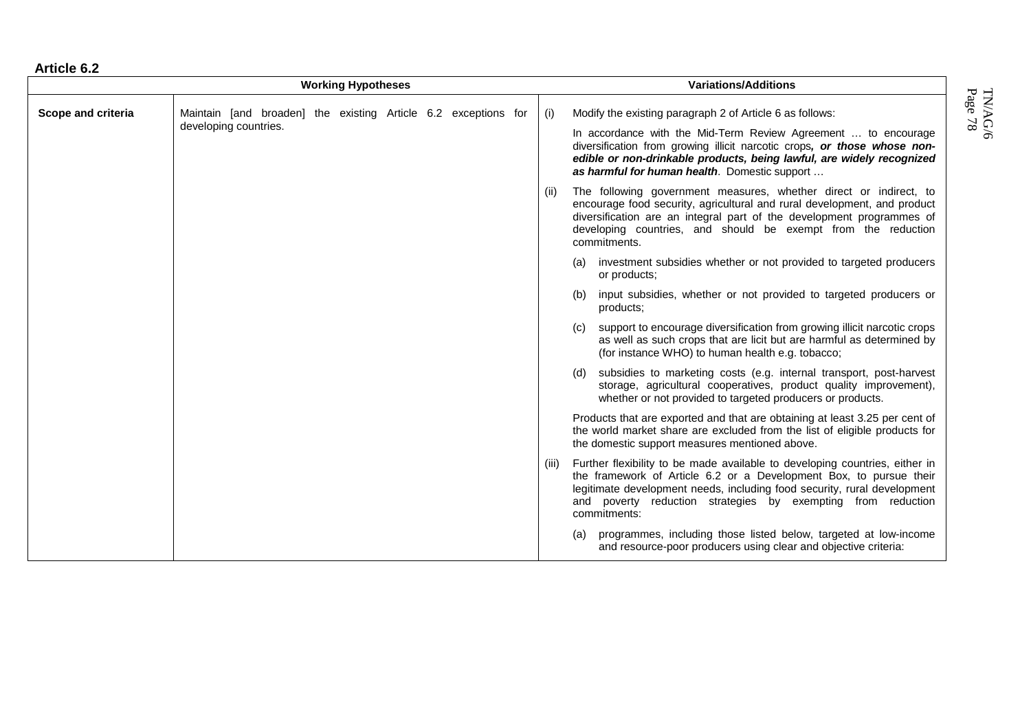**Article 6.2**

| | Working Hypotheses | Variations/Additions |
|---|---|---|
| **Scope and criteria** | Maintain [and broaden] the existing Article 6.2 exceptions for developing countries. | (i) Modify the existing paragraph 2 of Article 6 as follows:<br><br>In accordance with the Mid-Term Review Agreement … to encourage diversification from growing illicit narcotic crops***, or those whose non-edible or non-drinkable products, being lawful, are widely recognized as harmful for human health***. Domestic support … |
| | | (ii) The following government measures, whether direct or indirect, to encourage food security, agricultural and rural development, and product diversification are an integral part of the development programmes of developing countries, and should be exempt from the reduction commitments. |
| | | (a) investment subsidies whether or not provided to targeted producers or products; |
| | | (b) input subsidies, whether or not provided to targeted producers or products; |
| | | (c) support to encourage diversification from growing illicit narcotic crops as well as such crops that are licit but are harmful as determined by (for instance WHO) to human health e.g. tobacco; |
| | | (d) subsidies to marketing costs (e.g. internal transport, post-harvest storage, agricultural cooperatives, product quality improvement), whether or not provided to targeted producers or products.<br><br>Products that are exported and that are obtaining at least 3.25 per cent of the world market share are excluded from the list of eligible products for the domestic support measures mentioned above. |
| | | (iii) Further flexibility to be made available to developing countries, either in the framework of Article 6.2 or a Development Box, to pursue their legitimate development needs, including food security, rural development and poverty reduction strategies by exempting from reduction commitments: |
| | | (a) programmes, including those listed below, targeted at low-income and resource-poor producers using clear and objective criteria: |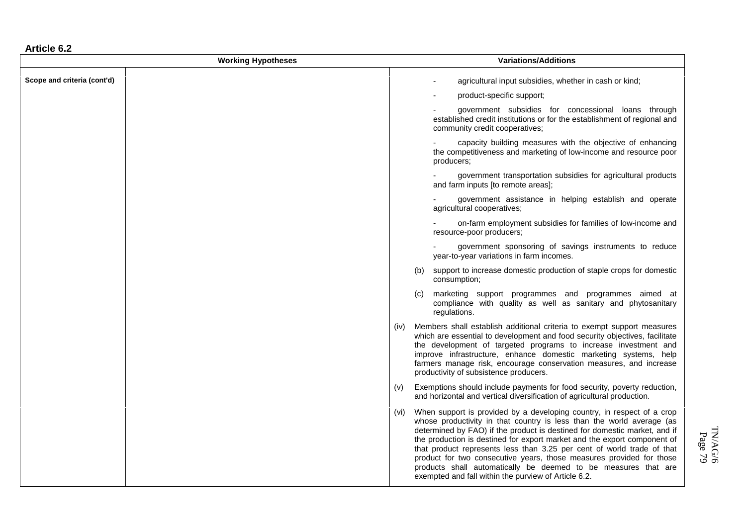**Article 6.2**

| | Working Hypotheses | Variations/Additions |
|---|---|---|
| **Scope and criteria (cont'd)** | | - agricultural input subsidies, whether in cash or kind;<br><br>- product-specific support;<br><br>- government subsidies for concessional loans through established credit institutions or for the establishment of regional and community credit cooperatives;<br><br>- capacity building measures with the objective of enhancing the competitiveness and marketing of low-income and resource poor producers;<br><br>- government transportation subsidies for agricultural products and farm inputs [to remote areas];<br><br>- government assistance in helping establish and operate agricultural cooperatives;<br><br>- on-farm employment subsidies for families of low-income and resource-poor producers;<br><br>- government sponsoring of savings instruments to reduce year-to-year variations in farm incomes.<br><br>(b) support to increase domestic production of staple crops for domestic consumption;<br><br>(c) marketing support programmes and programmes aimed at compliance with quality as well as sanitary and phytosanitary regulations.<br><br>(iv) Members shall establish additional criteria to exempt support measures which are essential to development and food security objectives, facilitate the development of targeted programs to increase investment and improve infrastructure, enhance domestic marketing systems, help farmers manage risk, encourage conservation measures, and increase productivity of subsistence producers.<br><br>(v) Exemptions should include payments for food security, poverty reduction, and horizontal and vertical diversification of agricultural production. |
| | | (vi) When support is provided by a developing country, in respect of a crop whose productivity in that country is less than the world average (as determined by FAO) if the product is destined for domestic market, and if the production is destined for export market and the export component of that product represents less than 3.25 per cent of world trade of that product for two consecutive years, those measures provided for those products shall automatically be deemed to be measures that are exempted and fall within the purview of Article 6.2. |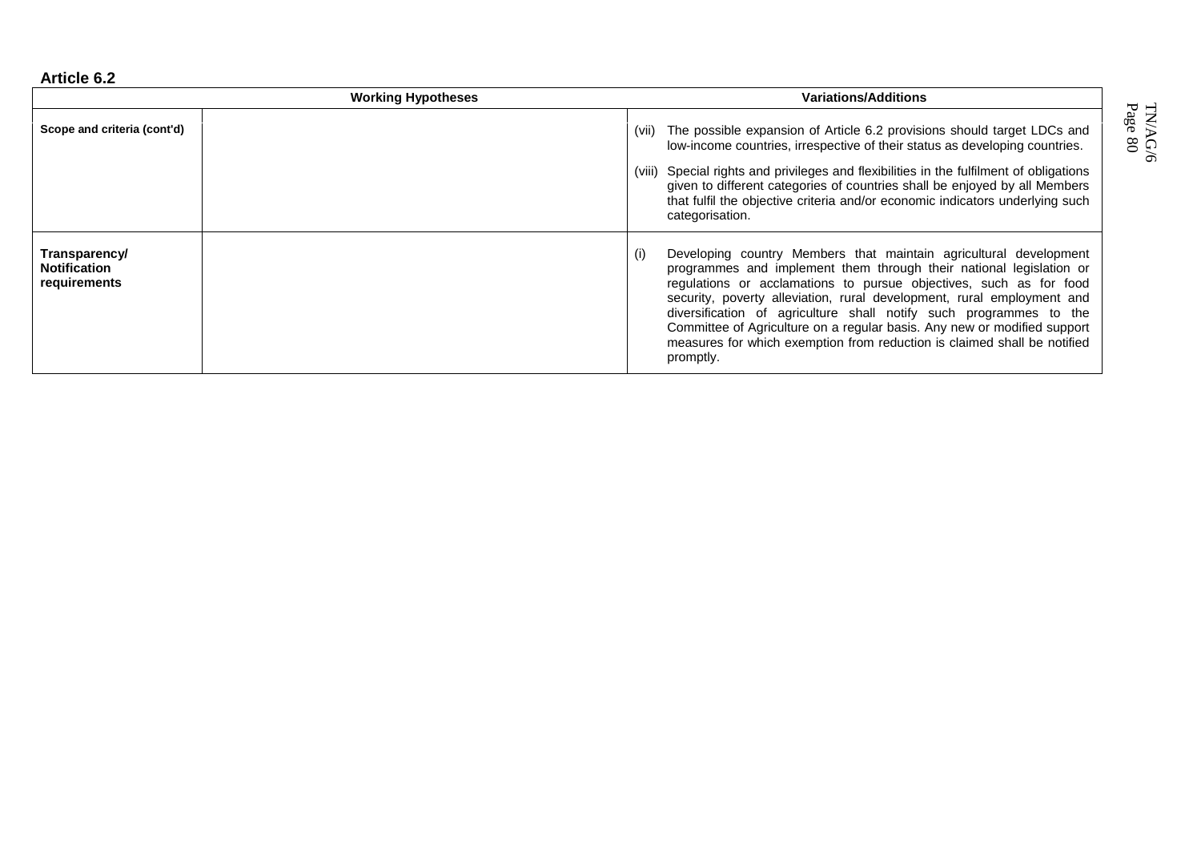**Article 6.2**

| | Working Hypotheses | Variations/Additions |
|---|---|---|
| **Scope and criteria (cont'd)** | | (vii) The possible expansion of Article 6.2 provisions should target LDCs and low-income countries, irrespective of their status as developing countries.<br><br>(viii) Special rights and privileges and flexibilities in the fulfilment of obligations given to different categories of countries shall be enjoyed by all Members that fulfil the objective criteria and/or economic indicators underlying such categorisation. |
| **Transparency/ Notification requirements** | | (i) Developing country Members that maintain agricultural development programmes and implement them through their national legislation or regulations or acclamations to pursue objectives, such as for food security, poverty alleviation, rural development, rural employment and diversification of agriculture shall notify such programmes to the Committee of Agriculture on a regular basis. Any new or modified support measures for which exemption from reduction is claimed shall be notified promptly. |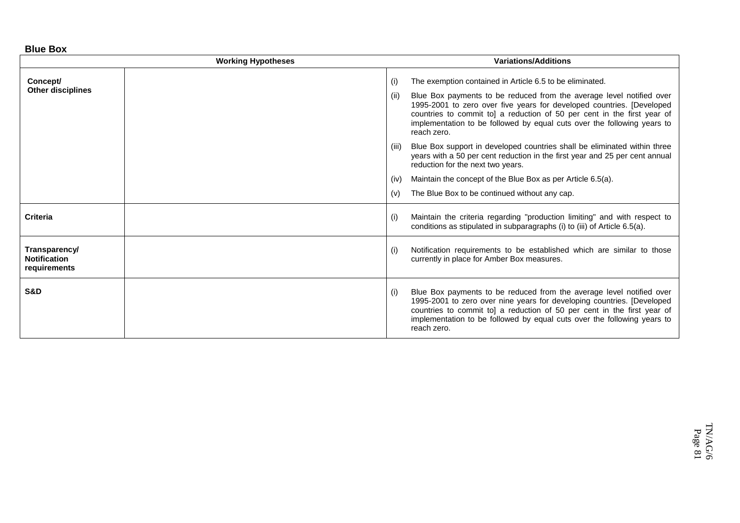**Blue Box**

| | Working Hypotheses | Variations/Additions |
|---|---|---|
| **Concept/ Other disciplines** | | (i) The exemption contained in Article 6.5 to be eliminated.<br><br>(ii) Blue Box payments to be reduced from the average level notified over 1995-2001 to zero over five years for developed countries. [Developed countries to commit to] a reduction of 50 per cent in the first year of implementation to be followed by equal cuts over the following years to reach zero.<br><br>(iii) Blue Box support in developed countries shall be eliminated within three years with a 50 per cent reduction in the first year and 25 per cent annual reduction for the next two years.<br><br>(iv) Maintain the concept of the Blue Box as per Article 6.5(a).<br><br>(v) The Blue Box to be continued without any cap. |
| **Criteria** | | (i) Maintain the criteria regarding "production limiting" and with respect to conditions as stipulated in subparagraphs (i) to (iii) of Article 6.5(a). |
| **Transparency/ Notification requirements** | | (i) Notification requirements to be established which are similar to those currently in place for Amber Box measures. |
| **S&D** | | (i) Blue Box payments to be reduced from the average level notified over 1995-2001 to zero over nine years for developing countries. [Developed countries to commit to] a reduction of 50 per cent in the first year of implementation to be followed by equal cuts over the following years to reach zero. |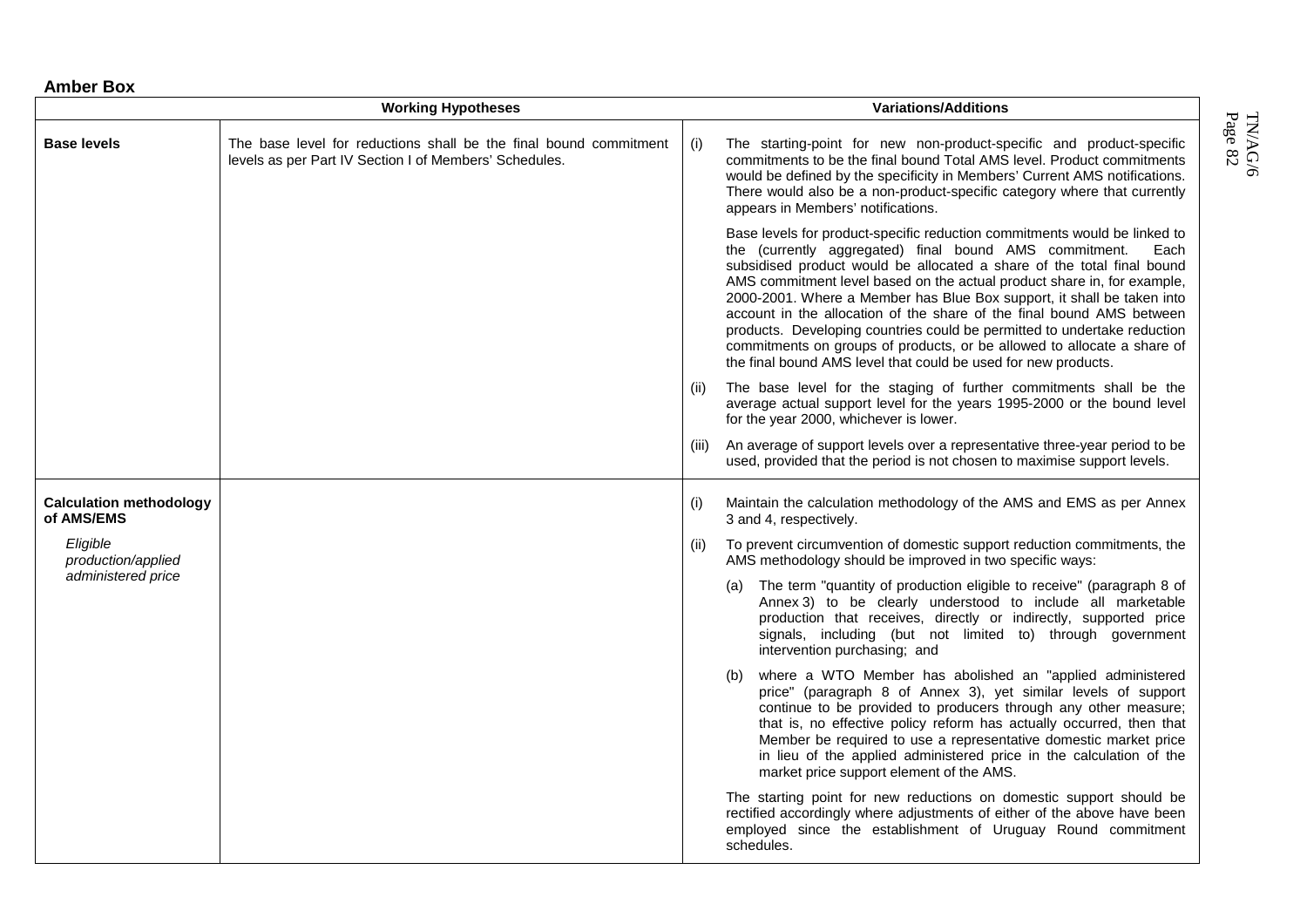**Amber Box**

| | Working Hypotheses | Variations/Additions |
|---|---|---|
| **Base levels** | The base level for reductions shall be the final bound commitment levels as per Part IV Section I of Members' Schedules. | (i) The starting-point for new non-product-specific and product-specific commitments to be the final bound Total AMS level. Product commitments would be defined by the specificity in Members' Current AMS notifications. There would also be a non-product-specific category where that currently appears in Members' notifications.<br><br>Base levels for product-specific reduction commitments would be linked to the (currently aggregated) final bound AMS commitment. Each subsidised product would be allocated a share of the total final bound AMS commitment level based on the actual product share in, for example, 2000-2001. Where a Member has Blue Box support, it shall be taken into account in the allocation of the share of the final bound AMS between products. Developing countries could be permitted to undertake reduction commitments on groups of products, or be allowed to allocate a share of the final bound AMS level that could be used for new products.<br><br>(ii) The base level for the staging of further commitments shall be the average actual support level for the years 1995-2000 or the bound level for the year 2000, whichever is lower.<br><br>(iii) An average of support levels over a representative three-year period to be used, provided that the period is not chosen to maximise support levels. |
| **Calculation methodology of AMS/EMS**<br><br>*Eligible production/applied administered price* | | (i) Maintain the calculation methodology of the AMS and EMS as per Annex 3 and 4, respectively.<br><br>(ii) To prevent circumvention of domestic support reduction commitments, the AMS methodology should be improved in two specific ways:<br><br>(a) The term "quantity of production eligible to receive" (paragraph 8 of Annex 3) to be clearly understood to include all marketable production that receives, directly or indirectly, supported price signals, including (but not limited to) through government intervention purchasing; and<br><br>(b) where a WTO Member has abolished an "applied administered price" (paragraph 8 of Annex 3), yet similar levels of support continue to be provided to producers through any other measure; that is, no effective policy reform has actually occurred, then that Member be required to use a representative domestic market price in lieu of the applied administered price in the calculation of the market price support element of the AMS.<br><br>The starting point for new reductions on domestic support should be rectified accordingly where adjustments of either of the above have been employed since the establishment of Uruguay Round commitment schedules. |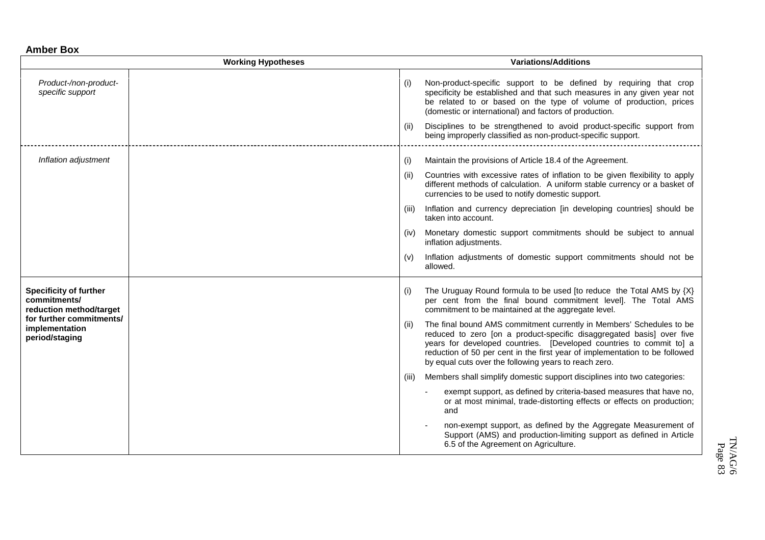**Amber Box**

| Working Hypotheses | | Variations/Additions |
|---|---|---|
| *Product-/non-product-specific support* | | (i) Non-product-specific support to be defined by requiring that crop specificity be established and that such measures in any given year not be related to or based on the type of volume of production, prices (domestic or international) and factors of production.<br><br>(ii) Disciplines to be strengthened to avoid product-specific support from being improperly classified as non-product-specific support. |
| *Inflation adjustment* | | (i) Maintain the provisions of Article 18.4 of the Agreement.<br><br>(ii) Countries with excessive rates of inflation to be given flexibility to apply different methods of calculation. A uniform stable currency or a basket of currencies to be used to notify domestic support.<br><br>(iii) Inflation and currency depreciation [in developing countries] should be taken into account.<br><br>(iv) Monetary domestic support commitments should be subject to annual inflation adjustments.<br><br>(v) Inflation adjustments of domestic support commitments should not be allowed. |
| **Specificity of further commitments/ reduction method/target for further commitments/ implementation period/staging** | | (i) The Uruguay Round formula to be used [to reduce the Total AMS by {X} per cent from the final bound commitment level]. The Total AMS commitment to be maintained at the aggregate level.<br><br>(ii) The final bound AMS commitment currently in Members' Schedules to be reduced to zero [on a product-specific disaggregated basis] over five years for developed countries. [Developed countries to commit to] a reduction of 50 per cent in the first year of implementation to be followed by equal cuts over the following years to reach zero.<br><br>(iii) Members shall simplify domestic support disciplines into two categories:<br><br>- exempt support, as defined by criteria-based measures that have no, or at most minimal, trade-distorting effects or effects on production; and<br><br>- non-exempt support, as defined by the Aggregate Measurement of Support (AMS) and production-limiting support as defined in Article 6.5 of the Agreement on Agriculture. |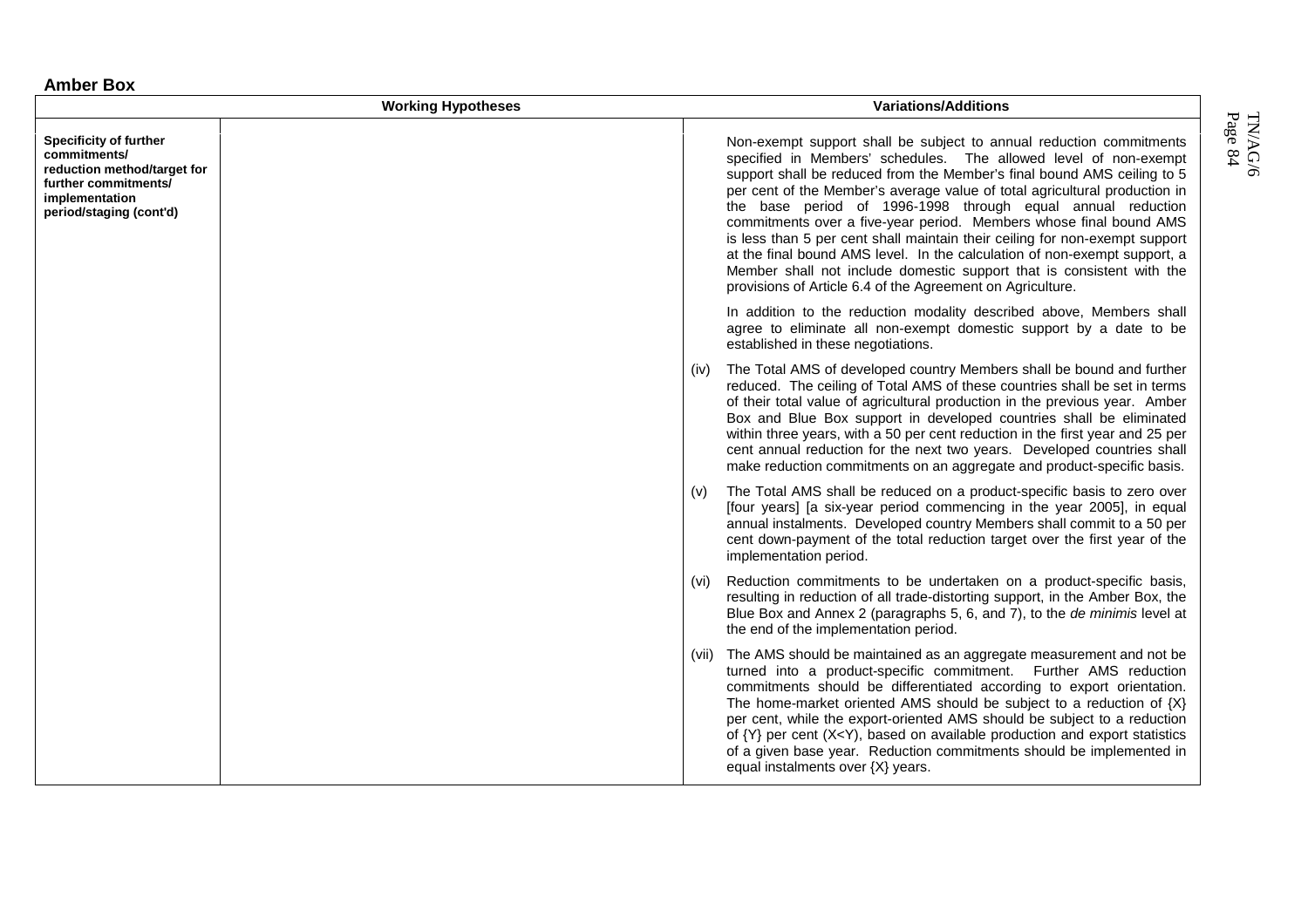**Amber Box**

| | Working Hypotheses | Variations/Additions |
|---|---|---|
| **Specificity of further commitments/ reduction method/target for further commitments/ implementation period/staging (cont'd)** | | Non-exempt support shall be subject to annual reduction commitments specified in Members' schedules. The allowed level of non-exempt support shall be reduced from the Member's final bound AMS ceiling to 5 per cent of the Member's average value of total agricultural production in the base period of 1996-1998 through equal annual reduction commitments over a five-year period. Members whose final bound AMS is less than 5 per cent shall maintain their ceiling for non-exempt support at the final bound AMS level. In the calculation of non-exempt support, a Member shall not include domestic support that is consistent with the provisions of Article 6.4 of the Agreement on Agriculture.<br><br>In addition to the reduction modality described above, Members shall agree to eliminate all non-exempt domestic support by a date to be established in these negotiations.<br><br>(iv) The Total AMS of developed country Members shall be bound and further reduced. The ceiling of Total AMS of these countries shall be set in terms of their total value of agricultural production in the previous year. Amber Box and Blue Box support in developed countries shall be eliminated within three years, with a 50 per cent reduction in the first year and 25 per cent annual reduction for the next two years. Developed countries shall make reduction commitments on an aggregate and product-specific basis.<br><br>(v) The Total AMS shall be reduced on a product-specific basis to zero over [four years] [a six-year period commencing in the year 2005], in equal annual instalments. Developed country Members shall commit to a 50 per cent down-payment of the total reduction target over the first year of the implementation period.<br><br>(vi) Reduction commitments to be undertaken on a product-specific basis, resulting in reduction of all trade-distorting support, in the Amber Box, the Blue Box and Annex 2 (paragraphs 5, 6, and 7), to the *de minimis* level at the end of the implementation period.<br><br>(vii) The AMS should be maintained as an aggregate measurement and not be turned into a product-specific commitment. Further AMS reduction commitments should be differentiated according to export orientation. The home-market oriented AMS should be subject to a reduction of {X} per cent, while the export-oriented AMS should be subject to a reduction of {Y} per cent (X<Y), based on available production and export statistics of a given base year. Reduction commitments should be implemented in equal instalments over {X} years. |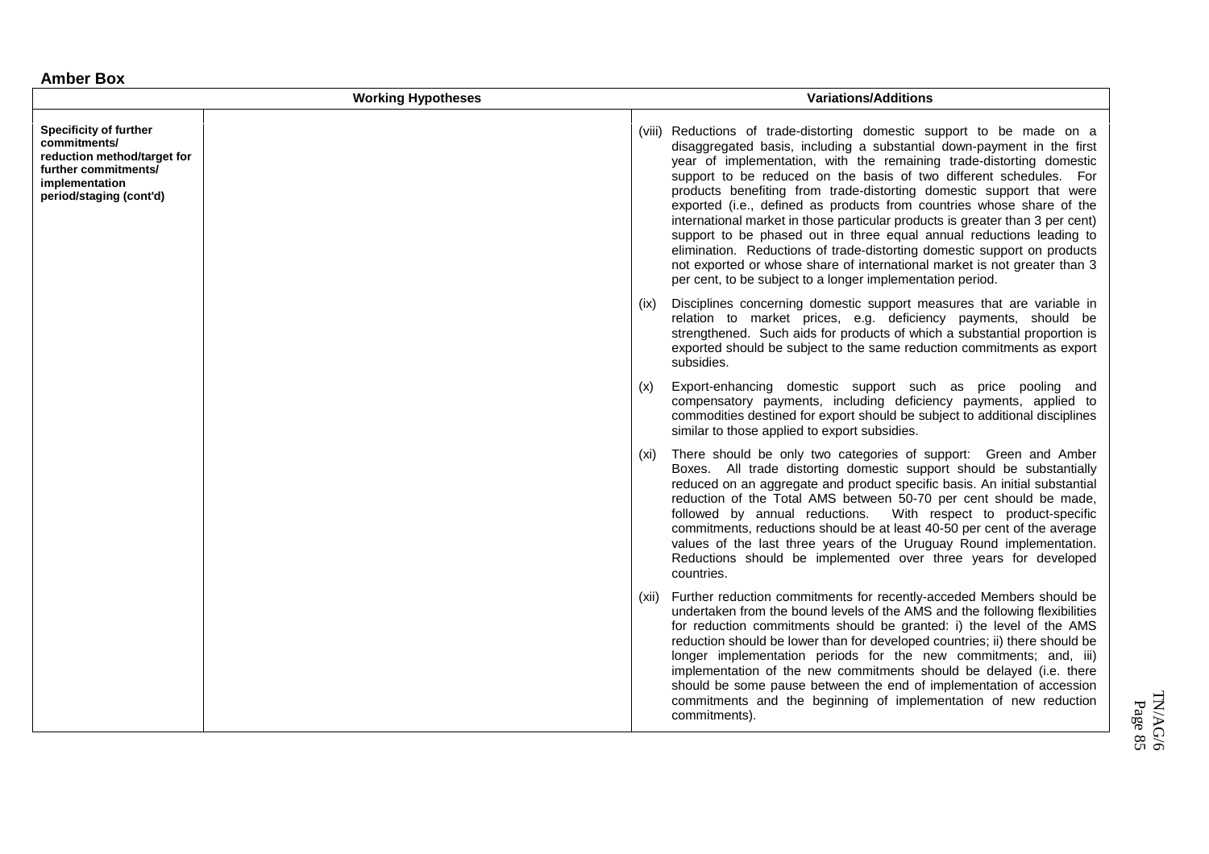**Amber Box**

| | Working Hypotheses | Variations/Additions |
|---|---|---|
| **Specificity of further commitments/ reduction method/target for further commitments/ implementation period/staging (cont'd)** | | (viii) Reductions of trade-distorting domestic support to be made on a disaggregated basis, including a substantial down-payment in the first year of implementation, with the remaining trade-distorting domestic support to be reduced on the basis of two different schedules. For products benefiting from trade-distorting domestic support that were exported (i.e., defined as products from countries whose share of the international market in those particular products is greater than 3 per cent) support to be phased out in three equal annual reductions leading to elimination. Reductions of trade-distorting domestic support on products not exported or whose share of international market is not greater than 3 per cent, to be subject to a longer implementation period.<br><br>(ix) Disciplines concerning domestic support measures that are variable in relation to market prices, e.g. deficiency payments, should be strengthened. Such aids for products of which a substantial proportion is exported should be subject to the same reduction commitments as export subsidies.<br><br>(x) Export-enhancing domestic support such as price pooling and compensatory payments, including deficiency payments, applied to commodities destined for export should be subject to additional disciplines similar to those applied to export subsidies.<br><br>(xi) There should be only two categories of support: Green and Amber Boxes. All trade distorting domestic support should be substantially reduced on an aggregate and product specific basis. An initial substantial reduction of the Total AMS between 50-70 per cent should be made, followed by annual reductions. With respect to product-specific commitments, reductions should be at least 40-50 per cent of the average values of the last three years of the Uruguay Round implementation. Reductions should be implemented over three years for developed countries.<br><br>(xii) Further reduction commitments for recently-acceded Members should be undertaken from the bound levels of the AMS and the following flexibilities for reduction commitments should be granted: i) the level of the AMS reduction should be lower than for developed countries; ii) there should be longer implementation periods for the new commitments; and, iii) implementation of the new commitments should be delayed (i.e. there should be some pause between the end of implementation of accession commitments and the beginning of implementation of new reduction commitments). |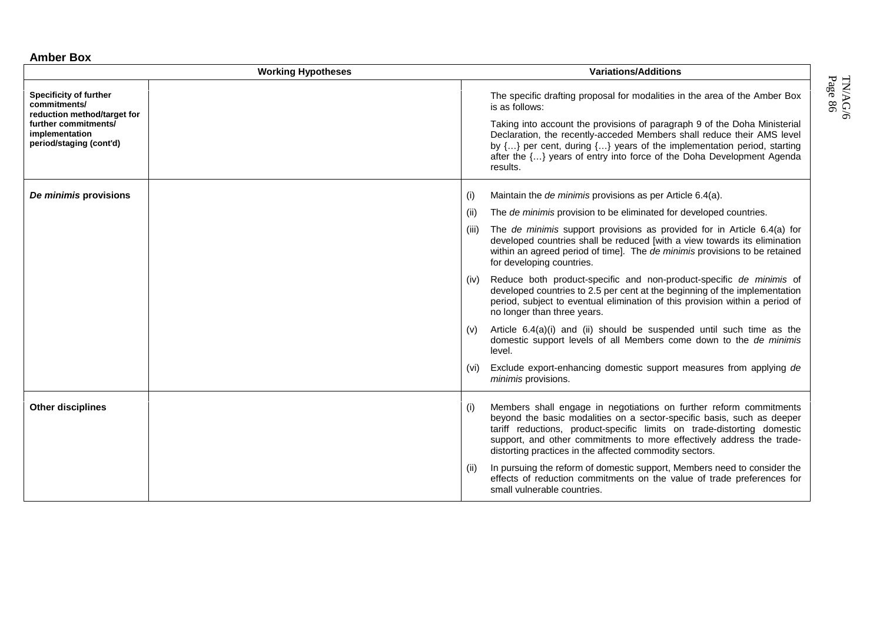**Amber Box**

| | Working Hypotheses | Variations/Additions |
|---|---|---|
| **Specificity of further commitments/ reduction method/target for further commitments/ implementation period/staging (cont'd)** | | The specific drafting proposal for modalities in the area of the Amber Box is as follows:<br><br>Taking into account the provisions of paragraph 9 of the Doha Ministerial Declaration, the recently-acceded Members shall reduce their AMS level by {…} per cent, during {…} years of the implementation period, starting after the {…} years of entry into force of the Doha Development Agenda results. |
| ***De minimis* provisions** | | (i) Maintain the *de minimis* provisions as per Article 6.4(a).<br><br>(ii) The *de minimis* provision to be eliminated for developed countries.<br><br>(iii) The *de minimis* support provisions as provided for in Article 6.4(a) for developed countries shall be reduced [with a view towards its elimination within an agreed period of time]. The *de minimis* provisions to be retained for developing countries.<br><br>(iv) Reduce both product-specific and non-product-specific *de minimis* of developed countries to 2.5 per cent at the beginning of the implementation period, subject to eventual elimination of this provision within a period of no longer than three years.<br><br>(v) Article 6.4(a)(i) and (ii) should be suspended until such time as the domestic support levels of all Members come down to the *de minimis* level.<br><br>(vi) Exclude export-enhancing domestic support measures from applying *de minimis* provisions. |
| **Other disciplines** | | (i) Members shall engage in negotiations on further reform commitments beyond the basic modalities on a sector-specific basis, such as deeper tariff reductions, product-specific limits on trade-distorting domestic support, and other commitments to more effectively address the trade-distorting practices in the affected commodity sectors.<br><br>(ii) In pursuing the reform of domestic support, Members need to consider the effects of reduction commitments on the value of trade preferences for small vulnerable countries. |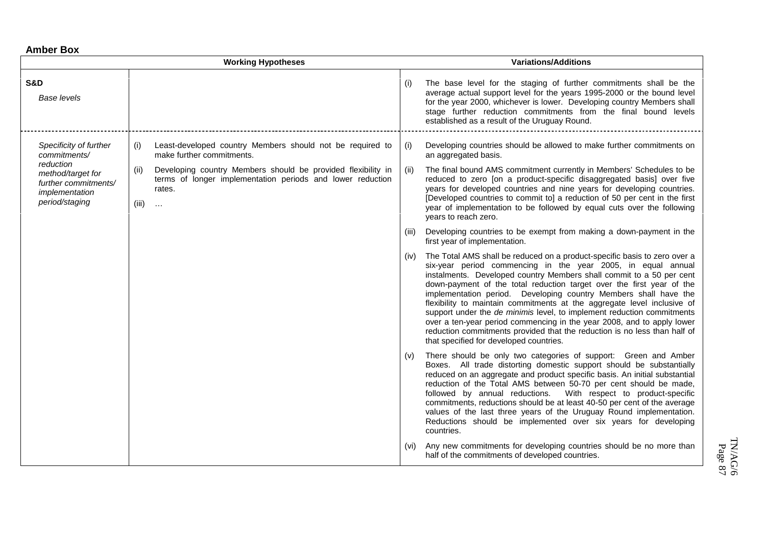## Amber Box

| | Working Hypotheses | Variations/Additions |
|---|---|---|
| **S&D**<br>*Base levels* | | (i) The base level for the staging of further commitments shall be the average actual support level for the years 1995-2000 or the bound level for the year 2000, whichever is lower. Developing country Members shall stage further reduction commitments from the final bound levels established as a result of the Uruguay Round. |
| *Specificity of further commitments/ reduction method/target for further commitments/ implementation period/staging* | (i) Least-developed country Members should not be required to make further commitments.<br><br>(ii) Developing country Members should be provided flexibility in terms of longer implementation periods and lower reduction rates.<br><br>(iii) … | (i) Developing countries should be allowed to make further commitments on an aggregated basis.<br><br>(ii) The final bound AMS commitment currently in Members' Schedules to be reduced to zero [on a product-specific disaggregated basis] over five years for developed countries and nine years for developing countries. [Developed countries to commit to] a reduction of 50 per cent in the first year of implementation to be followed by equal cuts over the following years to reach zero.<br><br>(iii) Developing countries to be exempt from making a down-payment in the first year of implementation.<br><br>(iv) The Total AMS shall be reduced on a product-specific basis to zero over a six-year period commencing in the year 2005, in equal annual instalments. Developed country Members shall commit to a 50 per cent down-payment of the total reduction target over the first year of the implementation period. Developing country Members shall have the flexibility to maintain commitments at the aggregate level inclusive of support under the *de minimis* level, to implement reduction commitments over a ten-year period commencing in the year 2008, and to apply lower reduction commitments provided that the reduction is no less than half of that specified for developed countries.<br><br>(v) There should be only two categories of support: Green and Amber Boxes. All trade distorting domestic support should be substantially reduced on an aggregate and product specific basis. An initial substantial reduction of the Total AMS between 50-70 per cent should be made, followed by annual reductions. With respect to product-specific commitments, reductions should be at least 40-50 per cent of the average values of the last three years of the Uruguay Round implementation. Reductions should be implemented over six years for developing countries.<br><br>(vi) Any new commitments for developing countries should be no more than half of the commitments of developed countries. |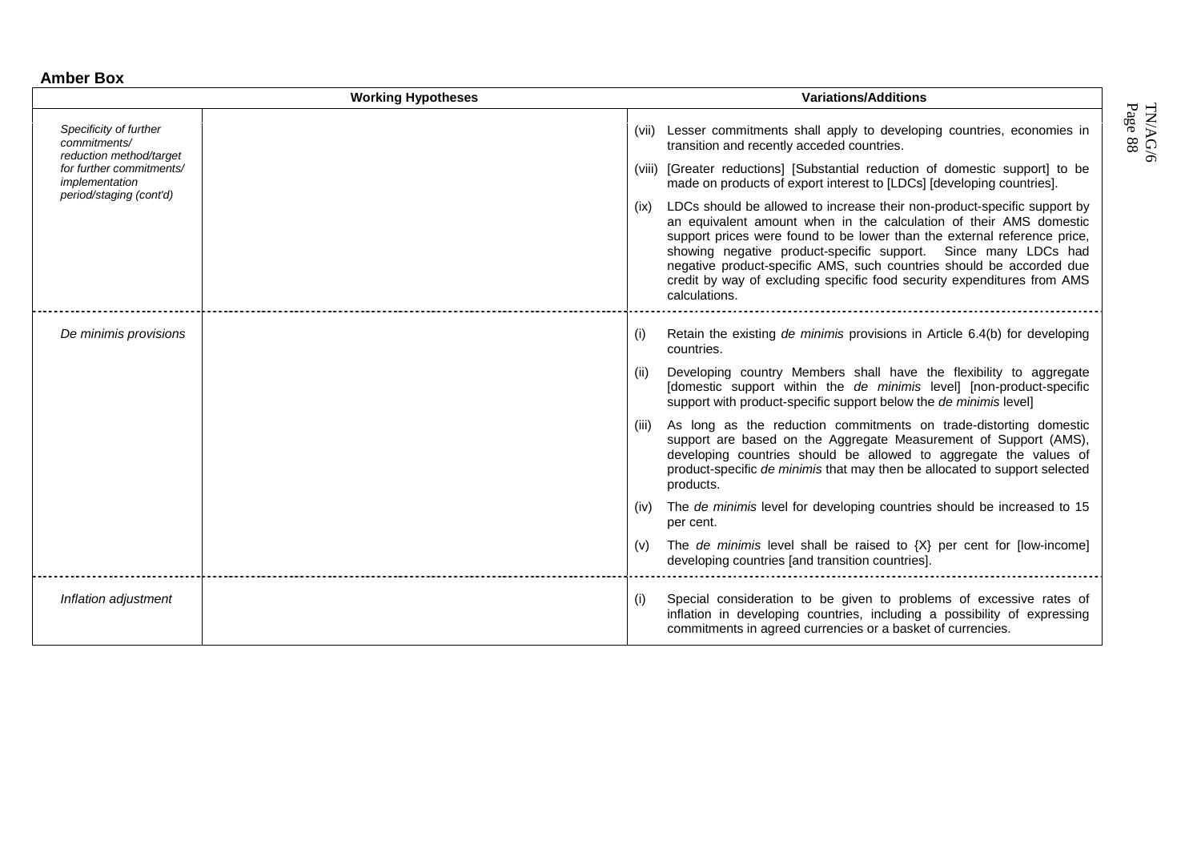**Amber Box**

| | Working Hypotheses | Variations/Additions |
|---|---|---|
| *Specificity of further commitments/ reduction method/target for further commitments/ implementation period/staging (cont'd)* | | (vii) Lesser commitments shall apply to developing countries, economies in transition and recently acceded countries.<br><br>(viii) [Greater reductions] [Substantial reduction of domestic support] to be made on products of export interest to [LDCs] [developing countries].<br><br>(ix) LDCs should be allowed to increase their non-product-specific support by an equivalent amount when in the calculation of their AMS domestic support prices were found to be lower than the external reference price, showing negative product-specific support. Since many LDCs had negative product-specific AMS, such countries should be accorded due credit by way of excluding specific food security expenditures from AMS calculations. |
| *De minimis provisions* | | (i) Retain the existing *de minimis* provisions in Article 6.4(b) for developing countries.<br><br>(ii) Developing country Members shall have the flexibility to aggregate [domestic support within the *de minimis* level] [non-product-specific support with product-specific support below the *de minimis* level]<br><br>(iii) As long as the reduction commitments on trade-distorting domestic support are based on the Aggregate Measurement of Support (AMS), developing countries should be allowed to aggregate the values of product-specific *de minimis* that may then be allocated to support selected products.<br><br>(iv) The *de minimis* level for developing countries should be increased to 15 per cent.<br><br>(v) The *de minimis* level shall be raised to {X} per cent for [low-income] developing countries [and transition countries]. |
| *Inflation adjustment* | | (i) Special consideration to be given to problems of excessive rates of inflation in developing countries, including a possibility of expressing commitments in agreed currencies or a basket of currencies. |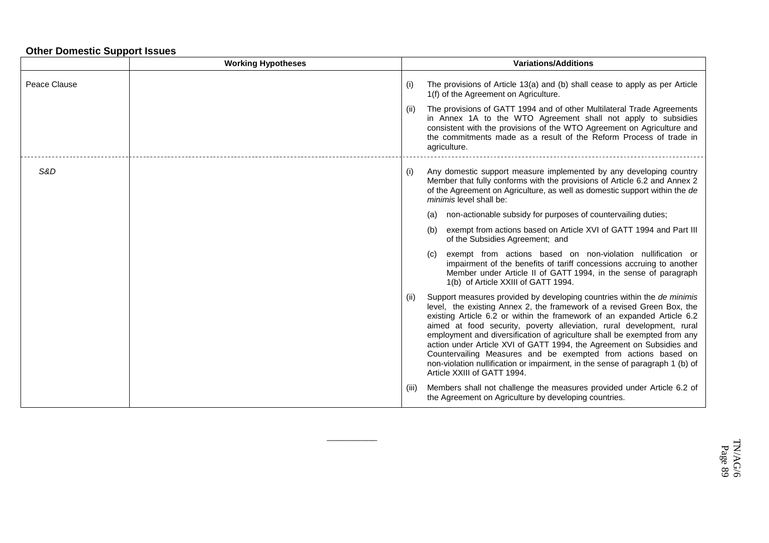**Other Domestic Support Issues**

| | Working Hypotheses | Variations/Additions |
|---|---|---|
| Peace Clause | | (i) The provisions of Article 13(a) and (b) shall cease to apply as per Article 1(f) of the Agreement on Agriculture.<br><br>(ii) The provisions of GATT 1994 and of other Multilateral Trade Agreements in Annex 1A to the WTO Agreement shall not apply to subsidies consistent with the provisions of the WTO Agreement on Agriculture and the commitments made as a result of the Reform Process of trade in agriculture. |
| *S&D* | | (i) Any domestic support measure implemented by any developing country Member that fully conforms with the provisions of Article 6.2 and Annex 2 of the Agreement on Agriculture, as well as domestic support within the *de minimis* level shall be:<br><br>(a) non-actionable subsidy for purposes of countervailing duties;<br><br>(b) exempt from actions based on Article XVI of GATT 1994 and Part III of the Subsidies Agreement; and<br><br>(c) exempt from actions based on non-violation nullification or impairment of the benefits of tariff concessions accruing to another Member under Article II of GATT 1994, in the sense of paragraph 1(b) of Article XXIII of GATT 1994.<br><br>(ii) Support measures provided by developing countries within the *de minimis* level, the existing Annex 2, the framework of a revised Green Box, the existing Article 6.2 or within the framework of an expanded Article 6.2 aimed at food security, poverty alleviation, rural development, rural employment and diversification of agriculture shall be exempted from any action under Article XVI of GATT 1994, the Agreement on Subsidies and Countervailing Measures and be exempted from actions based on non-violation nullification or impairment, in the sense of paragraph 1 (b) of Article XXIII of GATT 1994.<br><br>(iii) Members shall not challenge the measures provided under Article 6.2 of the Agreement on Agriculture by developing countries. |

__________